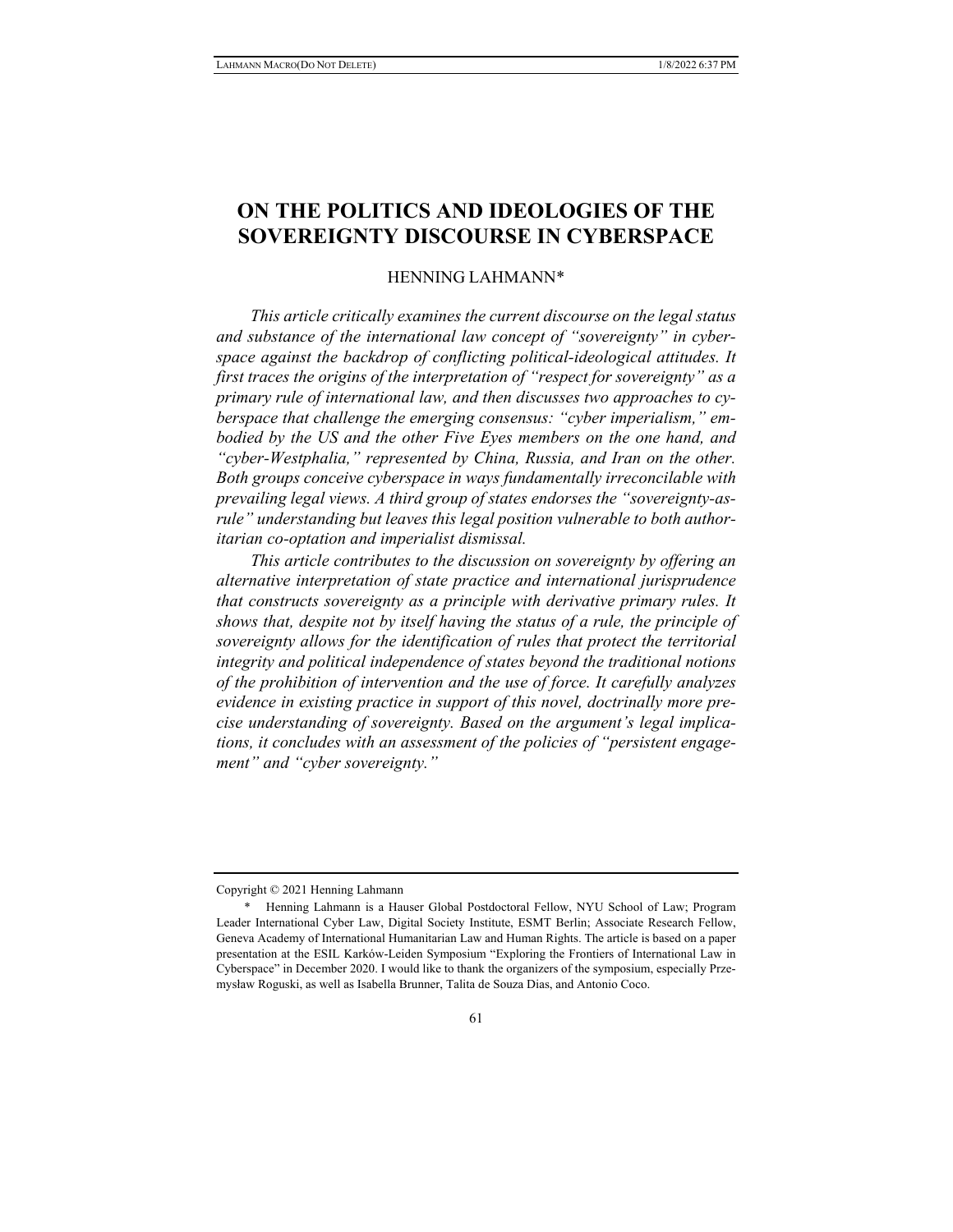# ON THE POLITICS AND IDEOLOGIES OF THE SOVEREIGNTY DISCOURSE IN CYBERSPACE

HENNING LAHMANN*

*This article critically examines the current discourse on the legal status and substance of the international law concept of "sovereignty" in cyberspace against the backdrop of conflicting political-ideological attitudes. It first traces the origins of the interpretation of "respect for sovereignty" as a primary rule of international law, and then discusses two approaches to cyberspace that challenge the emerging consensus: "cyber imperialism," embodied by the US and the other Five Eyes members on the one hand, and "cyber-Westphalia," represented by China, Russia, and Iran on the other. Both groups conceive cyberspace in ways fundamentally irreconcilable with prevailing legal views. A third group of states endorses the "sovereignty-as-rule" understanding but leaves this legal position vulnerable to both authoritarian co-optation and imperialist dismissal.*

*This article contributes to the discussion on sovereignty by offering an alternative interpretation of state practice and international jurisprudence that constructs sovereignty as a principle with derivative primary rules. It shows that, despite not by itself having the status of a rule, the principle of sovereignty allows for the identification of rules that protect the territorial integrity and political independence of states beyond the traditional notions of the prohibition of intervention and the use of force. It carefully analyzes evidence in existing practice in support of this novel, doctrinally more precise understanding of sovereignty. Based on the argument's legal implications, it concludes with an assessment of the policies of "persistent engagement" and "cyber sovereignty."*

---

Copyright © 2021 Henning Lahmann

\* Henning Lahmann is a Hauser Global Postdoctoral Fellow, NYU School of Law; Program Leader International Cyber Law, Digital Society Institute, ESMT Berlin; Associate Research Fellow, Geneva Academy of International Humanitarian Law and Human Rights. The article is based on a paper presentation at the ESIL Karków-Leiden Symposium "Exploring the Frontiers of International Law in Cyberspace" in December 2020. I would like to thank the organizers of the symposium, especially Przemysław Roguski, as well as Isabella Brunner, Talita de Souza Dias, and Antonio Coco.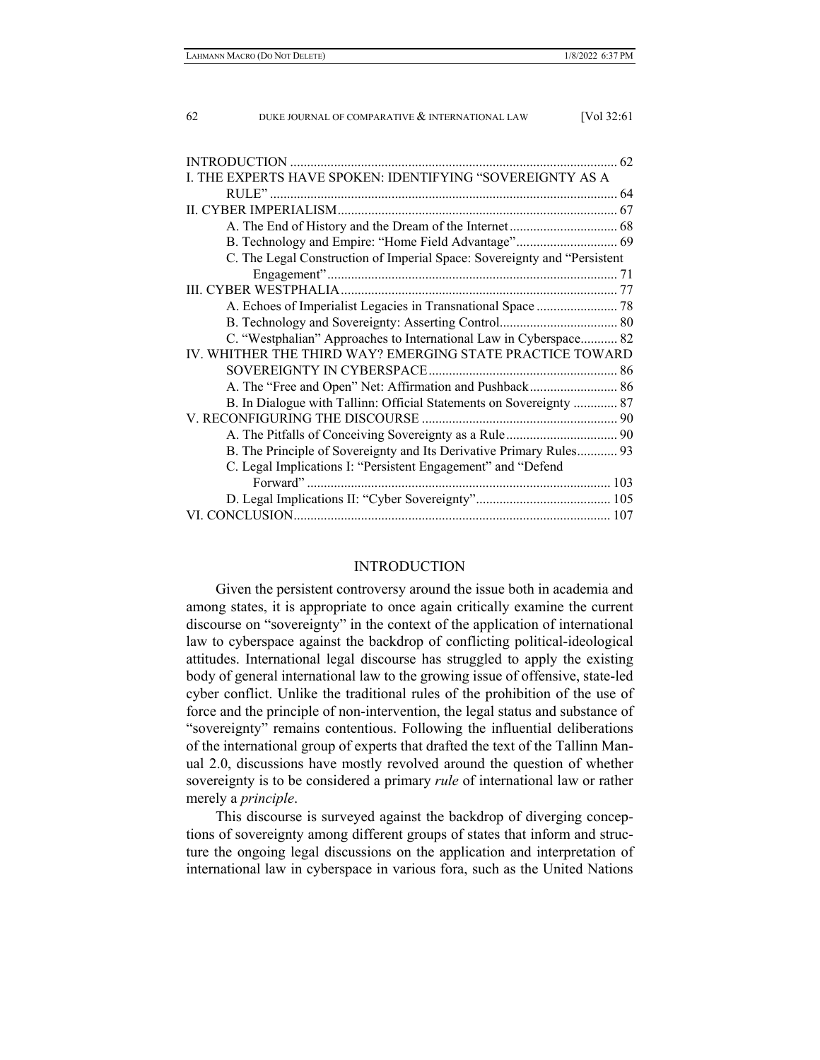| | |
|---|---|
| INTRODUCTION | 62 |
| I. THE EXPERTS HAVE SPOKEN: IDENTIFYING "SOVEREIGNTY AS A RULE" | 64 |
| II. CYBER IMPERIALISM | 67 |
| A. The End of History and the Dream of the Internet | 68 |
| B. Technology and Empire: "Home Field Advantage" | 69 |
| C. The Legal Construction of Imperial Space: Sovereignty and "Persistent Engagement" | 71 |
| III. CYBER WESTPHALIA | 77 |
| A. Echoes of Imperialist Legacies in Transnational Space | 78 |
| B. Technology and Sovereignty: Asserting Control | 80 |
| C. "Westphalian" Approaches to International Law in Cyberspace | 82 |
| IV. WHITHER THE THIRD WAY? EMERGING STATE PRACTICE TOWARD SOVEREIGNTY IN CYBERSPACE | 86 |
| A. The "Free and Open" Net: Affirmation and Pushback | 86 |
| B. In Dialogue with Tallinn: Official Statements on Sovereignty | 87 |
| V. RECONFIGURING THE DISCOURSE | 90 |
| A. The Pitfalls of Conceiving Sovereignty as a Rule | 90 |
| B. The Principle of Sovereignty and Its Derivative Primary Rules | 93 |
| C. Legal Implications I: "Persistent Engagement" and "Defend Forward" | 103 |
| D. Legal Implications II: "Cyber Sovereignty" | 105 |
| VI. CONCLUSION | 107 |

## INTRODUCTION

Given the persistent controversy around the issue both in academia and among states, it is appropriate to once again critically examine the current discourse on "sovereignty" in the context of the application of international law to cyberspace against the backdrop of conflicting political-ideological attitudes. International legal discourse has struggled to apply the existing body of general international law to the growing issue of offensive, state-led cyber conflict. Unlike the traditional rules of the prohibition of the use of force and the principle of non-intervention, the legal status and substance of "sovereignty" remains contentious. Following the influential deliberations of the international group of experts that drafted the text of the Tallinn Manual 2.0, discussions have mostly revolved around the question of whether sovereignty is to be considered a primary *rule* of international law or rather merely a *principle*.

This discourse is surveyed against the backdrop of diverging conceptions of sovereignty among different groups of states that inform and structure the ongoing legal discussions on the application and interpretation of international law in cyberspace in various fora, such as the United Nations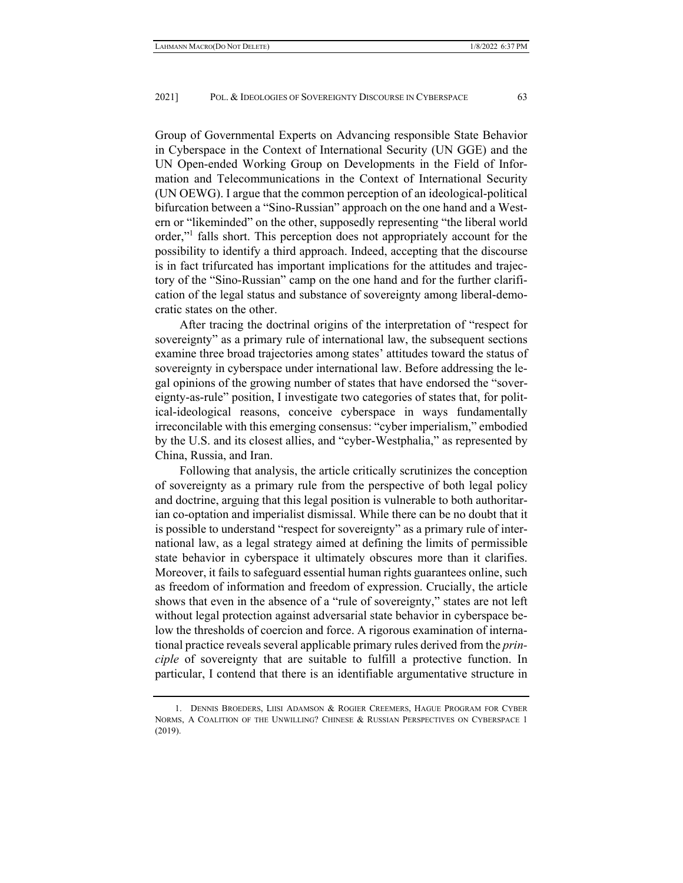Group of Governmental Experts on Advancing responsible State Behavior in Cyberspace in the Context of International Security (UN GGE) and the UN Open-ended Working Group on Developments in the Field of Information and Telecommunications in the Context of International Security (UN OEWG). I argue that the common perception of an ideological-political bifurcation between a "Sino-Russian" approach on the one hand and a Western or "likeminded" on the other, supposedly representing "the liberal world order,"[1] falls short. This perception does not appropriately account for the possibility to identify a third approach. Indeed, accepting that the discourse is in fact trifurcated has important implications for the attitudes and trajectory of the "Sino-Russian" camp on the one hand and for the further clarification of the legal status and substance of sovereignty among liberal-democratic states on the other.

After tracing the doctrinal origins of the interpretation of "respect for sovereignty" as a primary rule of international law, the subsequent sections examine three broad trajectories among states' attitudes toward the status of sovereignty in cyberspace under international law. Before addressing the legal opinions of the growing number of states that have endorsed the "sovereignty-as-rule" position, I investigate two categories of states that, for political-ideological reasons, conceive cyberspace in ways fundamentally irreconcilable with this emerging consensus: "cyber imperialism," embodied by the U.S. and its closest allies, and "cyber-Westphalia," as represented by China, Russia, and Iran.

Following that analysis, the article critically scrutinizes the conception of sovereignty as a primary rule from the perspective of both legal policy and doctrine, arguing that this legal position is vulnerable to both authoritarian co-optation and imperialist dismissal. While there can be no doubt that it is possible to understand "respect for sovereignty" as a primary rule of international law, as a legal strategy aimed at defining the limits of permissible state behavior in cyberspace it ultimately obscures more than it clarifies. Moreover, it fails to safeguard essential human rights guarantees online, such as freedom of information and freedom of expression. Crucially, the article shows that even in the absence of a "rule of sovereignty," states are not left without legal protection against adversarial state behavior in cyberspace below the thresholds of coercion and force. A rigorous examination of international practice reveals several applicable primary rules derived from the *principle* of sovereignty that are suitable to fulfill a protective function. In particular, I contend that there is an identifiable argumentative structure in

1. Dennis Broeders, Liisi Adamson & Rogier Creemers, Hague Program for Cyber Norms, A Coalition of the Unwilling? Chinese & Russian Perspectives on Cyberspace 1 (2019).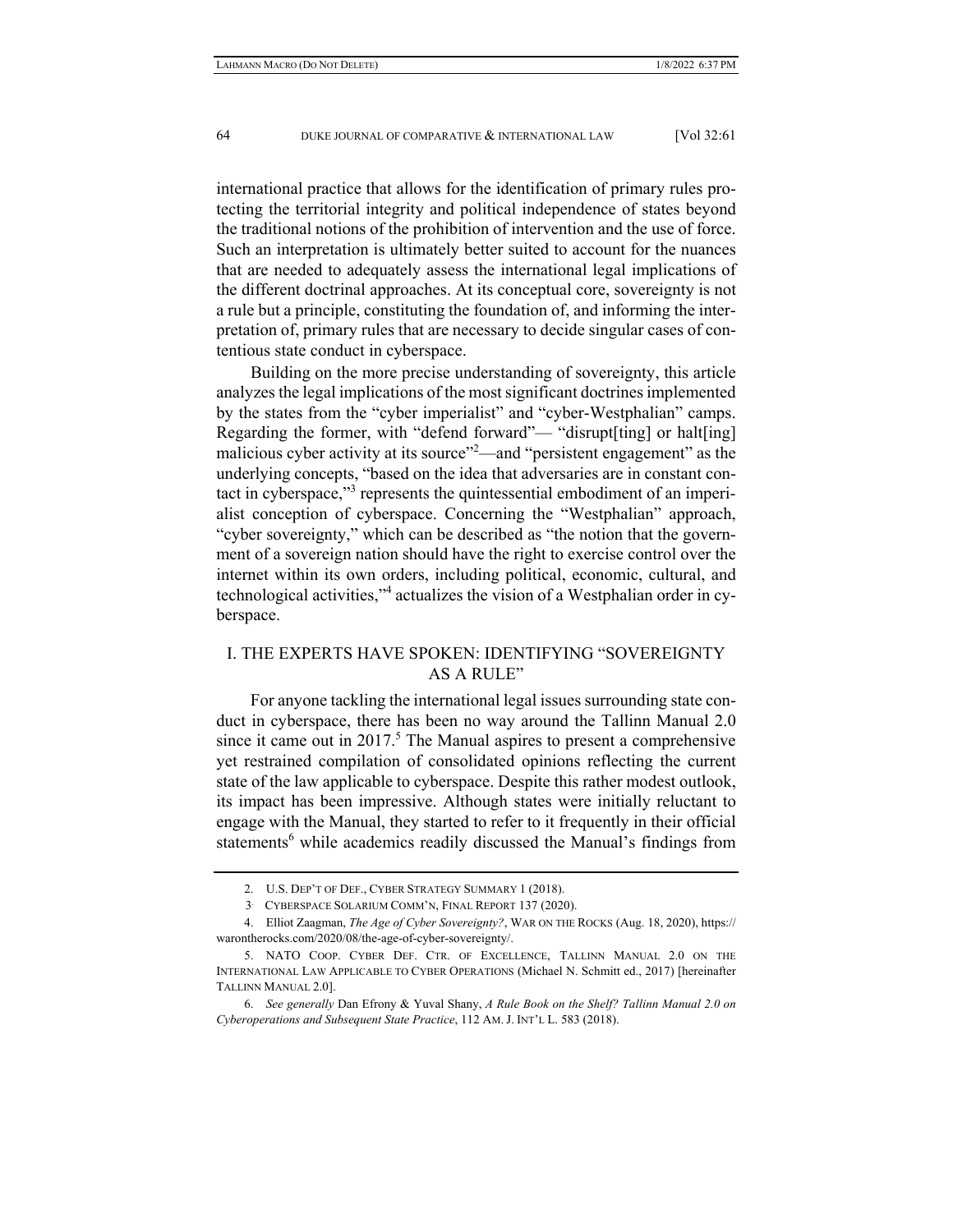international practice that allows for the identification of primary rules protecting the territorial integrity and political independence of states beyond the traditional notions of the prohibition of intervention and the use of force. Such an interpretation is ultimately better suited to account for the nuances that are needed to adequately assess the international legal implications of the different doctrinal approaches. At its conceptual core, sovereignty is not a rule but a principle, constituting the foundation of, and informing the interpretation of, primary rules that are necessary to decide singular cases of contentious state conduct in cyberspace.

Building on the more precise understanding of sovereignty, this article analyzes the legal implications of the most significant doctrines implemented by the states from the "cyber imperialist" and "cyber-Westphalian" camps. Regarding the former, with "defend forward"— "disrupt[ting] or halt[ing] malicious cyber activity at its source"[2]—and "persistent engagement" as the underlying concepts, "based on the idea that adversaries are in constant contact in cyberspace,"[3] represents the quintessential embodiment of an imperialist conception of cyberspace. Concerning the "Westphalian" approach, "cyber sovereignty," which can be described as "the notion that the government of a sovereign nation should have the right to exercise control over the internet within its own orders, including political, economic, cultural, and technological activities,"[4] actualizes the vision of a Westphalian order in cyberspace.

## I. THE EXPERTS HAVE SPOKEN: IDENTIFYING "SOVEREIGNTY AS A RULE"

For anyone tackling the international legal issues surrounding state conduct in cyberspace, there has been no way around the Tallinn Manual 2.0 since it came out in 2017.[5] The Manual aspires to present a comprehensive yet restrained compilation of consolidated opinions reflecting the current state of the law applicable to cyberspace. Despite this rather modest outlook, its impact has been impressive. Although states were initially reluctant to engage with the Manual, they started to refer to it frequently in their official statements[6] while academics readily discussed the Manual's findings from

---

2. U.S. DEP'T OF DEF., CYBER STRATEGY SUMMARY 1 (2018).

3. CYBERSPACE SOLARIUM COMM'N, FINAL REPORT 137 (2020).

4. Elliot Zaagman, *The Age of Cyber Sovereignty?*, WAR ON THE ROCKS (Aug. 18, 2020), https://warontherocks.com/2020/08/the-age-of-cyber-sovereignty/.

5. NATO COOP. CYBER DEF. CTR. OF EXCELLENCE, TALLINN MANUAL 2.0 ON THE INTERNATIONAL LAW APPLICABLE TO CYBER OPERATIONS (Michael N. Schmitt ed., 2017) [hereinafter TALLINN MANUAL 2.0].

6. *See generally* Dan Efrony & Yuval Shany, *A Rule Book on the Shelf? Tallinn Manual 2.0 on Cyberoperations and Subsequent State Practice*, 112 AM. J. INT'L L. 583 (2018).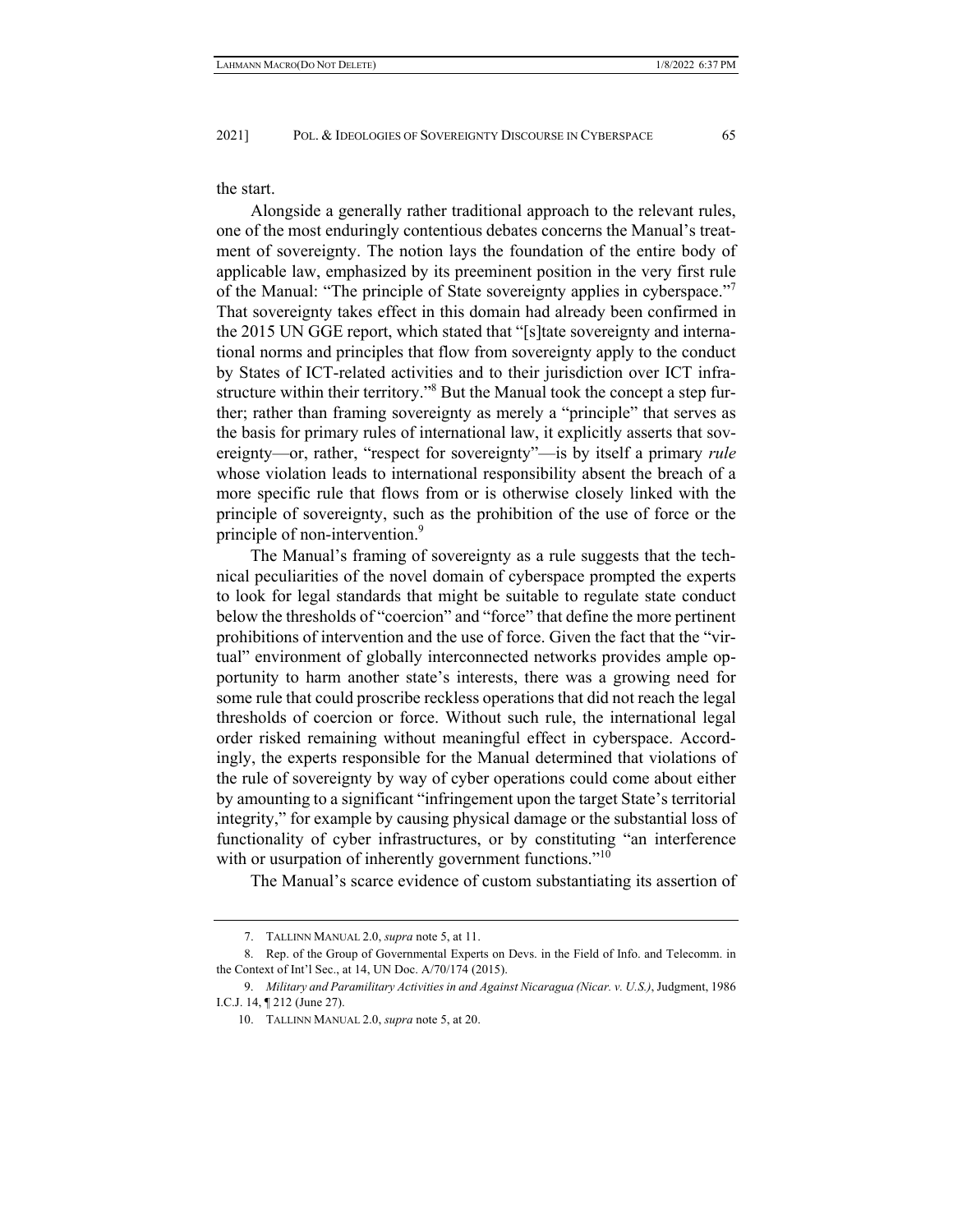the start.

Alongside a generally rather traditional approach to the relevant rules, one of the most enduringly contentious debates concerns the Manual's treatment of sovereignty. The notion lays the foundation of the entire body of applicable law, emphasized by its preeminent position in the very first rule of the Manual: "The principle of State sovereignty applies in cyberspace."[7] That sovereignty takes effect in this domain had already been confirmed in the 2015 UN GGE report, which stated that "[s]tate sovereignty and international norms and principles that flow from sovereignty apply to the conduct by States of ICT-related activities and to their jurisdiction over ICT infrastructure within their territory."[8] But the Manual took the concept a step further; rather than framing sovereignty as merely a "principle" that serves as the basis for primary rules of international law, it explicitly asserts that sovereignty—or, rather, "respect for sovereignty"—is by itself a primary *rule* whose violation leads to international responsibility absent the breach of a more specific rule that flows from or is otherwise closely linked with the principle of sovereignty, such as the prohibition of the use of force or the principle of non-intervention.[9]

The Manual's framing of sovereignty as a rule suggests that the technical peculiarities of the novel domain of cyberspace prompted the experts to look for legal standards that might be suitable to regulate state conduct below the thresholds of "coercion" and "force" that define the more pertinent prohibitions of intervention and the use of force. Given the fact that the "virtual" environment of globally interconnected networks provides ample opportunity to harm another state's interests, there was a growing need for some rule that could proscribe reckless operations that did not reach the legal thresholds of coercion or force. Without such rule, the international legal order risked remaining without meaningful effect in cyberspace. Accordingly, the experts responsible for the Manual determined that violations of the rule of sovereignty by way of cyber operations could come about either by amounting to a significant "infringement upon the target State's territorial integrity," for example by causing physical damage or the substantial loss of functionality of cyber infrastructures, or by constituting "an interference with or usurpation of inherently government functions."[10]

The Manual's scarce evidence of custom substantiating its assertion of

---

7. TALLINN MANUAL 2.0, *supra* note 5, at 11.

8. Rep. of the Group of Governmental Experts on Devs. in the Field of Info. and Telecomm. in the Context of Int'l Sec., at 14, UN Doc. A/70/174 (2015).

9. *Military and Paramilitary Activities in and Against Nicaragua (Nicar. v. U.S.)*, Judgment, 1986 I.C.J. 14, ¶ 212 (June 27).

10. TALLINN MANUAL 2.0, *supra* note 5, at 20.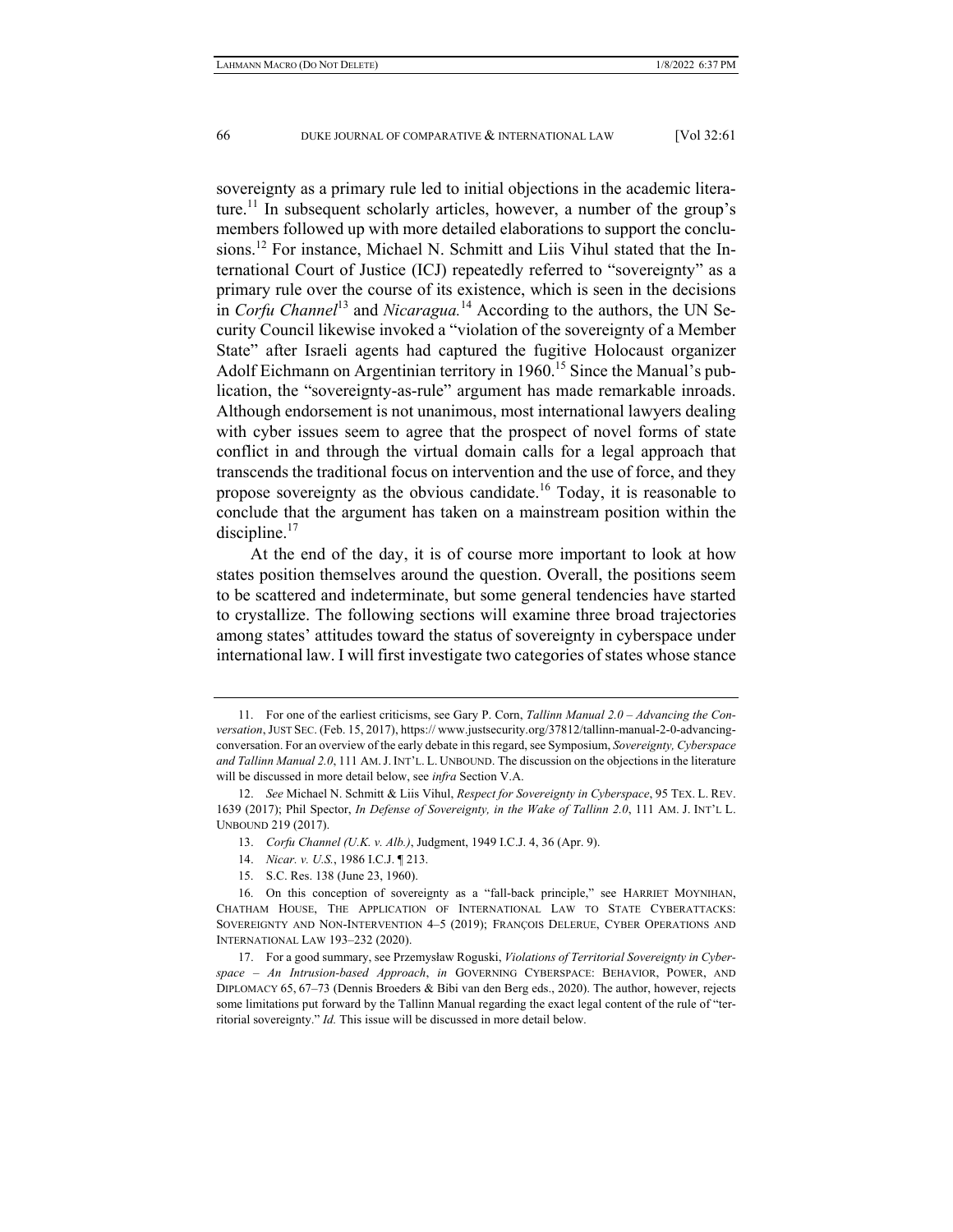sovereignty as a primary rule led to initial objections in the academic literature.[11] In subsequent scholarly articles, however, a number of the group's members followed up with more detailed elaborations to support the conclusions.[12] For instance, Michael N. Schmitt and Liis Vihul stated that the International Court of Justice (ICJ) repeatedly referred to "sovereignty" as a primary rule over the course of its existence, which is seen in the decisions in *Corfu Channel*[13] and *Nicaragua.*[14] According to the authors, the UN Security Council likewise invoked a "violation of the sovereignty of a Member State" after Israeli agents had captured the fugitive Holocaust organizer Adolf Eichmann on Argentinian territory in 1960.[15] Since the Manual's publication, the "sovereignty-as-rule" argument has made remarkable inroads. Although endorsement is not unanimous, most international lawyers dealing with cyber issues seem to agree that the prospect of novel forms of state conflict in and through the virtual domain calls for a legal approach that transcends the traditional focus on intervention and the use of force, and they propose sovereignty as the obvious candidate.[16] Today, it is reasonable to conclude that the argument has taken on a mainstream position within the discipline.[17]

At the end of the day, it is of course more important to look at how states position themselves around the question. Overall, the positions seem to be scattered and indeterminate, but some general tendencies have started to crystallize. The following sections will examine three broad trajectories among states' attitudes toward the status of sovereignty in cyberspace under international law. I will first investigate two categories of states whose stance

---

11. For one of the earliest criticisms, see Gary P. Corn, *Tallinn Manual 2.0 – Advancing the Conversation*, JUST SEC. (Feb. 15, 2017), https:// www.justsecurity.org/37812/tallinn-manual-2-0-advancing-conversation. For an overview of the early debate in this regard, see Symposium, *Sovereignty, Cyberspace and Tallinn Manual 2.0*, 111 AM. J. INT'L. L. UNBOUND. The discussion on the objections in the literature will be discussed in more detail below, see *infra* Section V.A.

12. *See* Michael N. Schmitt & Liis Vihul, *Respect for Sovereignty in Cyberspace*, 95 TEX. L. REV. 1639 (2017); Phil Spector, *In Defense of Sovereignty, in the Wake of Tallinn 2.0*, 111 AM. J. INT'L L. UNBOUND 219 (2017).

13. *Corfu Channel (U.K. v. Alb.)*, Judgment, 1949 I.C.J. 4, 36 (Apr. 9).

14. *Nicar. v. U.S.*, 1986 I.C.J. ¶ 213.

15. S.C. Res. 138 (June 23, 1960).

16. On this conception of sovereignty as a "fall-back principle," see HARRIET MOYNIHAN, CHATHAM HOUSE, THE APPLICATION OF INTERNATIONAL LAW TO STATE CYBERATTACKS: SOVEREIGNTY AND NON-INTERVENTION 4–5 (2019); FRANÇOIS DELERUE, CYBER OPERATIONS AND INTERNATIONAL LAW 193–232 (2020).

17. For a good summary, see Przemysław Roguski, *Violations of Territorial Sovereignty in Cyberspace – An Intrusion-based Approach*, *in* GOVERNING CYBERSPACE: BEHAVIOR, POWER, AND DIPLOMACY 65, 67–73 (Dennis Broeders & Bibi van den Berg eds., 2020). The author, however, rejects some limitations put forward by the Tallinn Manual regarding the exact legal content of the rule of "territorial sovereignty." *Id.* This issue will be discussed in more detail below.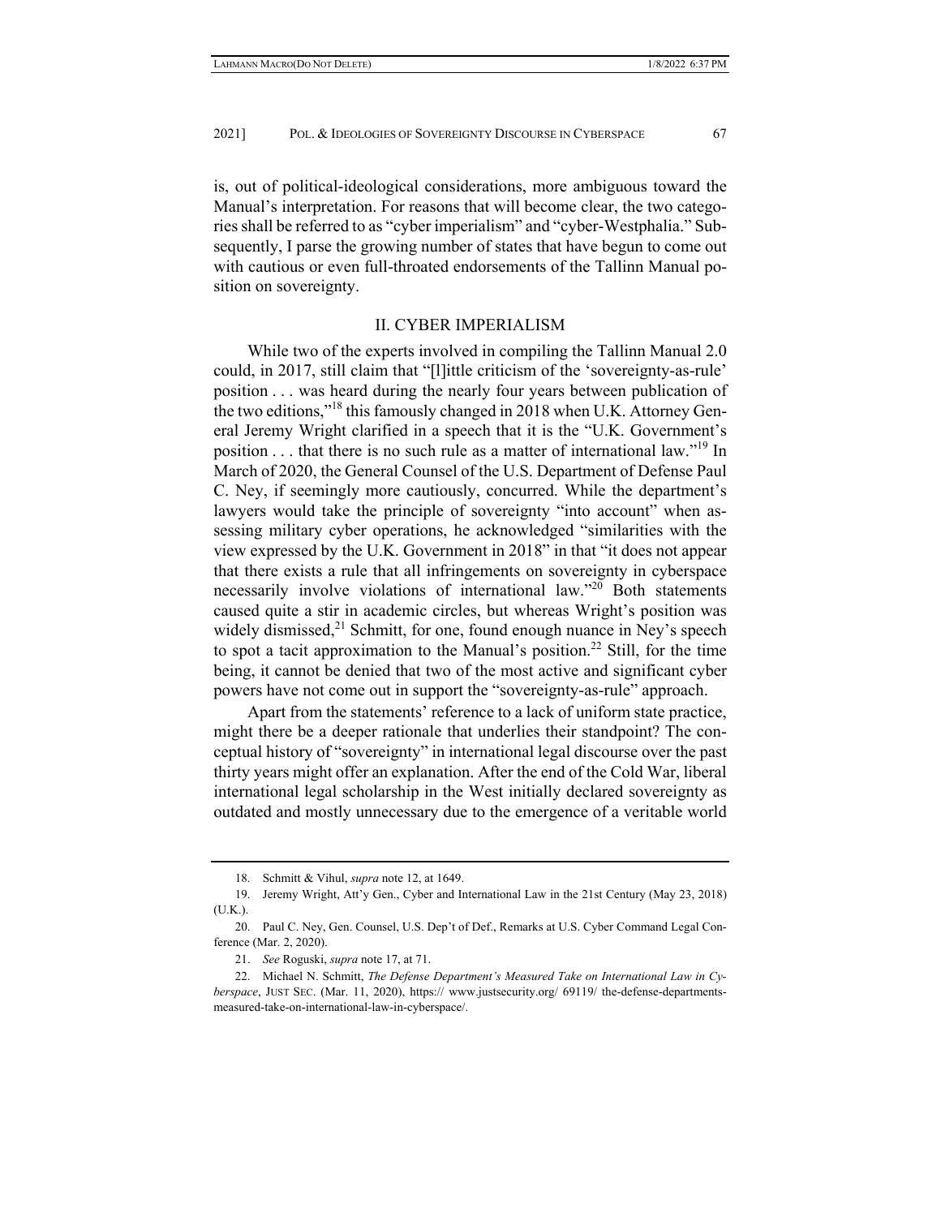is, out of political-ideological considerations, more ambiguous toward the Manual's interpretation. For reasons that will become clear, the two categories shall be referred to as "cyber imperialism" and "cyber-Westphalia." Subsequently, I parse the growing number of states that have begun to come out with cautious or even full-throated endorsements of the Tallinn Manual position on sovereignty.

## II. CYBER IMPERIALISM

While two of the experts involved in compiling the Tallinn Manual 2.0 could, in 2017, still claim that "[l]ittle criticism of the 'sovereignty-as-rule' position . . . was heard during the nearly four years between publication of the two editions,"[18] this famously changed in 2018 when U.K. Attorney General Jeremy Wright clarified in a speech that it is the "U.K. Government's position . . . that there is no such rule as a matter of international law."[19] In March of 2020, the General Counsel of the U.S. Department of Defense Paul C. Ney, if seemingly more cautiously, concurred. While the department's lawyers would take the principle of sovereignty "into account" when assessing military cyber operations, he acknowledged "similarities with the view expressed by the U.K. Government in 2018" in that "it does not appear that there exists a rule that all infringements on sovereignty in cyberspace necessarily involve violations of international law."[20] Both statements caused quite a stir in academic circles, but whereas Wright's position was widely dismissed,[21] Schmitt, for one, found enough nuance in Ney's speech to spot a tacit approximation to the Manual's position.[22] Still, for the time being, it cannot be denied that two of the most active and significant cyber powers have not come out in support the "sovereignty-as-rule" approach.

Apart from the statements' reference to a lack of uniform state practice, might there be a deeper rationale that underlies their standpoint? The conceptual history of "sovereignty" in international legal discourse over the past thirty years might offer an explanation. After the end of the Cold War, liberal international legal scholarship in the West initially declared sovereignty as outdated and mostly unnecessary due to the emergence of a veritable world

---

18. Schmitt & Vihul, *supra* note 12, at 1649.

19. Jeremy Wright, Att'y Gen., Cyber and International Law in the 21st Century (May 23, 2018) (U.K.).

20. Paul C. Ney, Gen. Counsel, U.S. Dep't of Def., Remarks at U.S. Cyber Command Legal Conference (Mar. 2, 2020).

21. *See* Roguski, *supra* note 17, at 71.

22. Michael N. Schmitt, *The Defense Department's Measured Take on International Law in Cyberspace*, JUST SEC. (Mar. 11, 2020), https:// www.justsecurity.org/ 69119/ the-defense-departments-measured-take-on-international-law-in-cyberspace/.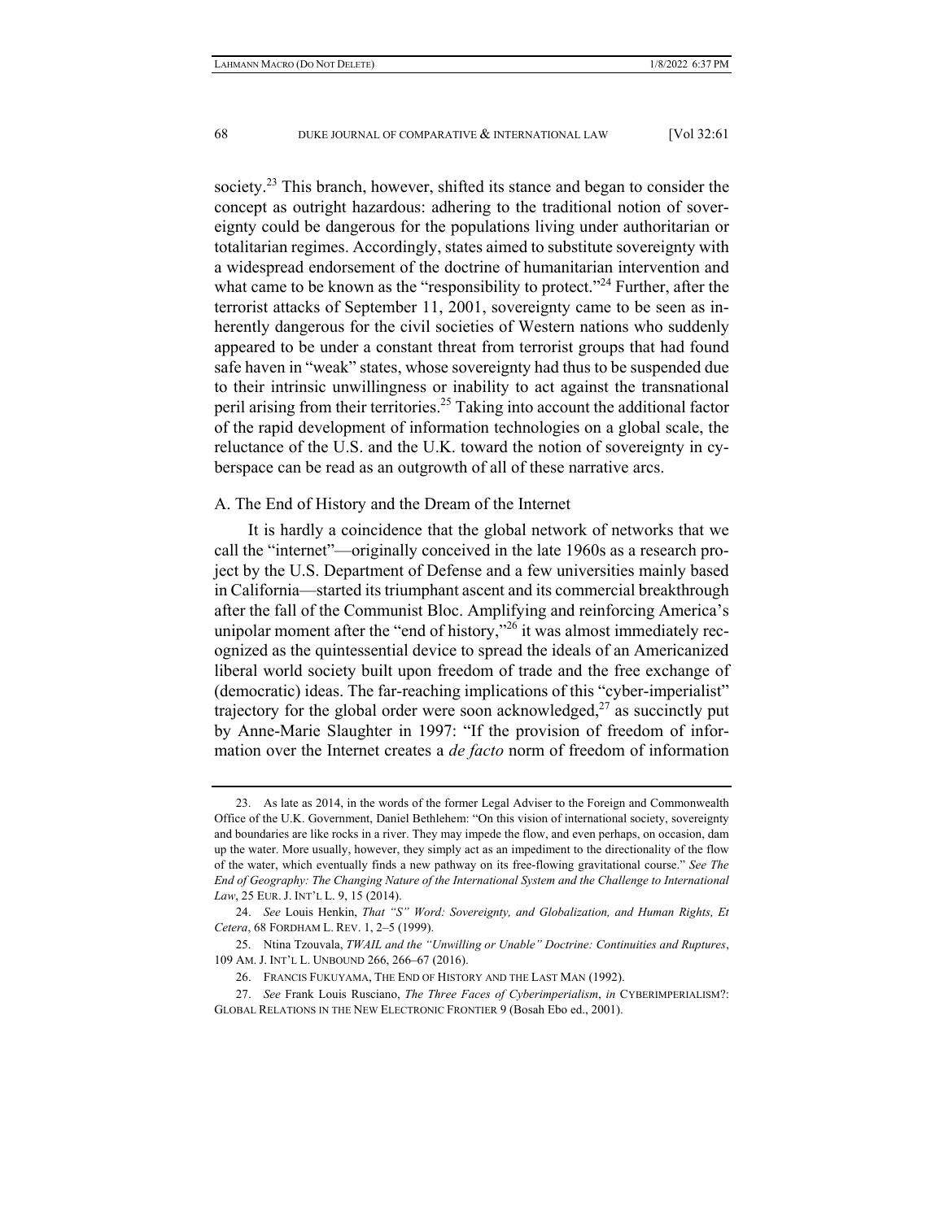society.[23] This branch, however, shifted its stance and began to consider the concept as outright hazardous: adhering to the traditional notion of sovereignty could be dangerous for the populations living under authoritarian or totalitarian regimes. Accordingly, states aimed to substitute sovereignty with a widespread endorsement of the doctrine of humanitarian intervention and what came to be known as the "responsibility to protect."[24] Further, after the terrorist attacks of September 11, 2001, sovereignty came to be seen as inherently dangerous for the civil societies of Western nations who suddenly appeared to be under a constant threat from terrorist groups that had found safe haven in "weak" states, whose sovereignty had thus to be suspended due to their intrinsic unwillingness or inability to act against the transnational peril arising from their territories.[25] Taking into account the additional factor of the rapid development of information technologies on a global scale, the reluctance of the U.S. and the U.K. toward the notion of sovereignty in cyberspace can be read as an outgrowth of all of these narrative arcs.

## A. The End of History and the Dream of the Internet

It is hardly a coincidence that the global network of networks that we call the "internet"—originally conceived in the late 1960s as a research project by the U.S. Department of Defense and a few universities mainly based in California—started its triumphant ascent and its commercial breakthrough after the fall of the Communist Bloc. Amplifying and reinforcing America's unipolar moment after the "end of history,"[26] it was almost immediately recognized as the quintessential device to spread the ideals of an Americanized liberal world society built upon freedom of trade and the free exchange of (democratic) ideas. The far-reaching implications of this "cyber-imperialist" trajectory for the global order were soon acknowledged,[27] as succinctly put by Anne-Marie Slaughter in 1997: "If the provision of freedom of information over the Internet creates a *de facto* norm of freedom of information

---

23. As late as 2014, in the words of the former Legal Adviser to the Foreign and Commonwealth Office of the U.K. Government, Daniel Bethlehem: "On this vision of international society, sovereignty and boundaries are like rocks in a river. They may impede the flow, and even perhaps, on occasion, dam up the water. More usually, however, they simply act as an impediment to the directionality of the flow of the water, which eventually finds a new pathway on its free-flowing gravitational course." *See The End of Geography: The Changing Nature of the International System and the Challenge to International Law*, 25 EUR. J. INT'L L. 9, 15 (2014).

24. *See* Louis Henkin, *That "S" Word: Sovereignty, and Globalization, and Human Rights, Et Cetera*, 68 FORDHAM L. REV. 1, 2–5 (1999).

25. Ntina Tzouvala, *TWAIL and the "Unwilling or Unable" Doctrine: Continuities and Ruptures*, 109 AM. J. INT'L L. UNBOUND 266, 266–67 (2016).

26. FRANCIS FUKUYAMA, THE END OF HISTORY AND THE LAST MAN (1992).

27. *See* Frank Louis Rusciano, *The Three Faces of Cyberimperialism*, *in* CYBERIMPERIALISM?: GLOBAL RELATIONS IN THE NEW ELECTRONIC FRONTIER 9 (Bosah Ebo ed., 2001).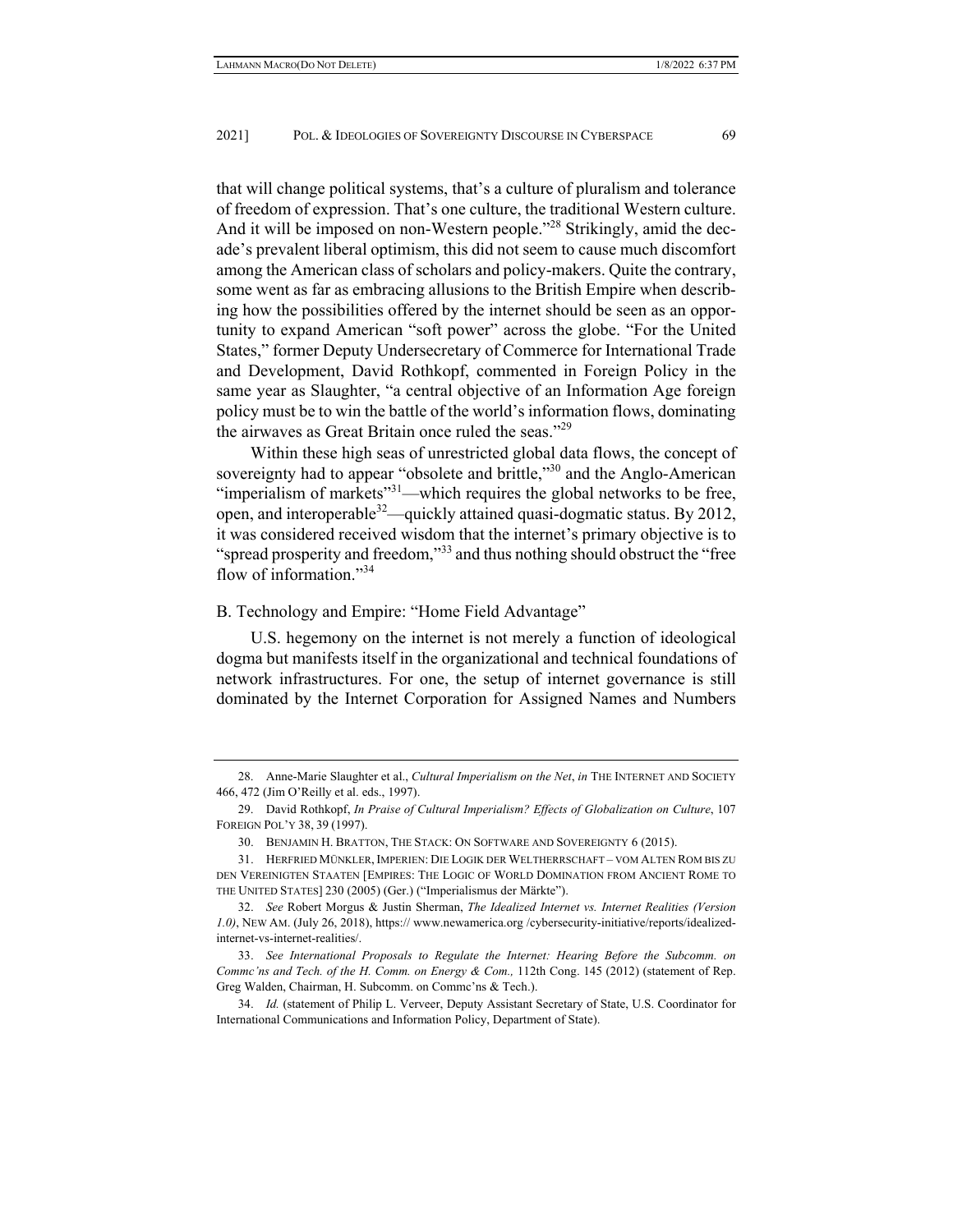that will change political systems, that's a culture of pluralism and tolerance of freedom of expression. That's one culture, the traditional Western culture. And it will be imposed on non-Western people."[28] Strikingly, amid the decade's prevalent liberal optimism, this did not seem to cause much discomfort among the American class of scholars and policy-makers. Quite the contrary, some went as far as embracing allusions to the British Empire when describing how the possibilities offered by the internet should be seen as an opportunity to expand American "soft power" across the globe. "For the United States," former Deputy Undersecretary of Commerce for International Trade and Development, David Rothkopf, commented in Foreign Policy in the same year as Slaughter, "a central objective of an Information Age foreign policy must be to win the battle of the world's information flows, dominating the airwaves as Great Britain once ruled the seas."[29]

Within these high seas of unrestricted global data flows, the concept of sovereignty had to appear "obsolete and brittle,"[30] and the Anglo-American "imperialism of markets"[31]—which requires the global networks to be free, open, and interoperable[32]—quickly attained quasi-dogmatic status. By 2012, it was considered received wisdom that the internet's primary objective is to "spread prosperity and freedom,"[33] and thus nothing should obstruct the "free flow of information."[34]

### B. Technology and Empire: "Home Field Advantage"

U.S. hegemony on the internet is not merely a function of ideological dogma but manifests itself in the organizational and technical foundations of network infrastructures. For one, the setup of internet governance is still dominated by the Internet Corporation for Assigned Names and Numbers

---

28. Anne-Marie Slaughter et al., *Cultural Imperialism on the Net*, *in* THE INTERNET AND SOCIETY 466, 472 (Jim O'Reilly et al. eds., 1997).

29. David Rothkopf, *In Praise of Cultural Imperialism? Effects of Globalization on Culture*, 107 FOREIGN POL'Y 38, 39 (1997).

30. BENJAMIN H. BRATTON, THE STACK: ON SOFTWARE AND SOVEREIGNTY 6 (2015).

31. HERFRIED MÜNKLER, IMPERIEN: DIE LOGIK DER WELTHERRSCHAFT – VOM ALTEN ROM BIS ZU DEN VEREINIGTEN STAATEN [EMPIRES: THE LOGIC OF WORLD DOMINATION FROM ANCIENT ROME TO THE UNITED STATES] 230 (2005) (Ger.) ("Imperialismus der Märkte").

32. *See* Robert Morgus & Justin Sherman, *The Idealized Internet vs. Internet Realities (Version 1.0)*, NEW AM. (July 26, 2018), https:// www.newamerica.org /cybersecurity-initiative/reports/idealized-internet-vs-internet-realities/.

33. *See International Proposals to Regulate the Internet: Hearing Before the Subcomm. on Commc'ns and Tech. of the H. Comm. on Energy & Com.,* 112th Cong. 145 (2012) (statement of Rep. Greg Walden, Chairman, H. Subcomm. on Commc'ns & Tech.).

34. *Id.* (statement of Philip L. Verveer, Deputy Assistant Secretary of State, U.S. Coordinator for International Communications and Information Policy, Department of State).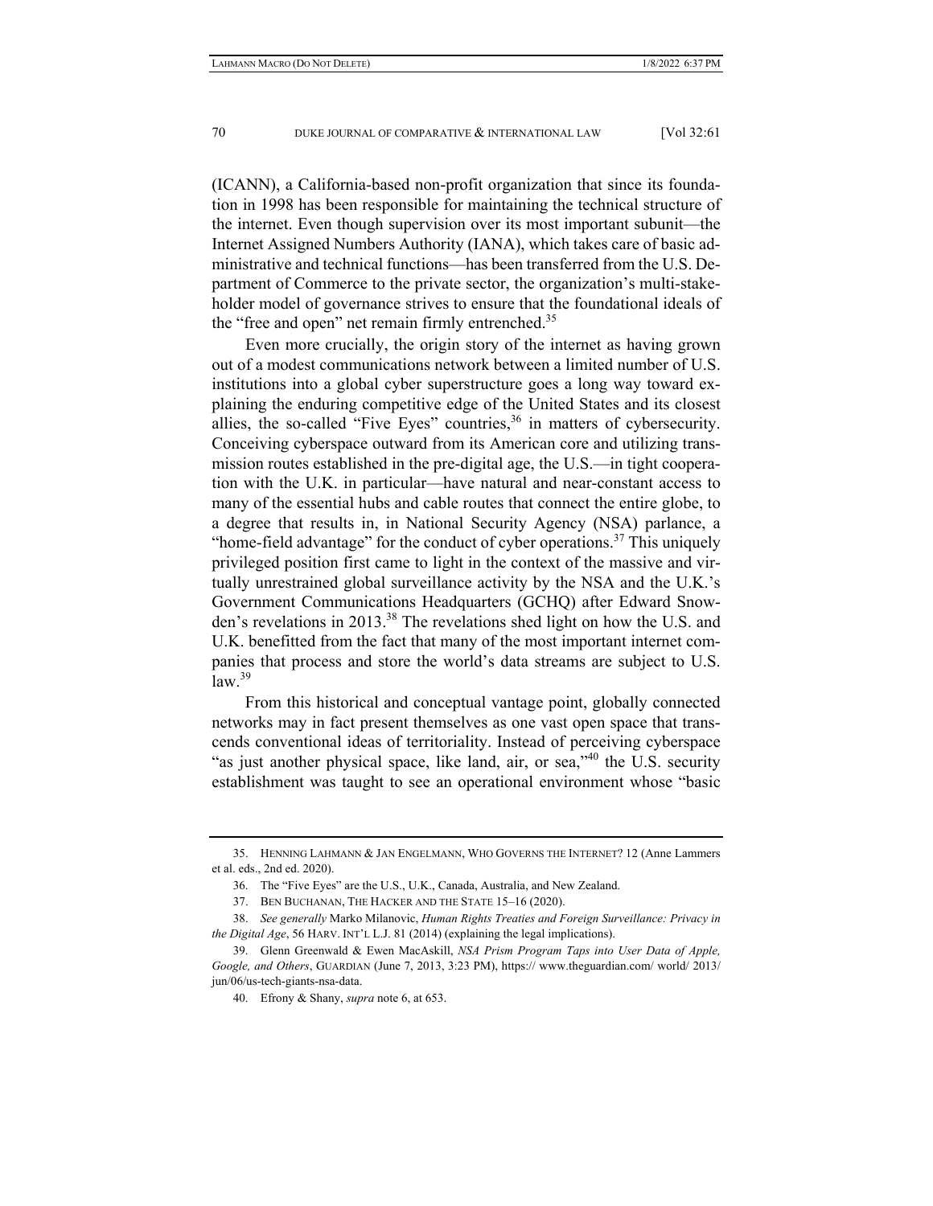(ICANN), a California-based non-profit organization that since its foundation in 1998 has been responsible for maintaining the technical structure of the internet. Even though supervision over its most important subunit—the Internet Assigned Numbers Authority (IANA), which takes care of basic administrative and technical functions—has been transferred from the U.S. Department of Commerce to the private sector, the organization's multi-stakeholder model of governance strives to ensure that the foundational ideals of the "free and open" net remain firmly entrenched.[35]

Even more crucially, the origin story of the internet as having grown out of a modest communications network between a limited number of U.S. institutions into a global cyber superstructure goes a long way toward explaining the enduring competitive edge of the United States and its closest allies, the so-called "Five Eyes" countries,[36] in matters of cybersecurity. Conceiving cyberspace outward from its American core and utilizing transmission routes established in the pre-digital age, the U.S.—in tight cooperation with the U.K. in particular—have natural and near-constant access to many of the essential hubs and cable routes that connect the entire globe, to a degree that results in, in National Security Agency (NSA) parlance, a "home-field advantage" for the conduct of cyber operations.[37] This uniquely privileged position first came to light in the context of the massive and virtually unrestrained global surveillance activity by the NSA and the U.K.'s Government Communications Headquarters (GCHQ) after Edward Snowden's revelations in 2013.[38] The revelations shed light on how the U.S. and U.K. benefitted from the fact that many of the most important internet companies that process and store the world's data streams are subject to U.S. law.[39]

From this historical and conceptual vantage point, globally connected networks may in fact present themselves as one vast open space that transcends conventional ideas of territoriality. Instead of perceiving cyberspace "as just another physical space, like land, air, or sea,"[40] the U.S. security establishment was taught to see an operational environment whose "basic

---

35. HENNING LAHMANN & JAN ENGELMANN, WHO GOVERNS THE INTERNET? 12 (Anne Lammers et al. eds., 2nd ed. 2020).

36. The "Five Eyes" are the U.S., U.K., Canada, Australia, and New Zealand.

37. BEN BUCHANAN, THE HACKER AND THE STATE 15–16 (2020).

38. *See generally* Marko Milanovic, *Human Rights Treaties and Foreign Surveillance: Privacy in the Digital Age*, 56 HARV. INT'L L.J. 81 (2014) (explaining the legal implications).

39. Glenn Greenwald & Ewen MacAskill, *NSA Prism Program Taps into User Data of Apple, Google, and Others*, GUARDIAN (June 7, 2013, 3:23 PM), https:// www.theguardian.com/ world/ 2013/ jun/06/us-tech-giants-nsa-data.

40. Efrony & Shany, *supra* note 6, at 653.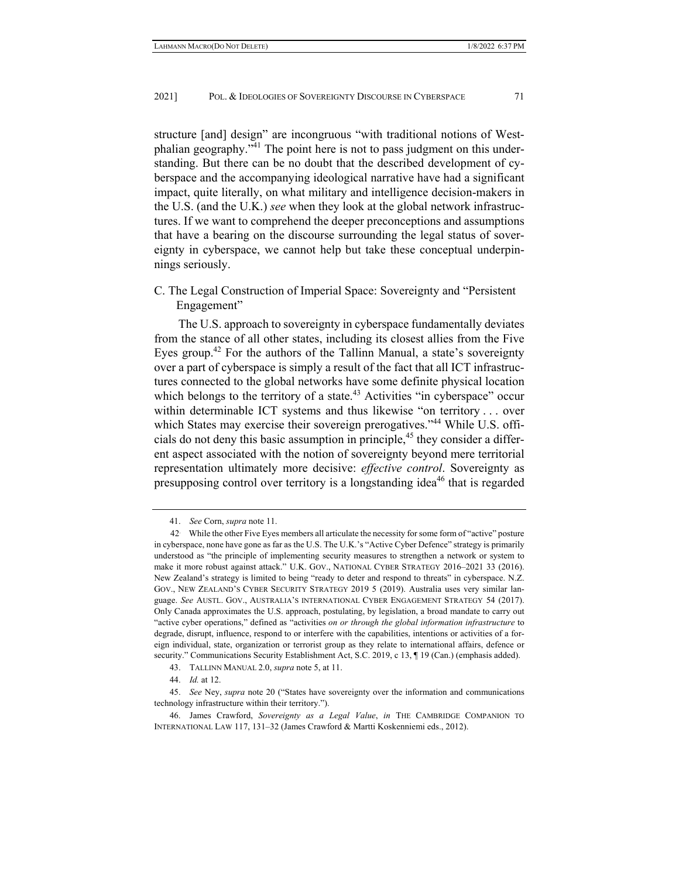structure [and] design" are incongruous "with traditional notions of Westphalian geography."[41] The point here is not to pass judgment on this understanding. But there can be no doubt that the described development of cyberspace and the accompanying ideological narrative have had a significant impact, quite literally, on what military and intelligence decision-makers in the U.S. (and the U.K.) *see* when they look at the global network infrastructures. If we want to comprehend the deeper preconceptions and assumptions that have a bearing on the discourse surrounding the legal status of sovereignty in cyberspace, we cannot help but take these conceptual underpinnings seriously.

### C. The Legal Construction of Imperial Space: Sovereignty and "Persistent Engagement"

The U.S. approach to sovereignty in cyberspace fundamentally deviates from the stance of all other states, including its closest allies from the Five Eyes group.[42] For the authors of the Tallinn Manual, a state's sovereignty over a part of cyberspace is simply a result of the fact that all ICT infrastructures connected to the global networks have some definite physical location which belongs to the territory of a state.[43] Activities "in cyberspace" occur within determinable ICT systems and thus likewise "on territory . . . over which States may exercise their sovereign prerogatives."[44] While U.S. officials do not deny this basic assumption in principle,[45] they consider a different aspect associated with the notion of sovereignty beyond mere territorial representation ultimately more decisive: *effective control*. Sovereignty as presupposing control over territory is a longstanding idea[46] that is regarded

---

41. *See* Corn, *supra* note 11.

42. While the other Five Eyes members all articulate the necessity for some form of "active" posture in cyberspace, none have gone as far as the U.S. The U.K.'s "Active Cyber Defence" strategy is primarily understood as "the principle of implementing security measures to strengthen a network or system to make it more robust against attack." U.K. GOV., NATIONAL CYBER STRATEGY 2016–2021 33 (2016). New Zealand's strategy is limited to being "ready to deter and respond to threats" in cyberspace. N.Z. GOV., NEW ZEALAND'S CYBER SECURITY STRATEGY 2019 5 (2019). Australia uses very similar language. *See* AUSTL. GOV., AUSTRALIA'S INTERNATIONAL CYBER ENGAGEMENT STRATEGY 54 (2017). Only Canada approximates the U.S. approach, postulating, by legislation, a broad mandate to carry out "active cyber operations," defined as "activities *on or through the global information infrastructure* to degrade, disrupt, influence, respond to or interfere with the capabilities, intentions or activities of a foreign individual, state, organization or terrorist group as they relate to international affairs, defence or security." Communications Security Establishment Act, S.C. 2019, c 13, ¶ 19 (Can.) (emphasis added).

43. TALLINN MANUAL 2.0, *supra* note 5, at 11.

44. *Id.* at 12.

45. *See* Ney, *supra* note 20 ("States have sovereignty over the information and communications technology infrastructure within their territory.").

46. James Crawford, *Sovereignty as a Legal Value*, *in* THE CAMBRIDGE COMPANION TO INTERNATIONAL LAW 117, 131–32 (James Crawford & Martti Koskenniemi eds., 2012).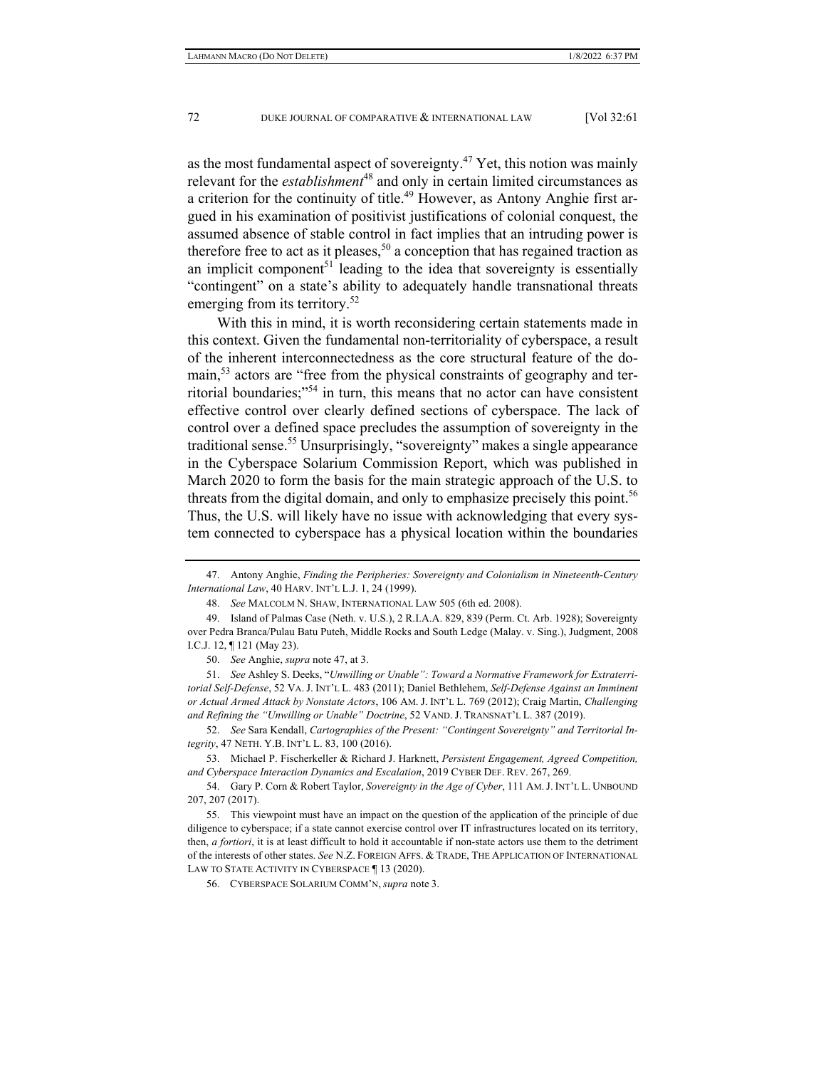as the most fundamental aspect of sovereignty.[47] Yet, this notion was mainly relevant for the *establishment*[48] and only in certain limited circumstances as a criterion for the continuity of title.[49] However, as Antony Anghie first argued in his examination of positivist justifications of colonial conquest, the assumed absence of stable control in fact implies that an intruding power is therefore free to act as it pleases,[50] a conception that has regained traction as an implicit component[51] leading to the idea that sovereignty is essentially "contingent" on a state's ability to adequately handle transnational threats emerging from its territory.[52]

With this in mind, it is worth reconsidering certain statements made in this context. Given the fundamental non-territoriality of cyberspace, a result of the inherent interconnectedness as the core structural feature of the domain,[53] actors are "free from the physical constraints of geography and territorial boundaries;"[54] in turn, this means that no actor can have consistent effective control over clearly defined sections of cyberspace. The lack of control over a defined space precludes the assumption of sovereignty in the traditional sense.[55] Unsurprisingly, "sovereignty" makes a single appearance in the Cyberspace Solarium Commission Report, which was published in March 2020 to form the basis for the main strategic approach of the U.S. to threats from the digital domain, and only to emphasize precisely this point.[56] Thus, the U.S. will likely have no issue with acknowledging that every system connected to cyberspace has a physical location within the boundaries

---

47. Antony Anghie, *Finding the Peripheries: Sovereignty and Colonialism in Nineteenth-Century International Law*, 40 HARV. INT'L L.J. 1, 24 (1999).

48. *See* MALCOLM N. SHAW, INTERNATIONAL LAW 505 (6th ed. 2008).

49. Island of Palmas Case (Neth. v. U.S.), 2 R.I.A.A. 829, 839 (Perm. Ct. Arb. 1928); Sovereignty over Pedra Branca/Pulau Batu Puteh, Middle Rocks and South Ledge (Malay. v. Sing.), Judgment, 2008 I.C.J. 12, ¶ 121 (May 23).

50. *See* Anghie, *supra* note 47, at 3.

51. *See* Ashley S. Deeks, "*Unwilling or Unable": Toward a Normative Framework for Extraterritorial Self-Defense*, 52 VA. J. INT'L L. 483 (2011); Daniel Bethlehem, *Self-Defense Against an Imminent or Actual Armed Attack by Nonstate Actors*, 106 AM. J. INT'L L. 769 (2012); Craig Martin, *Challenging and Refining the "Unwilling or Unable" Doctrine*, 52 VAND. J. TRANSNAT'L L. 387 (2019).

52. *See* Sara Kendall, *Cartographies of the Present: "Contingent Sovereignty" and Territorial Integrity*, 47 NETH. Y.B. INT'L L. 83, 100 (2016).

53. Michael P. Fischerkeller & Richard J. Harknett, *Persistent Engagement, Agreed Competition, and Cyberspace Interaction Dynamics and Escalation*, 2019 CYBER DEF. REV. 267, 269.

54. Gary P. Corn & Robert Taylor, *Sovereignty in the Age of Cyber*, 111 AM. J. INT'L L. UNBOUND 207, 207 (2017).

55. This viewpoint must have an impact on the question of the application of the principle of due diligence to cyberspace; if a state cannot exercise control over IT infrastructures located on its territory, then, *a fortiori*, it is at least difficult to hold it accountable if non-state actors use them to the detriment of the interests of other states. *See* N.Z. FOREIGN AFFS. & TRADE, THE APPLICATION OF INTERNATIONAL LAW TO STATE ACTIVITY IN CYBERSPACE ¶ 13 (2020).

56. CYBERSPACE SOLARIUM COMM'N, *supra* note 3.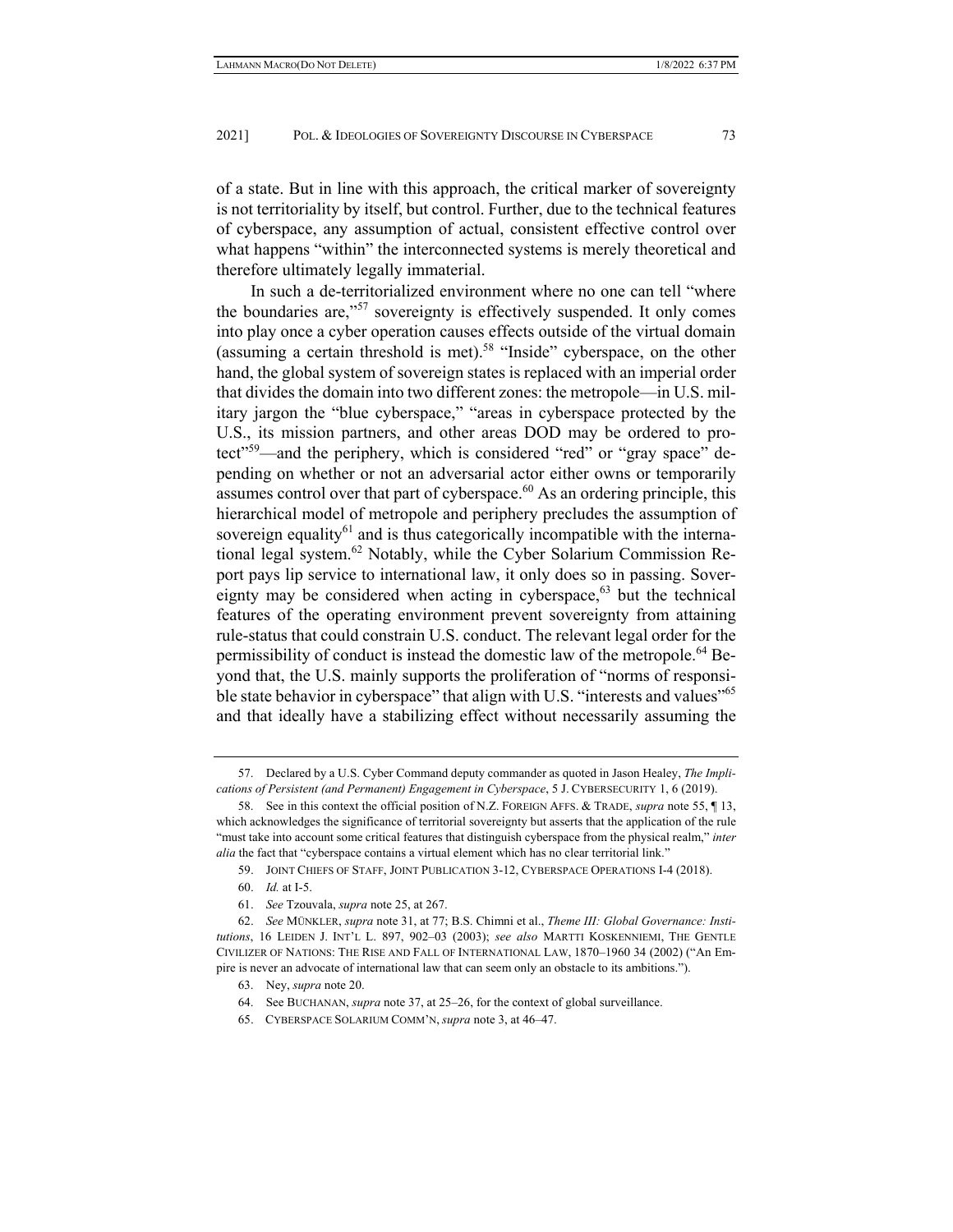of a state. But in line with this approach, the critical marker of sovereignty is not territoriality by itself, but control. Further, due to the technical features of cyberspace, any assumption of actual, consistent effective control over what happens "within" the interconnected systems is merely theoretical and therefore ultimately legally immaterial.

In such a de-territorialized environment where no one can tell "where the boundaries are,"[57] sovereignty is effectively suspended. It only comes into play once a cyber operation causes effects outside of the virtual domain (assuming a certain threshold is met).[58] "Inside" cyberspace, on the other hand, the global system of sovereign states is replaced with an imperial order that divides the domain into two different zones: the metropole—in U.S. military jargon the "blue cyberspace," "areas in cyberspace protected by the U.S., its mission partners, and other areas DOD may be ordered to protect"[59]—and the periphery, which is considered "red" or "gray space" depending on whether or not an adversarial actor either owns or temporarily assumes control over that part of cyberspace.[60] As an ordering principle, this hierarchical model of metropole and periphery precludes the assumption of sovereign equality[61] and is thus categorically incompatible with the international legal system.[62] Notably, while the Cyber Solarium Commission Report pays lip service to international law, it only does so in passing. Sovereignty may be considered when acting in cyberspace,[63] but the technical features of the operating environment prevent sovereignty from attaining rule-status that could constrain U.S. conduct. The relevant legal order for the permissibility of conduct is instead the domestic law of the metropole.[64] Beyond that, the U.S. mainly supports the proliferation of "norms of responsible state behavior in cyberspace" that align with U.S. "interests and values"[65] and that ideally have a stabilizing effect without necessarily assuming the

---

57. Declared by a U.S. Cyber Command deputy commander as quoted in Jason Healey, *The Implications of Persistent (and Permanent) Engagement in Cyberspace*, 5 J. CYBERSECURITY 1, 6 (2019).

58. See in this context the official position of N.Z. FOREIGN AFFS. & TRADE, *supra* note 55, ¶ 13, which acknowledges the significance of territorial sovereignty but asserts that the application of the rule "must take into account some critical features that distinguish cyberspace from the physical realm," *inter alia* the fact that "cyberspace contains a virtual element which has no clear territorial link."

59. JOINT CHIEFS OF STAFF, JOINT PUBLICATION 3-12, CYBERSPACE OPERATIONS I-4 (2018).

60. *Id.* at I-5.

61. *See* Tzouvala, *supra* note 25, at 267.

62. *See* MÜNKLER, *supra* note 31, at 77; B.S. Chimni et al., *Theme III: Global Governance: Institutions*, 16 LEIDEN J. INT'L L. 897, 902–03 (2003); *see also* MARTTI KOSKENNIEMI, THE GENTLE CIVILIZER OF NATIONS: THE RISE AND FALL OF INTERNATIONAL LAW, 1870–1960 34 (2002) ("An Empire is never an advocate of international law that can seem only an obstacle to its ambitions.").

63. Ney, *supra* note 20.

64. See BUCHANAN, *supra* note 37, at 25–26, for the context of global surveillance.

65. CYBERSPACE SOLARIUM COMM'N, *supra* note 3, at 46–47.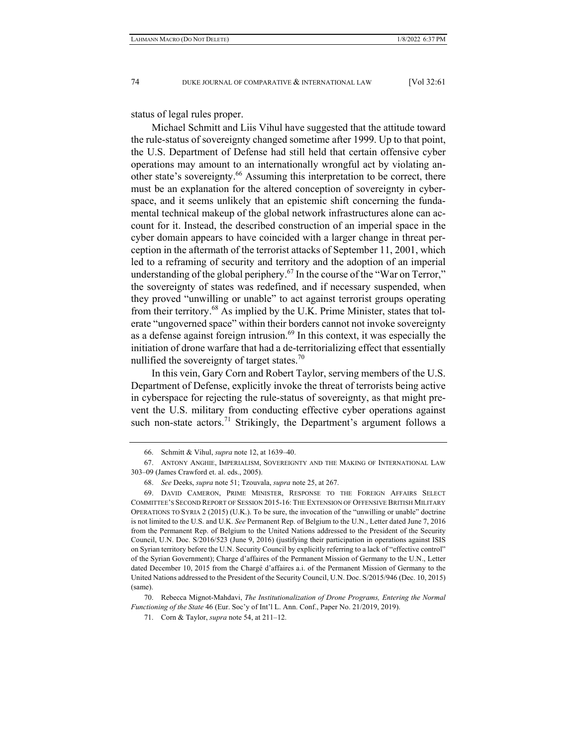status of legal rules proper.

Michael Schmitt and Liis Vihul have suggested that the attitude toward the rule-status of sovereignty changed sometime after 1999. Up to that point, the U.S. Department of Defense had still held that certain offensive cyber operations may amount to an internationally wrongful act by violating another state's sovereignty.[66] Assuming this interpretation to be correct, there must be an explanation for the altered conception of sovereignty in cyberspace, and it seems unlikely that an epistemic shift concerning the fundamental technical makeup of the global network infrastructures alone can account for it. Instead, the described construction of an imperial space in the cyber domain appears to have coincided with a larger change in threat perception in the aftermath of the terrorist attacks of September 11, 2001, which led to a reframing of security and territory and the adoption of an imperial understanding of the global periphery.[67] In the course of the "War on Terror," the sovereignty of states was redefined, and if necessary suspended, when they proved "unwilling or unable" to act against terrorist groups operating from their territory.[68] As implied by the U.K. Prime Minister, states that tolerate "ungoverned space" within their borders cannot not invoke sovereignty as a defense against foreign intrusion.[69] In this context, it was especially the initiation of drone warfare that had a de-territorializing effect that essentially nullified the sovereignty of target states.[70]

In this vein, Gary Corn and Robert Taylor, serving members of the U.S. Department of Defense, explicitly invoke the threat of terrorists being active in cyberspace for rejecting the rule-status of sovereignty, as that might prevent the U.S. military from conducting effective cyber operations against such non-state actors.[71] Strikingly, the Department's argument follows a

---

66. Schmitt & Vihul, *supra* note 12, at 1639–40.

67. ANTONY ANGHIE, IMPERIALISM, SOVEREIGNTY AND THE MAKING OF INTERNATIONAL LAW 303–09 (James Crawford et. al. eds., 2005).

68. *See* Deeks, *supra* note 51; Tzouvala, *supra* note 25, at 267.

69. DAVID CAMERON, PRIME MINISTER, RESPONSE TO THE FOREIGN AFFAIRS SELECT COMMITTEE'S SECOND REPORT OF SESSION 2015-16: THE EXTENSION OF OFFENSIVE BRITISH MILITARY OPERATIONS TO SYRIA 2 (2015) (U.K.). To be sure, the invocation of the "unwilling or unable" doctrine is not limited to the U.S. and U.K. *See* Permanent Rep. of Belgium to the U.N., Letter dated June 7, 2016 from the Permanent Rep. of Belgium to the United Nations addressed to the President of the Security Council, U.N. Doc. S/2016/523 (June 9, 2016) (justifying their participation in operations against ISIS on Syrian territory before the U.N. Security Council by explicitly referring to a lack of "effective control" of the Syrian Government); Charge d'affaires of the Permanent Mission of Germany to the U.N., Letter dated December 10, 2015 from the Chargé d'affaires a.i. of the Permanent Mission of Germany to the United Nations addressed to the President of the Security Council, U.N. Doc. S/2015/946 (Dec. 10, 2015) (same).

70. Rebecca Mignot-Mahdavi, *The Institutionalization of Drone Programs, Entering the Normal Functioning of the State* 46 (Eur. Soc'y of Int'l L. Ann. Conf., Paper No. 21/2019, 2019).

71. Corn & Taylor, *supra* note 54, at 211–12.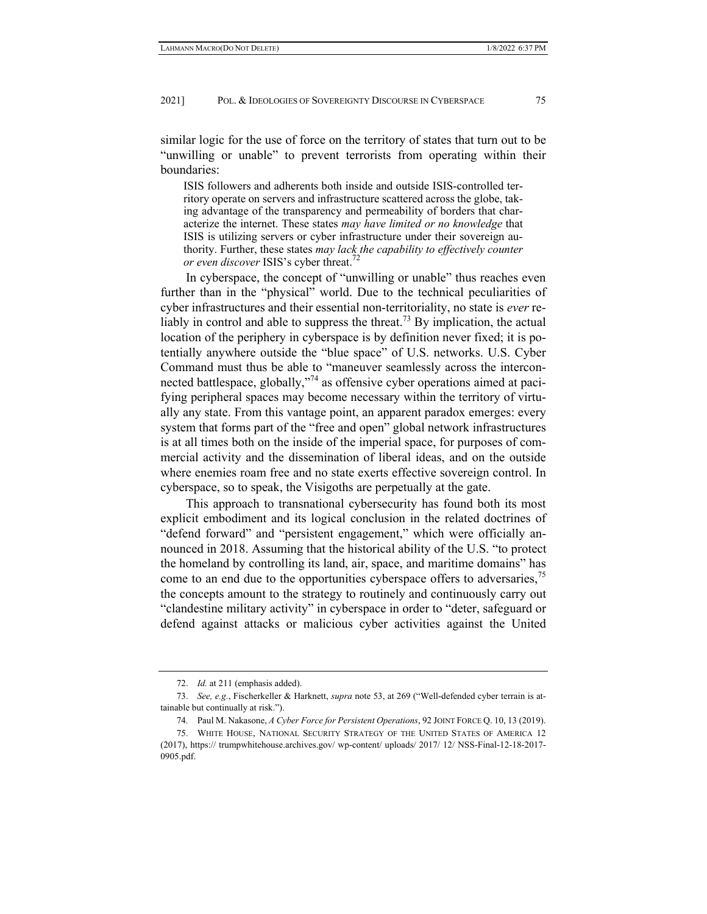similar logic for the use of force on the territory of states that turn out to be "unwilling or unable" to prevent terrorists from operating within their boundaries:

> ISIS followers and adherents both inside and outside ISIS-controlled territory operate on servers and infrastructure scattered across the globe, taking advantage of the transparency and permeability of borders that characterize the internet. These states *may have limited or no knowledge* that ISIS is utilizing servers or cyber infrastructure under their sovereign authority. Further, these states *may lack the capability to effectively counter or even discover* ISIS's cyber threat.[72]

In cyberspace, the concept of "unwilling or unable" thus reaches even further than in the "physical" world. Due to the technical peculiarities of cyber infrastructures and their essential non-territoriality, no state is *ever* reliably in control and able to suppress the threat.[73] By implication, the actual location of the periphery in cyberspace is by definition never fixed; it is potentially anywhere outside the "blue space" of U.S. networks. U.S. Cyber Command must thus be able to "maneuver seamlessly across the interconnected battlespace, globally,"[74] as offensive cyber operations aimed at pacifying peripheral spaces may become necessary within the territory of virtually any state. From this vantage point, an apparent paradox emerges: every system that forms part of the "free and open" global network infrastructures is at all times both on the inside of the imperial space, for purposes of commercial activity and the dissemination of liberal ideas, and on the outside where enemies roam free and no state exerts effective sovereign control. In cyberspace, so to speak, the Visigoths are perpetually at the gate.

This approach to transnational cybersecurity has found both its most explicit embodiment and its logical conclusion in the related doctrines of "defend forward" and "persistent engagement," which were officially announced in 2018. Assuming that the historical ability of the U.S. "to protect the homeland by controlling its land, air, space, and maritime domains" has come to an end due to the opportunities cyberspace offers to adversaries,[75] the concepts amount to the strategy to routinely and continuously carry out "clandestine military activity" in cyberspace in order to "deter, safeguard or defend against attacks or malicious cyber activities against the United

---

72. *Id.* at 211 (emphasis added).

73. *See, e.g.*, Fischerkeller & Harknett, *supra* note 53, at 269 ("Well-defended cyber terrain is attainable but continually at risk.").

74. Paul M. Nakasone, *A Cyber Force for Persistent Operations*, 92 JOINT FORCE Q. 10, 13 (2019).

75. WHITE HOUSE, NATIONAL SECURITY STRATEGY OF THE UNITED STATES OF AMERICA 12 (2017), https:// trumpwhitehouse.archives.gov/ wp-content/ uploads/ 2017/ 12/ NSS-Final-12-18-2017-0905.pdf.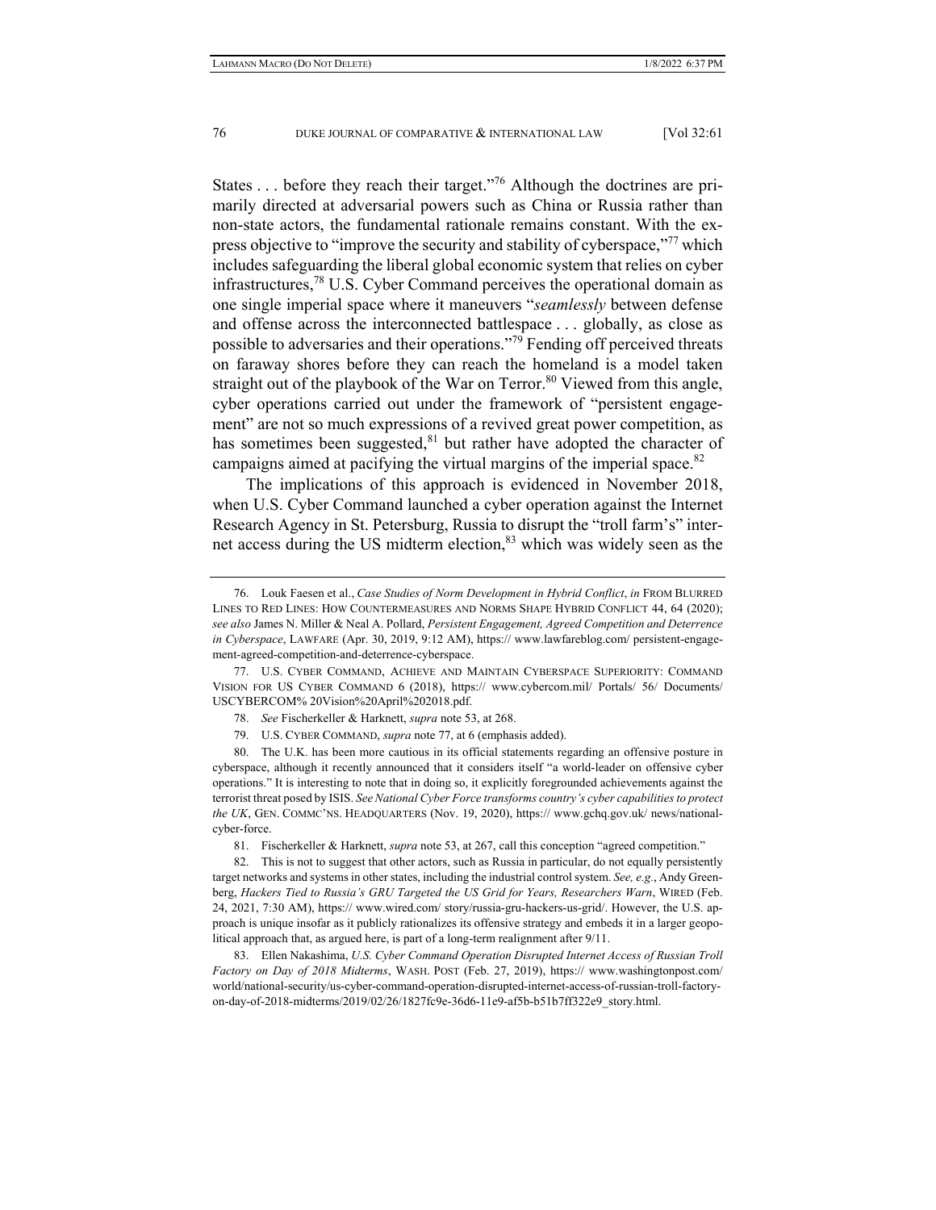States . . . before they reach their target."[76] Although the doctrines are primarily directed at adversarial powers such as China or Russia rather than non-state actors, the fundamental rationale remains constant. With the express objective to "improve the security and stability of cyberspace,"[77] which includes safeguarding the liberal global economic system that relies on cyber infrastructures,[78] U.S. Cyber Command perceives the operational domain as one single imperial space where it maneuvers "*seamlessly* between defense and offense across the interconnected battlespace . . . globally, as close as possible to adversaries and their operations."[79] Fending off perceived threats on faraway shores before they can reach the homeland is a model taken straight out of the playbook of the War on Terror.[80] Viewed from this angle, cyber operations carried out under the framework of "persistent engagement" are not so much expressions of a revived great power competition, as has sometimes been suggested,[81] but rather have adopted the character of campaigns aimed at pacifying the virtual margins of the imperial space.[82]

The implications of this approach is evidenced in November 2018, when U.S. Cyber Command launched a cyber operation against the Internet Research Agency in St. Petersburg, Russia to disrupt the "troll farm's" internet access during the US midterm election,[83] which was widely seen as the

---

76. Louk Faesen et al., *Case Studies of Norm Development in Hybrid Conflict*, *in* FROM BLURRED LINES TO RED LINES: HOW COUNTERMEASURES AND NORMS SHAPE HYBRID CONFLICT 44, 64 (2020); *see also* James N. Miller & Neal A. Pollard, *Persistent Engagement, Agreed Competition and Deterrence in Cyberspace*, LAWFARE (Apr. 30, 2019, 9:12 AM), https:// www.lawfareblog.com/ persistent-engagement-agreed-competition-and-deterrence-cyberspace.

77. U.S. CYBER COMMAND, ACHIEVE AND MAINTAIN CYBERSPACE SUPERIORITY: COMMAND VISION FOR US CYBER COMMAND 6 (2018), https:// www.cybercom.mil/ Portals/ 56/ Documents/ USCYBERCOM% 20Vision%20April%202018.pdf.

78. *See* Fischerkeller & Harknett, *supra* note 53, at 268.

79. U.S. CYBER COMMAND, *supra* note 77, at 6 (emphasis added).

80. The U.K. has been more cautious in its official statements regarding an offensive posture in cyberspace, although it recently announced that it considers itself "a world-leader on offensive cyber operations." It is interesting to note that in doing so, it explicitly foregrounded achievements against the terrorist threat posed by ISIS. *See National Cyber Force transforms country's cyber capabilities to protect the UK*, GEN. COMMC'NS. HEADQUARTERS (Nov. 19, 2020), https:// www.gchq.gov.uk/ news/national-cyber-force.

81. Fischerkeller & Harknett, *supra* note 53, at 267, call this conception "agreed competition."

82. This is not to suggest that other actors, such as Russia in particular, do not equally persistently target networks and systems in other states, including the industrial control system. *See, e.g.*, Andy Greenberg, *Hackers Tied to Russia's GRU Targeted the US Grid for Years, Researchers Warn*, WIRED (Feb. 24, 2021, 7:30 AM), https:// www.wired.com/ story/russia-gru-hackers-us-grid/. However, the U.S. approach is unique insofar as it publicly rationalizes its offensive strategy and embeds it in a larger geopolitical approach that, as argued here, is part of a long-term realignment after 9/11.

83. Ellen Nakashima, *U.S. Cyber Command Operation Disrupted Internet Access of Russian Troll Factory on Day of 2018 Midterms*, WASH. POST (Feb. 27, 2019), https:// www.washingtonpost.com/ world/national-security/us-cyber-command-operation-disrupted-internet-access-of-russian-troll-factory-on-day-of-2018-midterms/2019/02/26/1827fc9e-36d6-11e9-af5b-b51b7ff322e9_story.html.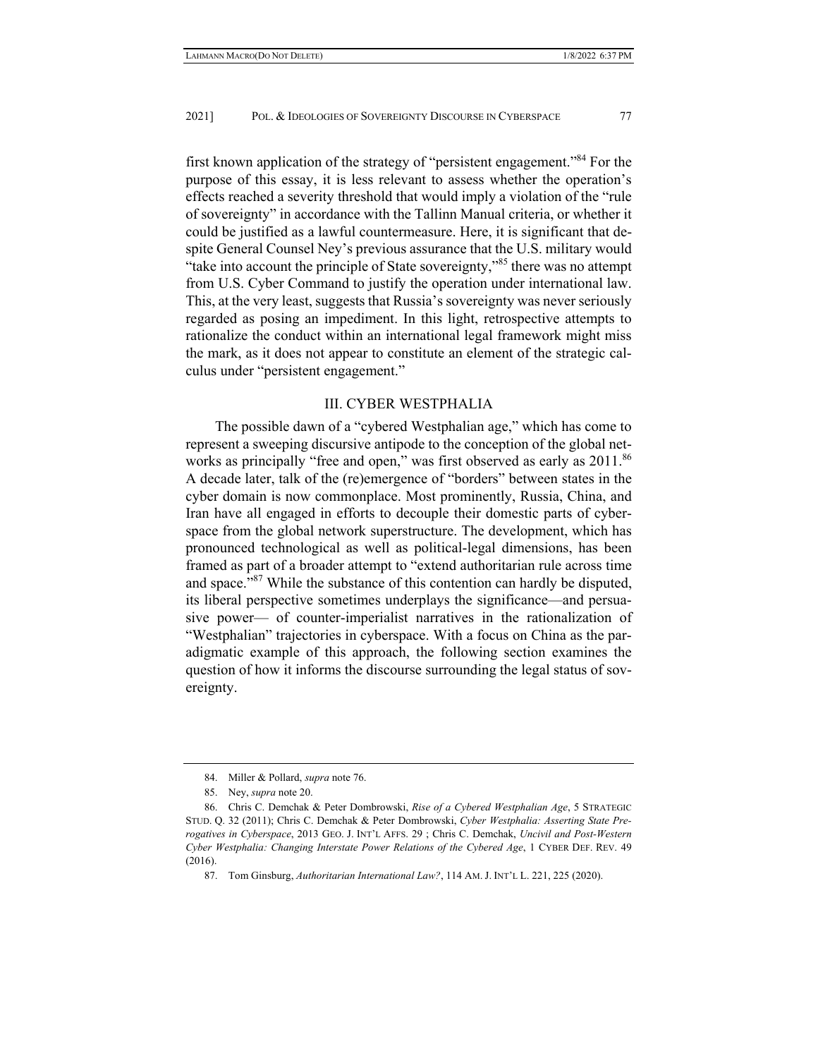first known application of the strategy of "persistent engagement."[84] For the purpose of this essay, it is less relevant to assess whether the operation's effects reached a severity threshold that would imply a violation of the "rule of sovereignty" in accordance with the Tallinn Manual criteria, or whether it could be justified as a lawful countermeasure. Here, it is significant that despite General Counsel Ney's previous assurance that the U.S. military would "take into account the principle of State sovereignty,"[85] there was no attempt from U.S. Cyber Command to justify the operation under international law. This, at the very least, suggests that Russia's sovereignty was never seriously regarded as posing an impediment. In this light, retrospective attempts to rationalize the conduct within an international legal framework might miss the mark, as it does not appear to constitute an element of the strategic calculus under "persistent engagement."

## III. CYBER WESTPHALIA

The possible dawn of a "cybered Westphalian age," which has come to represent a sweeping discursive antipode to the conception of the global networks as principally "free and open," was first observed as early as 2011.[86] A decade later, talk of the (re)emergence of "borders" between states in the cyber domain is now commonplace. Most prominently, Russia, China, and Iran have all engaged in efforts to decouple their domestic parts of cyberspace from the global network superstructure. The development, which has pronounced technological as well as political-legal dimensions, has been framed as part of a broader attempt to "extend authoritarian rule across time and space."[87] While the substance of this contention can hardly be disputed, its liberal perspective sometimes underplays the significance—and persuasive power— of counter-imperialist narratives in the rationalization of "Westphalian" trajectories in cyberspace. With a focus on China as the paradigmatic example of this approach, the following section examines the question of how it informs the discourse surrounding the legal status of sovereignty.

---

84. Miller & Pollard, *supra* note 76.

85. Ney, *supra* note 20.

86. Chris C. Demchak & Peter Dombrowski, *Rise of a Cybered Westphalian Age*, 5 STRATEGIC STUD. Q. 32 (2011); Chris C. Demchak & Peter Dombrowski, *Cyber Westphalia: Asserting State Prerogatives in Cyberspace*, 2013 GEO. J. INT'L AFFS. 29 ; Chris C. Demchak, *Uncivil and Post-Western Cyber Westphalia: Changing Interstate Power Relations of the Cybered Age*, 1 CYBER DEF. REV. 49 (2016).

87. Tom Ginsburg, *Authoritarian International Law?*, 114 AM. J. INT'L L. 221, 225 (2020).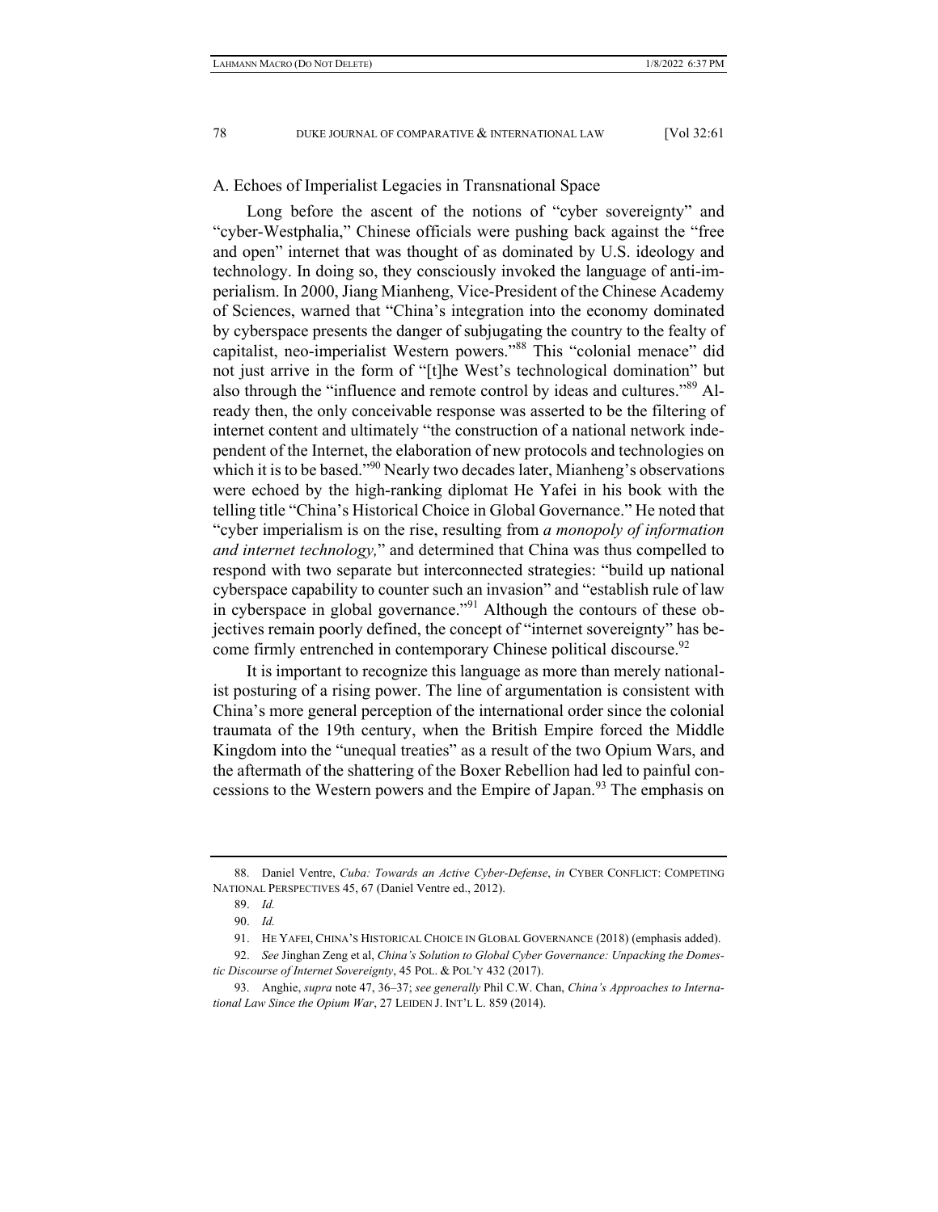### A. Echoes of Imperialist Legacies in Transnational Space

Long before the ascent of the notions of "cyber sovereignty" and "cyber-Westphalia," Chinese officials were pushing back against the "free and open" internet that was thought of as dominated by U.S. ideology and technology. In doing so, they consciously invoked the language of anti-imperialism. In 2000, Jiang Mianheng, Vice-President of the Chinese Academy of Sciences, warned that "China's integration into the economy dominated by cyberspace presents the danger of subjugating the country to the fealty of capitalist, neo-imperialist Western powers."[88] This "colonial menace" did not just arrive in the form of "[t]he West's technological domination" but also through the "influence and remote control by ideas and cultures."[89] Already then, the only conceivable response was asserted to be the filtering of internet content and ultimately "the construction of a national network independent of the Internet, the elaboration of new protocols and technologies on which it is to be based."[90] Nearly two decades later, Mianheng's observations were echoed by the high-ranking diplomat He Yafei in his book with the telling title "China's Historical Choice in Global Governance." He noted that "cyber imperialism is on the rise, resulting from *a monopoly of information and internet technology,*" and determined that China was thus compelled to respond with two separate but interconnected strategies: "build up national cyberspace capability to counter such an invasion" and "establish rule of law in cyberspace in global governance."[91] Although the contours of these objectives remain poorly defined, the concept of "internet sovereignty" has become firmly entrenched in contemporary Chinese political discourse.[92]

It is important to recognize this language as more than merely nationalist posturing of a rising power. The line of argumentation is consistent with China's more general perception of the international order since the colonial traumata of the 19th century, when the British Empire forced the Middle Kingdom into the "unequal treaties" as a result of the two Opium Wars, and the aftermath of the shattering of the Boxer Rebellion had led to painful concessions to the Western powers and the Empire of Japan.[93] The emphasis on

---

88. Daniel Ventre, *Cuba: Towards an Active Cyber-Defense*, *in* CYBER CONFLICT: COMPETING NATIONAL PERSPECTIVES 45, 67 (Daniel Ventre ed., 2012).

89. *Id.*

90. *Id.*

91. HE YAFEI, CHINA'S HISTORICAL CHOICE IN GLOBAL GOVERNANCE (2018) (emphasis added).

92. *See* Jinghan Zeng et al, *China's Solution to Global Cyber Governance: Unpacking the Domestic Discourse of Internet Sovereignty*, 45 POL. & POL'Y 432 (2017).

93. Anghie, *supra* note 47, 36–37; *see generally* Phil C.W. Chan, *China's Approaches to International Law Since the Opium War*, 27 LEIDEN J. INT'L L. 859 (2014).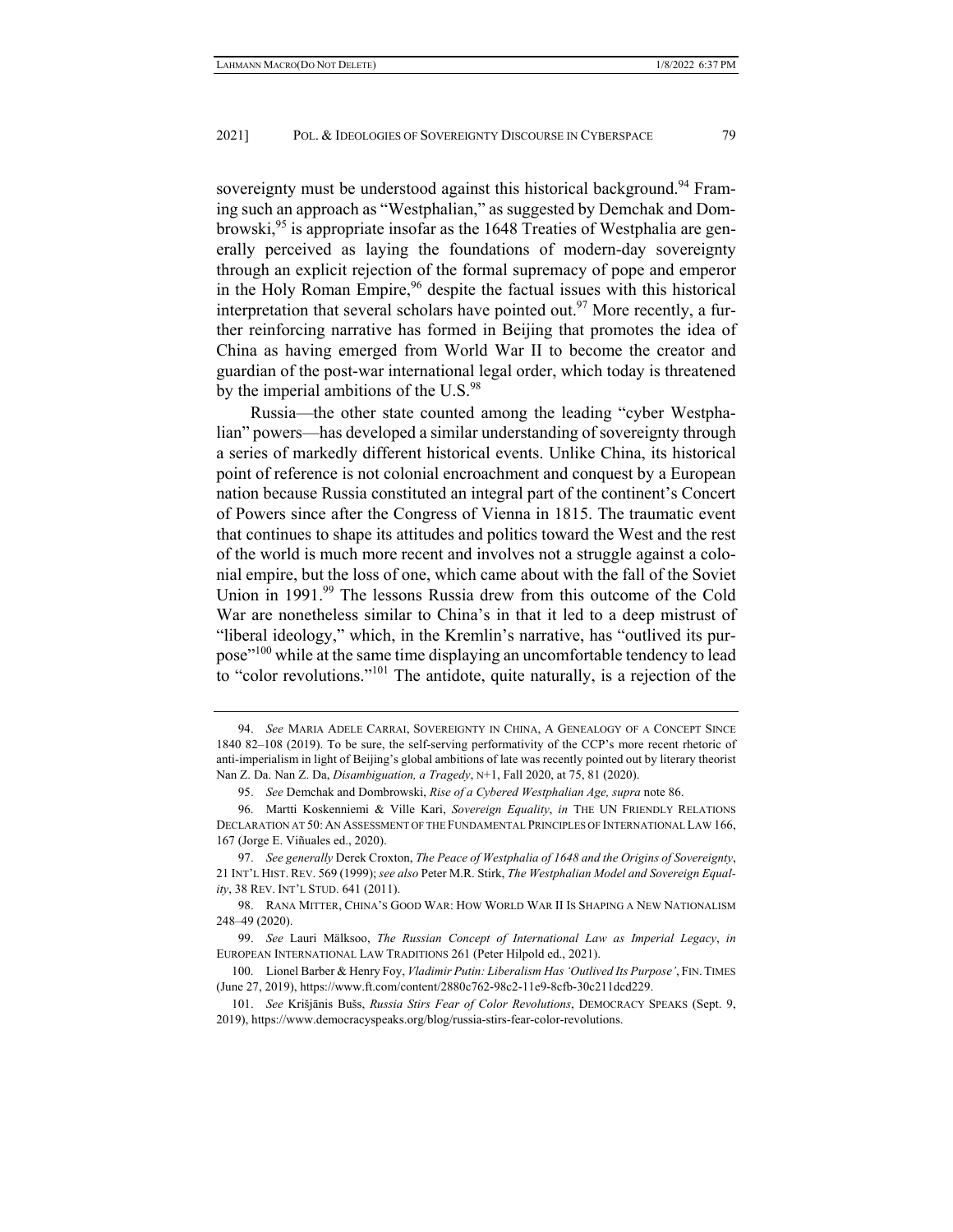sovereignty must be understood against this historical background.[94] Framing such an approach as "Westphalian," as suggested by Demchak and Dombrowski,[95] is appropriate insofar as the 1648 Treaties of Westphalia are generally perceived as laying the foundations of modern-day sovereignty through an explicit rejection of the formal supremacy of pope and emperor in the Holy Roman Empire,[96] despite the factual issues with this historical interpretation that several scholars have pointed out.[97] More recently, a further reinforcing narrative has formed in Beijing that promotes the idea of China as having emerged from World War II to become the creator and guardian of the post-war international legal order, which today is threatened by the imperial ambitions of the U.S.[98]

Russia—the other state counted among the leading "cyber Westphalian" powers—has developed a similar understanding of sovereignty through a series of markedly different historical events. Unlike China, its historical point of reference is not colonial encroachment and conquest by a European nation because Russia constituted an integral part of the continent's Concert of Powers since after the Congress of Vienna in 1815. The traumatic event that continues to shape its attitudes and politics toward the West and the rest of the world is much more recent and involves not a struggle against a colonial empire, but the loss of one, which came about with the fall of the Soviet Union in 1991.[99] The lessons Russia drew from this outcome of the Cold War are nonetheless similar to China's in that it led to a deep mistrust of "liberal ideology," which, in the Kremlin's narrative, has "outlived its purpose"[100] while at the same time displaying an uncomfortable tendency to lead to "color revolutions."[101] The antidote, quite naturally, is a rejection of the

---

94. *See* MARIA ADELE CARRAI, SOVEREIGNTY IN CHINA, A GENEALOGY OF A CONCEPT SINCE 1840 82–108 (2019). To be sure, the self-serving performativity of the CCP's more recent rhetoric of anti-imperialism in light of Beijing's global ambitions of late was recently pointed out by literary theorist Nan Z. Da. Nan Z. Da, *Disambiguation, a Tragedy*, N+1, Fall 2020, at 75, 81 (2020).

95. *See* Demchak and Dombrowski, *Rise of a Cybered Westphalian Age, supra* note 86.

96. Martti Koskenniemi & Ville Kari, *Sovereign Equality*, *in* THE UN FRIENDLY RELATIONS DECLARATION AT 50: AN ASSESSMENT OF THE FUNDAMENTAL PRINCIPLES OF INTERNATIONAL LAW 166, 167 (Jorge E. Viñuales ed., 2020).

97. *See generally* Derek Croxton, *The Peace of Westphalia of 1648 and the Origins of Sovereignty*, 21 INT'L HIST. REV. 569 (1999); *see also* Peter M.R. Stirk, *The Westphalian Model and Sovereign Equality*, 38 REV. INT'L STUD. 641 (2011).

98. RANA MITTER, CHINA'S GOOD WAR: HOW WORLD WAR II IS SHAPING A NEW NATIONALISM 248–49 (2020).

99. *See* Lauri Mälksoo, *The Russian Concept of International Law as Imperial Legacy*, *in* EUROPEAN INTERNATIONAL LAW TRADITIONS 261 (Peter Hilpold ed., 2021).

100. Lionel Barber & Henry Foy, *Vladimir Putin: Liberalism Has 'Outlived Its Purpose'*, FIN. TIMES (June 27, 2019), https://www.ft.com/content/2880c762-98c2-11e9-8cfb-30c211dcd229.

101. *See* Krišjānis Bušs, *Russia Stirs Fear of Color Revolutions*, DEMOCRACY SPEAKS (Sept. 9, 2019), https://www.democracyspeaks.org/blog/russia-stirs-fear-color-revolutions.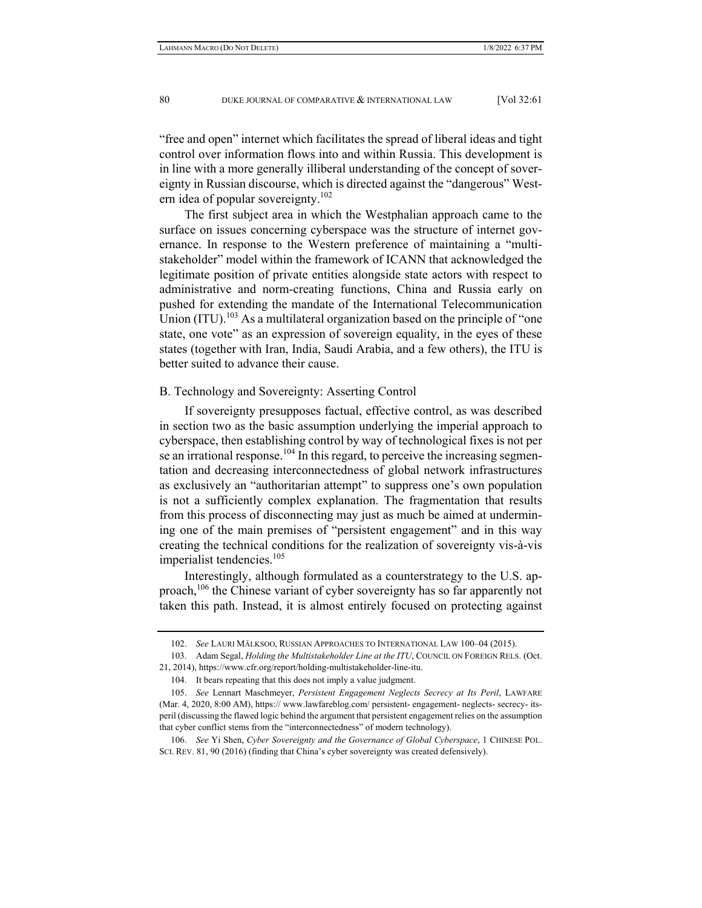"free and open" internet which facilitates the spread of liberal ideas and tight control over information flows into and within Russia. This development is in line with a more generally illiberal understanding of the concept of sovereignty in Russian discourse, which is directed against the "dangerous" Western idea of popular sovereignty.[102]

The first subject area in which the Westphalian approach came to the surface on issues concerning cyberspace was the structure of internet governance. In response to the Western preference of maintaining a "multistakeholder" model within the framework of ICANN that acknowledged the legitimate position of private entities alongside state actors with respect to administrative and norm-creating functions, China and Russia early on pushed for extending the mandate of the International Telecommunication Union (ITU).[103] As a multilateral organization based on the principle of "one state, one vote" as an expression of sovereign equality, in the eyes of these states (together with Iran, India, Saudi Arabia, and a few others), the ITU is better suited to advance their cause.

### B. Technology and Sovereignty: Asserting Control

If sovereignty presupposes factual, effective control, as was described in section two as the basic assumption underlying the imperial approach to cyberspace, then establishing control by way of technological fixes is not per se an irrational response.[104] In this regard, to perceive the increasing segmentation and decreasing interconnectedness of global network infrastructures as exclusively an "authoritarian attempt" to suppress one's own population is not a sufficiently complex explanation. The fragmentation that results from this process of disconnecting may just as much be aimed at undermining one of the main premises of "persistent engagement" and in this way creating the technical conditions for the realization of sovereignty vis-à-vis imperialist tendencies.[105]

Interestingly, although formulated as a counterstrategy to the U.S. approach,[106] the Chinese variant of cyber sovereignty has so far apparently not taken this path. Instead, it is almost entirely focused on protecting against

---

102. *See* LAURI MÄLKSOO, RUSSIAN APPROACHES TO INTERNATIONAL LAW 100–04 (2015).

103. Adam Segal, *Holding the Multistakeholder Line at the ITU*, COUNCIL ON FOREIGN RELS. (Oct. 21, 2014), https://www.cfr.org/report/holding-multistakeholder-line-itu.

104. It bears repeating that this does not imply a value judgment.

105. *See* Lennart Maschmeyer, *Persistent Engagement Neglects Secrecy at Its Peril*, LAWFARE (Mar. 4, 2020, 8:00 AM), https:// www.lawfareblog.com/ persistent- engagement- neglects- secrecy- its-peril (discussing the flawed logic behind the argument that persistent engagement relies on the assumption that cyber conflict stems from the "interconnectedness" of modern technology).

106. *See* Yi Shen, *Cyber Sovereignty and the Governance of Global Cyberspace*, 1 CHINESE POL. SCI. REV. 81, 90 (2016) (finding that China's cyber sovereignty was created defensively).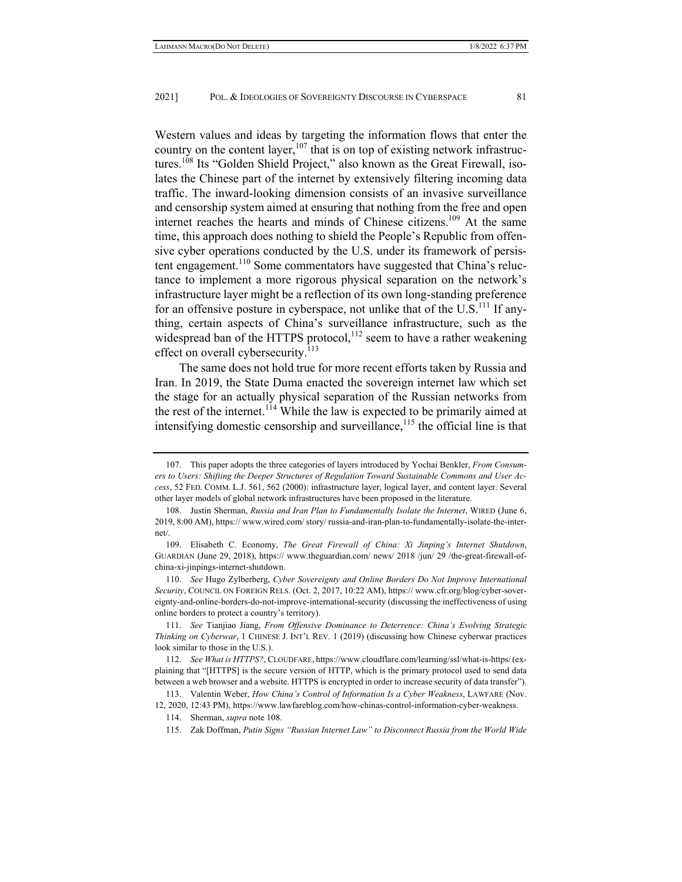Western values and ideas by targeting the information flows that enter the country on the content layer,[107] that is on top of existing network infrastructures.[108] Its "Golden Shield Project," also known as the Great Firewall, isolates the Chinese part of the internet by extensively filtering incoming data traffic. The inward-looking dimension consists of an invasive surveillance and censorship system aimed at ensuring that nothing from the free and open internet reaches the hearts and minds of Chinese citizens.[109] At the same time, this approach does nothing to shield the People's Republic from offensive cyber operations conducted by the U.S. under its framework of persistent engagement.[110] Some commentators have suggested that China's reluctance to implement a more rigorous physical separation on the network's infrastructure layer might be a reflection of its own long-standing preference for an offensive posture in cyberspace, not unlike that of the U.S.[111] If anything, certain aspects of China's surveillance infrastructure, such as the widespread ban of the HTTPS protocol,[112] seem to have a rather weakening effect on overall cybersecurity.[113]

The same does not hold true for more recent efforts taken by Russia and Iran. In 2019, the State Duma enacted the sovereign internet law which set the stage for an actually physical separation of the Russian networks from the rest of the internet.[114] While the law is expected to be primarily aimed at intensifying domestic censorship and surveillance,[115] the official line is that

---

107. This paper adopts the three categories of layers introduced by Yochai Benkler, *From Consumers to Users: Shifting the Deeper Structures of Regulation Toward Sustainable Commons and User Access*, 52 FED. COMM. L.J. 561, 562 (2000): infrastructure layer, logical layer, and content layer. Several other layer models of global network infrastructures have been proposed in the literature.

108. Justin Sherman, *Russia and Iran Plan to Fundamentally Isolate the Internet*, WIRED (June 6, 2019, 8:00 AM), https:// www.wired.com/ story/ russia-and-iran-plan-to-fundamentally-isolate-the-internet/.

109. Elisabeth C. Economy, *The Great Firewall of China: Xi Jinping's Internet Shutdown*, GUARDIAN (June 29, 2018), https:// www.theguardian.com/ news/ 2018 /jun/ 29 /the-great-firewall-of-china-xi-jinpings-internet-shutdown.

110. *See* Hugo Zylberberg, *Cyber Sovereignty and Online Borders Do Not Improve International Security*, COUNCIL ON FOREIGN RELS. (Oct. 2, 2017, 10:22 AM), https:// www.cfr.org/blog/cyber-sovereignty-and-online-borders-do-not-improve-international-security (discussing the ineffectiveness of using online borders to protect a country's territory).

111. *See* Tianjiao Jiang, *From Offensive Dominance to Deterrence: China's Evolving Strategic Thinking on Cyberwar*, 1 CHINESE J. INT'L REV. 1 (2019) (discussing how Chinese cyberwar practices look similar to those in the U.S.).

112. *See What is HTTPS?*, CLOUDFARE, https://www.cloudflare.com/learning/ssl/what-is-https/ (explaining that "[HTTPS] is the secure version of HTTP, which is the primary protocol used to send data between a web browser and a website. HTTPS is encrypted in order to increase security of data transfer").

113. Valentin Weber, *How China's Control of Information Is a Cyber Weakness*, LAWFARE (Nov. 12, 2020, 12:43 PM), https://www.lawfareblog.com/how-chinas-control-information-cyber-weakness.

114. Sherman, *supra* note 108.

115. Zak Doffman, *Putin Signs "Russian Internet Law" to Disconnect Russia from the World Wide*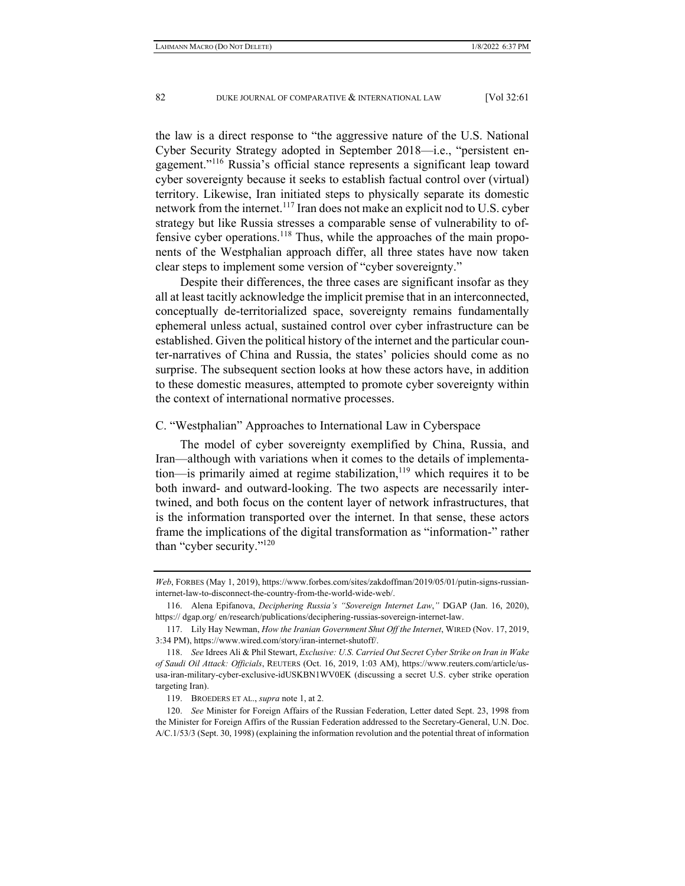the law is a direct response to "the aggressive nature of the U.S. National Cyber Security Strategy adopted in September 2018—i.e., "persistent engagement."[116] Russia's official stance represents a significant leap toward cyber sovereignty because it seeks to establish factual control over (virtual) territory. Likewise, Iran initiated steps to physically separate its domestic network from the internet.[117] Iran does not make an explicit nod to U.S. cyber strategy but like Russia stresses a comparable sense of vulnerability to offensive cyber operations.[118] Thus, while the approaches of the main proponents of the Westphalian approach differ, all three states have now taken clear steps to implement some version of "cyber sovereignty."

Despite their differences, the three cases are significant insofar as they all at least tacitly acknowledge the implicit premise that in an interconnected, conceptually de-territorialized space, sovereignty remains fundamentally ephemeral unless actual, sustained control over cyber infrastructure can be established. Given the political history of the internet and the particular counter-narratives of China and Russia, the states' policies should come as no surprise. The subsequent section looks at how these actors have, in addition to these domestic measures, attempted to promote cyber sovereignty within the context of international normative processes.

### C. "Westphalian" Approaches to International Law in Cyberspace

The model of cyber sovereignty exemplified by China, Russia, and Iran—although with variations when it comes to the details of implementation—is primarily aimed at regime stabilization,[119] which requires it to be both inward- and outward-looking. The two aspects are necessarily intertwined, and both focus on the content layer of network infrastructures, that is the information transported over the internet. In that sense, these actors frame the implications of the digital transformation as "information-" rather than "cyber security."[120]

---

*Web*, FORBES (May 1, 2019), https://www.forbes.com/sites/zakdoffman/2019/05/01/putin-signs-russian-internet-law-to-disconnect-the-country-from-the-world-wide-web/.

116. Alena Epifanova, *Deciphering Russia's "Sovereign Internet Law*,*"* DGAP (Jan. 16, 2020), https:// dgap.org/ en/research/publications/deciphering-russias-sovereign-internet-law.

117. Lily Hay Newman, *How the Iranian Government Shut Off the Internet*, WIRED (Nov. 17, 2019, 3:34 PM), https://www.wired.com/story/iran-internet-shutoff/.

118. *See* Idrees Ali & Phil Stewart, *Exclusive: U.S. Carried Out Secret Cyber Strike on Iran in Wake of Saudi Oil Attack: Officials*, REUTERS (Oct. 16, 2019, 1:03 AM), https://www.reuters.com/article/us-usa-iran-military-cyber-exclusive-idUSKBN1WV0EK (discussing a secret U.S. cyber strike operation targeting Iran).

119. BROEDERS ET AL., *supra* note 1, at 2.

120. *See* Minister for Foreign Affairs of the Russian Federation, Letter dated Sept. 23, 1998 from the Minister for Foreign Affirs of the Russian Federation addressed to the Secretary-General, U.N. Doc. A/C.1/53/3 (Sept. 30, 1998) (explaining the information revolution and the potential threat of information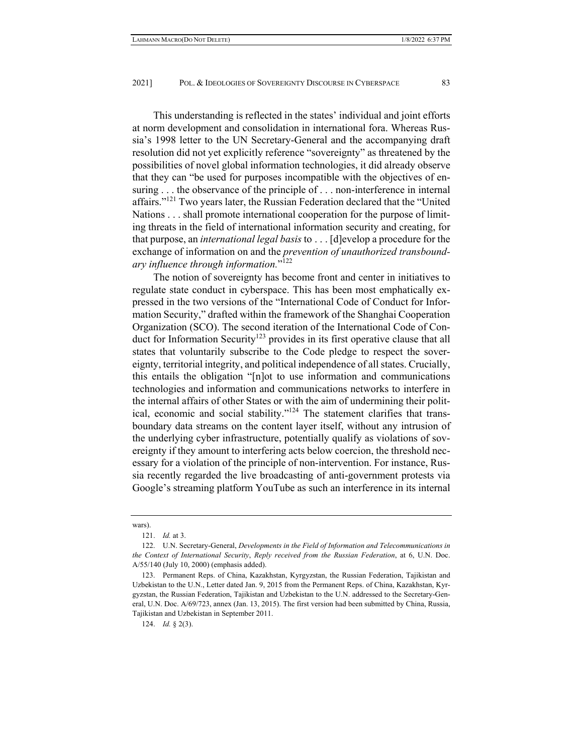This understanding is reflected in the states' individual and joint efforts at norm development and consolidation in international fora. Whereas Russia's 1998 letter to the UN Secretary-General and the accompanying draft resolution did not yet explicitly reference "sovereignty" as threatened by the possibilities of novel global information technologies, it did already observe that they can "be used for purposes incompatible with the objectives of ensuring . . . the observance of the principle of . . . non-interference in internal affairs."[121] Two years later, the Russian Federation declared that the "United Nations . . . shall promote international cooperation for the purpose of limiting threats in the field of international information security and creating, for that purpose, an *international legal basis* to . . . [d]evelop a procedure for the exchange of information on and the *prevention of unauthorized transboundary influence through information*."[122]

The notion of sovereignty has become front and center in initiatives to regulate state conduct in cyberspace. This has been most emphatically expressed in the two versions of the "International Code of Conduct for Information Security," drafted within the framework of the Shanghai Cooperation Organization (SCO). The second iteration of the International Code of Conduct for Information Security[123] provides in its first operative clause that all states that voluntarily subscribe to the Code pledge to respect the sovereignty, territorial integrity, and political independence of all states. Crucially, this entails the obligation "[n]ot to use information and communications technologies and information and communications networks to interfere in the internal affairs of other States or with the aim of undermining their political, economic and social stability."[124] The statement clarifies that transboundary data streams on the content layer itself, without any intrusion of the underlying cyber infrastructure, potentially qualify as violations of sovereignty if they amount to interfering acts below coercion, the threshold necessary for a violation of the principle of non-intervention. For instance, Russia recently regarded the live broadcasting of anti-government protests via Google's streaming platform YouTube as such an interference in its internal

---

wars).

121. *Id.* at 3.

122. U.N. Secretary-General, *Developments in the Field of Information and Telecommunications in the Context of International Security*, *Reply received from the Russian Federation*, at 6, U.N. Doc. A/55/140 (July 10, 2000) (emphasis added).

123. Permanent Reps. of China, Kazakhstan, Kyrgyzstan, the Russian Federation, Tajikistan and Uzbekistan to the U.N., Letter dated Jan. 9, 2015 from the Permanent Reps. of China, Kazakhstan, Kyrgyzstan, the Russian Federation, Tajikistan and Uzbekistan to the U.N. addressed to the Secretary-General, U.N. Doc. A/69/723, annex (Jan. 13, 2015). The first version had been submitted by China, Russia, Tajikistan and Uzbekistan in September 2011.

124. *Id.* § 2(3).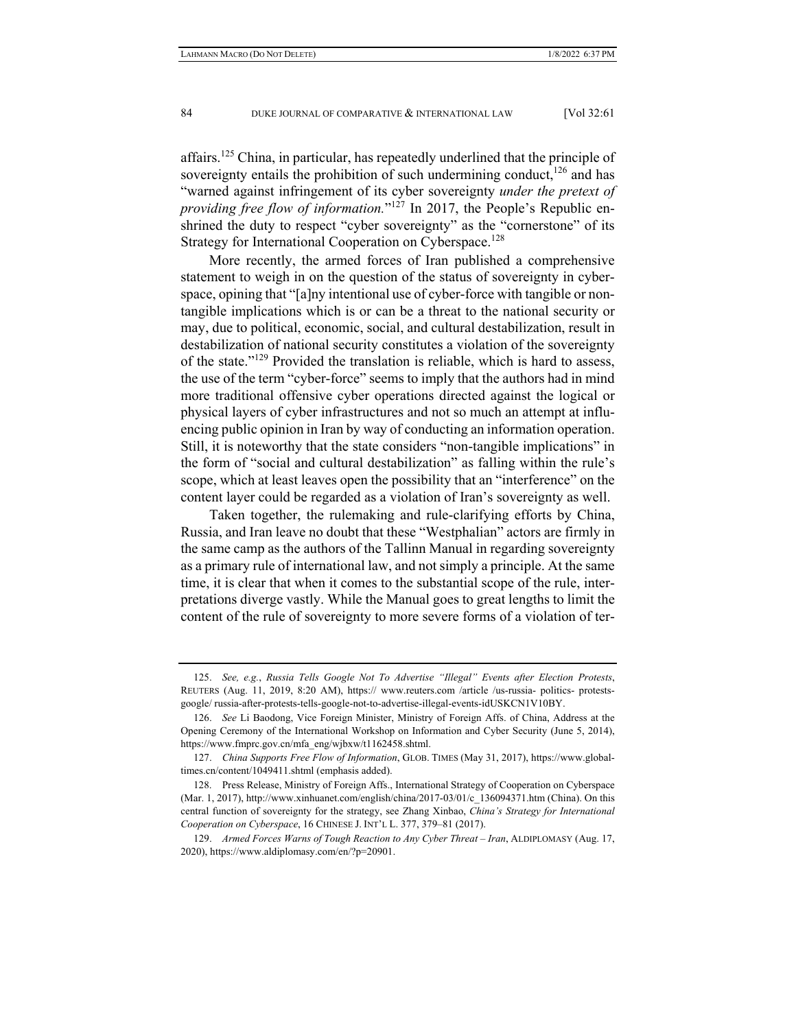affairs.[125] China, in particular, has repeatedly underlined that the principle of sovereignty entails the prohibition of such undermining conduct,[126] and has "warned against infringement of its cyber sovereignty *under the pretext of providing free flow of information.*"[127] In 2017, the People's Republic enshrined the duty to respect "cyber sovereignty" as the "cornerstone" of its Strategy for International Cooperation on Cyberspace.[128]

More recently, the armed forces of Iran published a comprehensive statement to weigh in on the question of the status of sovereignty in cyberspace, opining that "[a]ny intentional use of cyber-force with tangible or non-tangible implications which is or can be a threat to the national security or may, due to political, economic, social, and cultural destabilization, result in destabilization of national security constitutes a violation of the sovereignty of the state."[129] Provided the translation is reliable, which is hard to assess, the use of the term "cyber-force" seems to imply that the authors had in mind more traditional offensive cyber operations directed against the logical or physical layers of cyber infrastructures and not so much an attempt at influencing public opinion in Iran by way of conducting an information operation. Still, it is noteworthy that the state considers "non-tangible implications" in the form of "social and cultural destabilization" as falling within the rule's scope, which at least leaves open the possibility that an "interference" on the content layer could be regarded as a violation of Iran's sovereignty as well.

Taken together, the rulemaking and rule-clarifying efforts by China, Russia, and Iran leave no doubt that these "Westphalian" actors are firmly in the same camp as the authors of the Tallinn Manual in regarding sovereignty as a primary rule of international law, and not simply a principle. At the same time, it is clear that when it comes to the substantial scope of the rule, interpretations diverge vastly. While the Manual goes to great lengths to limit the content of the rule of sovereignty to more severe forms of a violation of ter-

---

125. *See, e.g.*, *Russia Tells Google Not To Advertise "Illegal" Events after Election Protests*, REUTERS (Aug. 11, 2019, 8:20 AM), https:// www.reuters.com /article /us-russia- politics- protests-google/ russia-after-protests-tells-google-not-to-advertise-illegal-events-idUSKCN1V10BY.

126. *See* Li Baodong, Vice Foreign Minister, Ministry of Foreign Affs. of China, Address at the Opening Ceremony of the International Workshop on Information and Cyber Security (June 5, 2014), https://www.fmprc.gov.cn/mfa_eng/wjbxw/t1162458.shtml.

127. *China Supports Free Flow of Information*, GLOB. TIMES (May 31, 2017), https://www.globaltimes.cn/content/1049411.shtml (emphasis added).

128. Press Release, Ministry of Foreign Affs., International Strategy of Cooperation on Cyberspace (Mar. 1, 2017), http://www.xinhuanet.com/english/china/2017-03/01/c_136094371.htm (China). On this central function of sovereignty for the strategy, see Zhang Xinbao, *China's Strategy for International Cooperation on Cyberspace*, 16 CHINESE J. INT'L L. 377, 379–81 (2017).

129. *Armed Forces Warns of Tough Reaction to Any Cyber Threat – Iran*, ALDIPLOMASY (Aug. 17, 2020), https://www.aldiplomasy.com/en/?p=20901.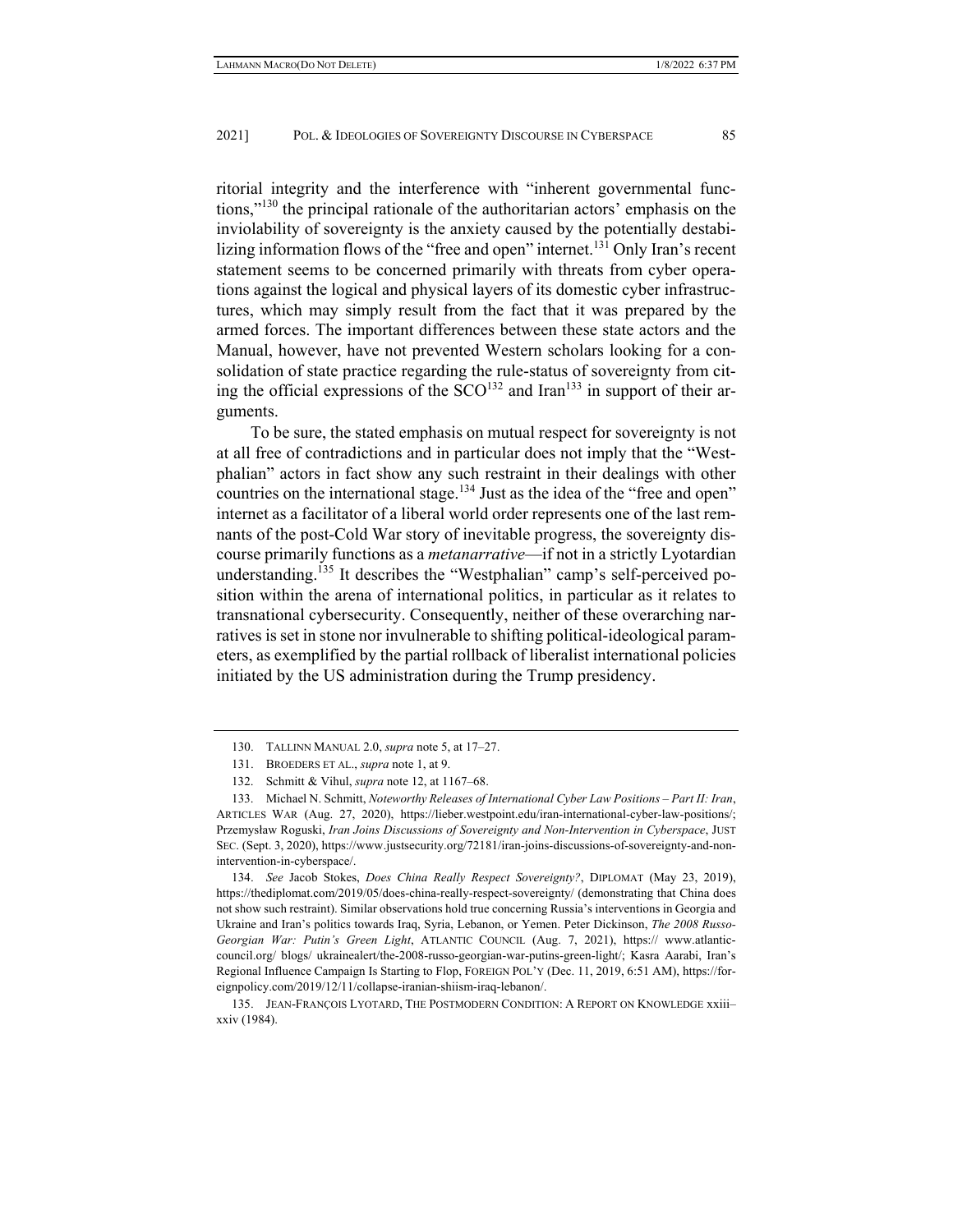ritorial integrity and the interference with "inherent governmental functions,"[130] the principal rationale of the authoritarian actors' emphasis on the inviolability of sovereignty is the anxiety caused by the potentially destabilizing information flows of the "free and open" internet.[131] Only Iran's recent statement seems to be concerned primarily with threats from cyber operations against the logical and physical layers of its domestic cyber infrastructures, which may simply result from the fact that it was prepared by the armed forces. The important differences between these state actors and the Manual, however, have not prevented Western scholars looking for a consolidation of state practice regarding the rule-status of sovereignty from citing the official expressions of the SCO[132] and Iran[133] in support of their arguments.

To be sure, the stated emphasis on mutual respect for sovereignty is not at all free of contradictions and in particular does not imply that the "Westphalian" actors in fact show any such restraint in their dealings with other countries on the international stage.[134] Just as the idea of the "free and open" internet as a facilitator of a liberal world order represents one of the last remnants of the post-Cold War story of inevitable progress, the sovereignty discourse primarily functions as a *metanarrative*—if not in a strictly Lyotardian understanding.[135] It describes the "Westphalian" camp's self-perceived position within the arena of international politics, in particular as it relates to transnational cybersecurity. Consequently, neither of these overarching narratives is set in stone nor invulnerable to shifting political-ideological parameters, as exemplified by the partial rollback of liberalist international policies initiated by the US administration during the Trump presidency.

---

130. TALLINN MANUAL 2.0, *supra* note 5, at 17–27.

131. BROEDERS ET AL., *supra* note 1, at 9.

132. Schmitt & Vihul, *supra* note 12, at 1167–68.

133. Michael N. Schmitt, *Noteworthy Releases of International Cyber Law Positions – Part II: Iran*, ARTICLES WAR (Aug. 27, 2020), https://lieber.westpoint.edu/iran-international-cyber-law-positions/; Przemysław Roguski, *Iran Joins Discussions of Sovereignty and Non-Intervention in Cyberspace*, JUST SEC. (Sept. 3, 2020), https://www.justsecurity.org/72181/iran-joins-discussions-of-sovereignty-and-non-intervention-in-cyberspace/.

134. *See* Jacob Stokes, *Does China Really Respect Sovereignty?*, DIPLOMAT (May 23, 2019), https://thediplomat.com/2019/05/does-china-really-respect-sovereignty/ (demonstrating that China does not show such restraint). Similar observations hold true concerning Russia's interventions in Georgia and Ukraine and Iran's politics towards Iraq, Syria, Lebanon, or Yemen. Peter Dickinson, *The 2008 Russo-Georgian War: Putin's Green Light*, ATLANTIC COUNCIL (Aug. 7, 2021), https:// www.atlanticcouncil.org/ blogs/ ukrainealert/the-2008-russo-georgian-war-putins-green-light/; Kasra Aarabi, Iran's Regional Influence Campaign Is Starting to Flop, FOREIGN POL'Y (Dec. 11, 2019, 6:51 AM), https://foreignpolicy.com/2019/12/11/collapse-iranian-shiism-iraq-lebanon/.

135. JEAN-FRANÇOIS LYOTARD, THE POSTMODERN CONDITION: A REPORT ON KNOWLEDGE xxiii–xxiv (1984).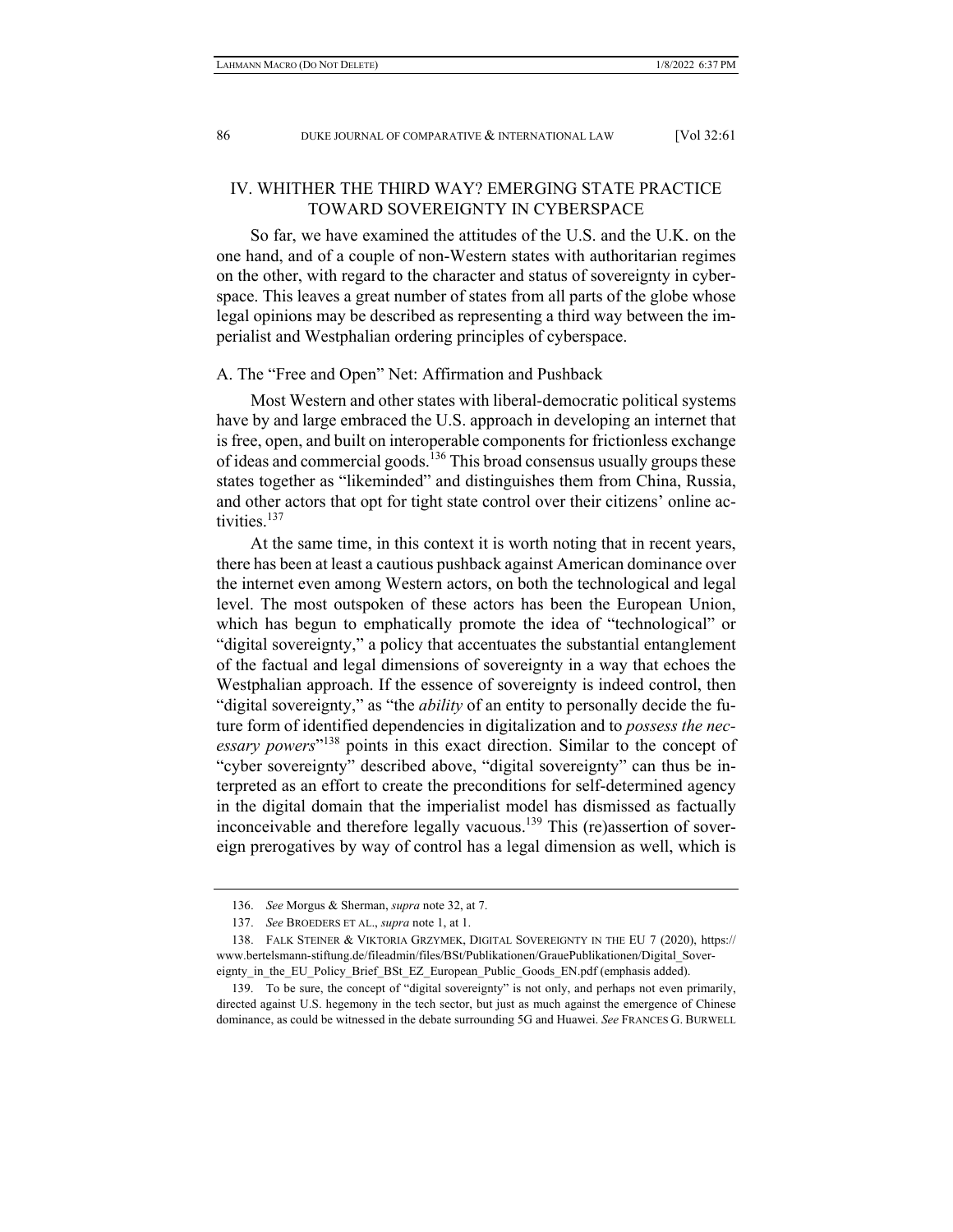## IV. WHITHER THE THIRD WAY? EMERGING STATE PRACTICE TOWARD SOVEREIGNTY IN CYBERSPACE

So far, we have examined the attitudes of the U.S. and the U.K. on the one hand, and of a couple of non-Western states with authoritarian regimes on the other, with regard to the character and status of sovereignty in cyberspace. This leaves a great number of states from all parts of the globe whose legal opinions may be described as representing a third way between the imperialist and Westphalian ordering principles of cyberspace.

### A. The "Free and Open" Net: Affirmation and Pushback

Most Western and other states with liberal-democratic political systems have by and large embraced the U.S. approach in developing an internet that is free, open, and built on interoperable components for frictionless exchange of ideas and commercial goods.[136] This broad consensus usually groups these states together as "likeminded" and distinguishes them from China, Russia, and other actors that opt for tight state control over their citizens' online activities.[137]

At the same time, in this context it is worth noting that in recent years, there has been at least a cautious pushback against American dominance over the internet even among Western actors, on both the technological and legal level. The most outspoken of these actors has been the European Union, which has begun to emphatically promote the idea of "technological" or "digital sovereignty," a policy that accentuates the substantial entanglement of the factual and legal dimensions of sovereignty in a way that echoes the Westphalian approach. If the essence of sovereignty is indeed control, then "digital sovereignty," as "the *ability* of an entity to personally decide the future form of identified dependencies in digitalization and to *possess the necessary powers*"[138] points in this exact direction. Similar to the concept of "cyber sovereignty" described above, "digital sovereignty" can thus be interpreted as an effort to create the preconditions for self-determined agency in the digital domain that the imperialist model has dismissed as factually inconceivable and therefore legally vacuous.[139] This (re)assertion of sovereign prerogatives by way of control has a legal dimension as well, which is

---

136. *See* Morgus & Sherman, *supra* note 32, at 7.

137. *See* BROEDERS ET AL., *supra* note 1, at 1.

138. FALK STEINER & VIKTORIA GRZYMEK, DIGITAL SOVEREIGNTY IN THE EU 7 (2020), https://www.bertelsmann-stiftung.de/fileadmin/files/BSt/Publikationen/GrauePublikationen/Digital_Sovereignty_in_the_EU_Policy_Brief_BSt_EZ_European_Public_Goods_EN.pdf (emphasis added).

139. To be sure, the concept of "digital sovereignty" is not only, and perhaps not even primarily, directed against U.S. hegemony in the tech sector, but just as much against the emergence of Chinese dominance, as could be witnessed in the debate surrounding 5G and Huawei. *See* FRANCES G. BURWELL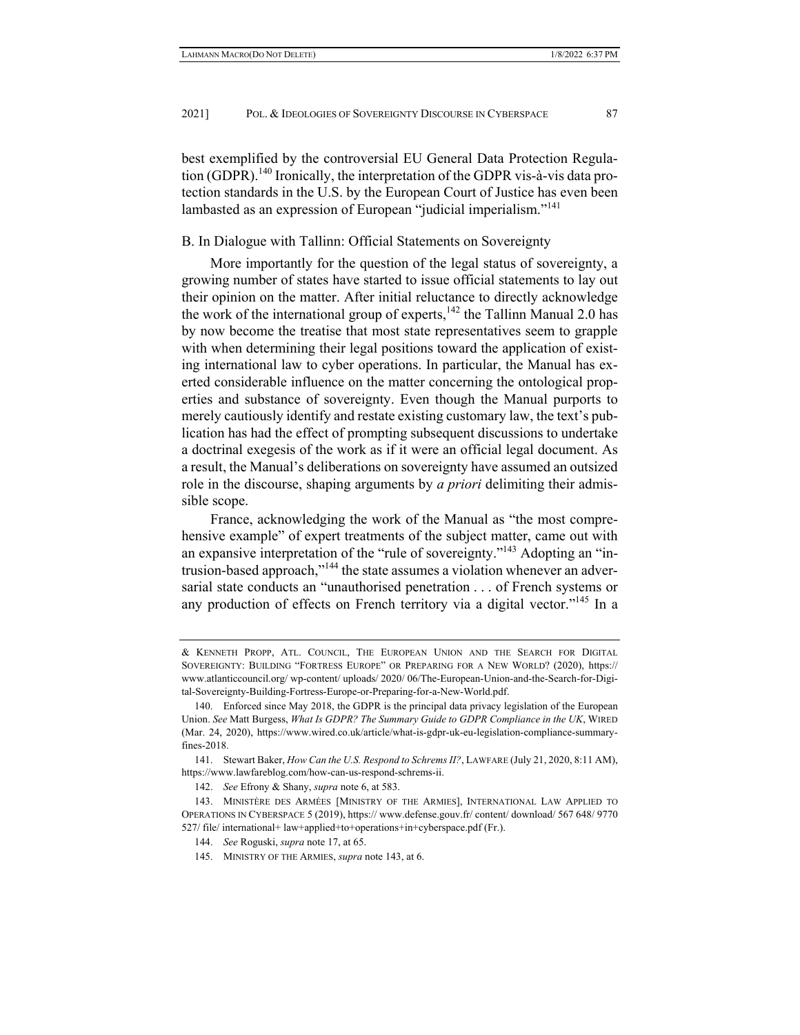best exemplified by the controversial EU General Data Protection Regulation (GDPR).[140] Ironically, the interpretation of the GDPR vis-à-vis data protection standards in the U.S. by the European Court of Justice has even been lambasted as an expression of European "judicial imperialism."[141]

### B. In Dialogue with Tallinn: Official Statements on Sovereignty

More importantly for the question of the legal status of sovereignty, a growing number of states have started to issue official statements to lay out their opinion on the matter. After initial reluctance to directly acknowledge the work of the international group of experts,[142] the Tallinn Manual 2.0 has by now become the treatise that most state representatives seem to grapple with when determining their legal positions toward the application of existing international law to cyber operations. In particular, the Manual has exerted considerable influence on the matter concerning the ontological properties and substance of sovereignty. Even though the Manual purports to merely cautiously identify and restate existing customary law, the text's publication has had the effect of prompting subsequent discussions to undertake a doctrinal exegesis of the work as if it were an official legal document. As a result, the Manual's deliberations on sovereignty have assumed an outsized role in the discourse, shaping arguments by *a priori* delimiting their admissible scope.

France, acknowledging the work of the Manual as "the most comprehensive example" of expert treatments of the subject matter, came out with an expansive interpretation of the "rule of sovereignty."[143] Adopting an "intrusion-based approach,"[144] the state assumes a violation whenever an adversarial state conducts an "unauthorised penetration . . . of French systems or any production of effects on French territory via a digital vector."[145] In a

---

& KENNETH PROPP, ATL. COUNCIL, THE EUROPEAN UNION AND THE SEARCH FOR DIGITAL SOVEREIGNTY: BUILDING "FORTRESS EUROPE" OR PREPARING FOR A NEW WORLD? (2020), https:// www.atlanticcouncil.org/ wp-content/ uploads/ 2020/ 06/The-European-Union-and-the-Search-for-Digital-Sovereignty-Building-Fortress-Europe-or-Preparing-for-a-New-World.pdf.

140. Enforced since May 2018, the GDPR is the principal data privacy legislation of the European Union. *See* Matt Burgess, *What Is GDPR? The Summary Guide to GDPR Compliance in the UK*, WIRED (Mar. 24, 2020), https://www.wired.co.uk/article/what-is-gdpr-uk-eu-legislation-compliance-summary-fines-2018.

141. Stewart Baker, *How Can the U.S. Respond to Schrems II?*, LAWFARE (July 21, 2020, 8:11 AM), https://www.lawfareblog.com/how-can-us-respond-schrems-ii.

142. *See* Efrony & Shany, *supra* note 6, at 583.

143. MINISTÈRE DES ARMÉES [MINISTRY OF THE ARMIES], INTERNATIONAL LAW APPLIED TO OPERATIONS IN CYBERSPACE 5 (2019), https:// www.defense.gouv.fr/ content/ download/ 567 648/ 9770 527/ file/ international+ law+applied+to+operations+in+cyberspace.pdf (Fr.).

144. *See* Roguski, *supra* note 17, at 65.

145. MINISTRY OF THE ARMIES, *supra* note 143, at 6.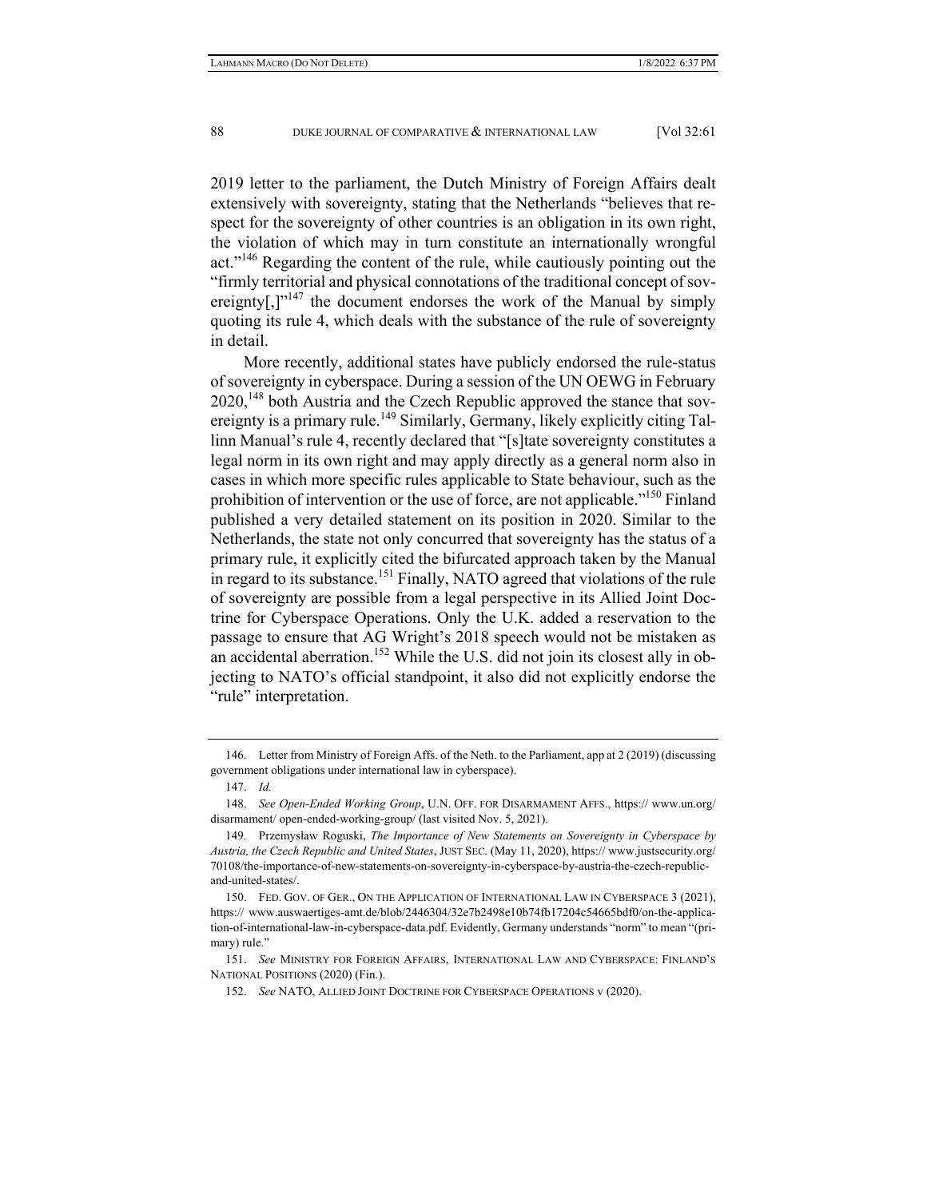2019 letter to the parliament, the Dutch Ministry of Foreign Affairs dealt extensively with sovereignty, stating that the Netherlands "believes that respect for the sovereignty of other countries is an obligation in its own right, the violation of which may in turn constitute an internationally wrongful act."[146] Regarding the content of the rule, while cautiously pointing out the "firmly territorial and physical connotations of the traditional concept of sovereignty[,]"[147] the document endorses the work of the Manual by simply quoting its rule 4, which deals with the substance of the rule of sovereignty in detail.

More recently, additional states have publicly endorsed the rule-status of sovereignty in cyberspace. During a session of the UN OEWG in February 2020,[148] both Austria and the Czech Republic approved the stance that sovereignty is a primary rule.[149] Similarly, Germany, likely explicitly citing Tallinn Manual's rule 4, recently declared that "[s]tate sovereignty constitutes a legal norm in its own right and may apply directly as a general norm also in cases in which more specific rules applicable to State behaviour, such as the prohibition of intervention or the use of force, are not applicable."[150] Finland published a very detailed statement on its position in 2020. Similar to the Netherlands, the state not only concurred that sovereignty has the status of a primary rule, it explicitly cited the bifurcated approach taken by the Manual in regard to its substance.[151] Finally, NATO agreed that violations of the rule of sovereignty are possible from a legal perspective in its Allied Joint Doctrine for Cyberspace Operations. Only the U.K. added a reservation to the passage to ensure that AG Wright's 2018 speech would not be mistaken as an accidental aberration.[152] While the U.S. did not join its closest ally in objecting to NATO's official standpoint, it also did not explicitly endorse the "rule" interpretation.

---

146. Letter from Ministry of Foreign Affs. of the Neth. to the Parliament, app at 2 (2019) (discussing government obligations under international law in cyberspace).

147. *Id.*

148. *See Open-Ended Working Group*, U.N. OFF. FOR DISARMAMENT AFFS., https:// www.un.org/ disarmament/ open-ended-working-group/ (last visited Nov. 5, 2021).

149. Przemysław Roguski, *The Importance of New Statements on Sovereignty in Cyberspace by Austria, the Czech Republic and United States*, JUST SEC. (May 11, 2020), https:// www.justsecurity.org/ 70108/the-importance-of-new-statements-on-sovereignty-in-cyberspace-by-austria-the-czech-republic-and-united-states/.

150. FED. GOV. OF GER., ON THE APPLICATION OF INTERNATIONAL LAW IN CYBERSPACE 3 (2021), https:// www.auswaertiges-amt.de/blob/2446304/32e7b2498e10b74fb17204c54665bdf0/on-the-application-of-international-law-in-cyberspace-data.pdf. Evidently, Germany understands "norm" to mean "(primary) rule."

151. *See* MINISTRY FOR FOREIGN AFFAIRS, INTERNATIONAL LAW AND CYBERSPACE: FINLAND'S NATIONAL POSITIONS (2020) (Fin.).

152. *See* NATO, ALLIED JOINT DOCTRINE FOR CYBERSPACE OPERATIONS v (2020).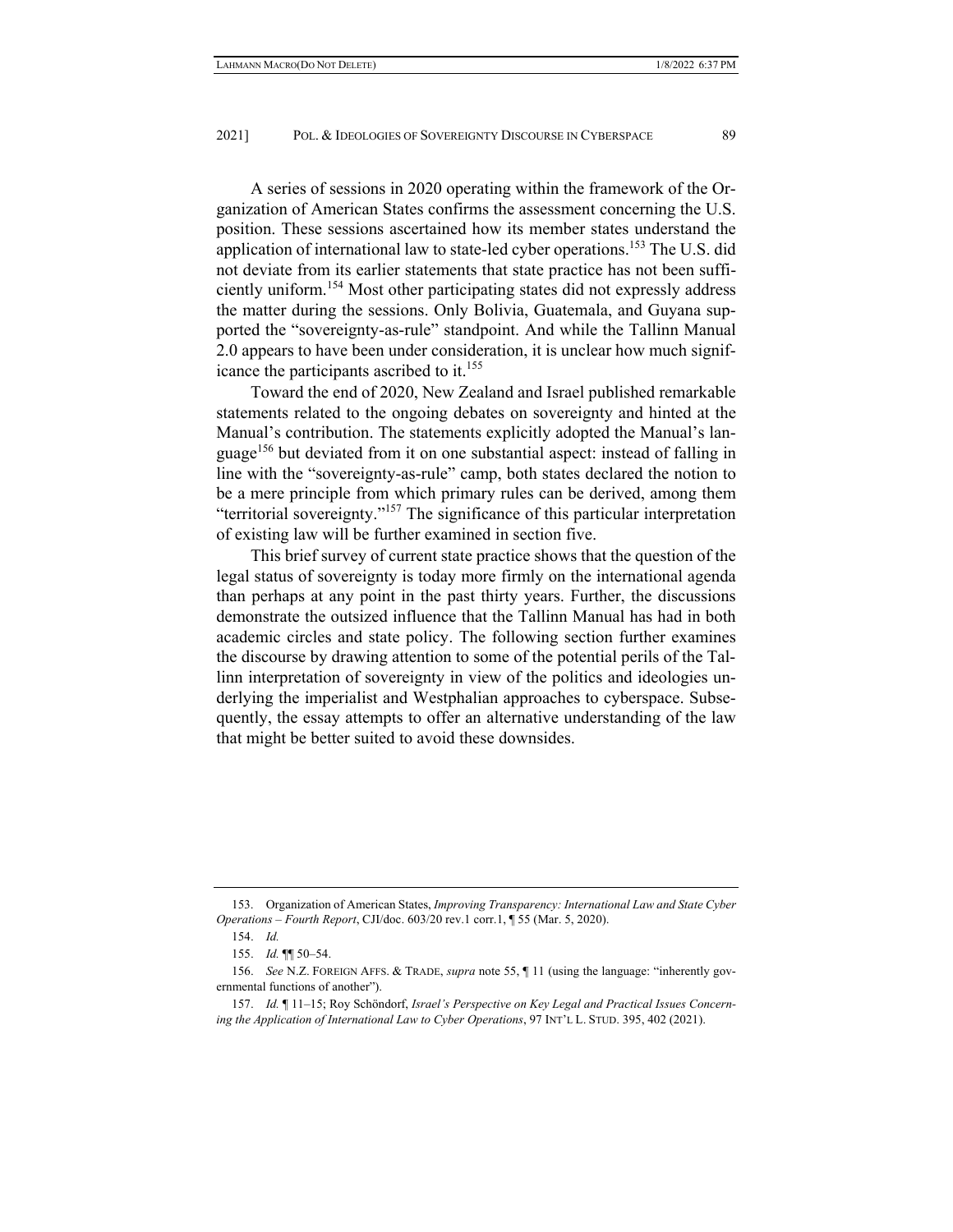A series of sessions in 2020 operating within the framework of the Organization of American States confirms the assessment concerning the U.S. position. These sessions ascertained how its member states understand the application of international law to state-led cyber operations.[153] The U.S. did not deviate from its earlier statements that state practice has not been sufficiently uniform.[154] Most other participating states did not expressly address the matter during the sessions. Only Bolivia, Guatemala, and Guyana supported the "sovereignty-as-rule" standpoint. And while the Tallinn Manual 2.0 appears to have been under consideration, it is unclear how much significance the participants ascribed to it.[155]

Toward the end of 2020, New Zealand and Israel published remarkable statements related to the ongoing debates on sovereignty and hinted at the Manual's contribution. The statements explicitly adopted the Manual's language[156] but deviated from it on one substantial aspect: instead of falling in line with the "sovereignty-as-rule" camp, both states declared the notion to be a mere principle from which primary rules can be derived, among them "territorial sovereignty."[157] The significance of this particular interpretation of existing law will be further examined in section five.

This brief survey of current state practice shows that the question of the legal status of sovereignty is today more firmly on the international agenda than perhaps at any point in the past thirty years. Further, the discussions demonstrate the outsized influence that the Tallinn Manual has had in both academic circles and state policy. The following section further examines the discourse by drawing attention to some of the potential perils of the Tallinn interpretation of sovereignty in view of the politics and ideologies underlying the imperialist and Westphalian approaches to cyberspace. Subsequently, the essay attempts to offer an alternative understanding of the law that might be better suited to avoid these downsides.

---

153. Organization of American States, *Improving Transparency: International Law and State Cyber Operations – Fourth Report*, CJI/doc. 603/20 rev.1 corr.1, ¶ 55 (Mar. 5, 2020).

154. *Id.*

155. *Id.* ¶¶ 50–54.

156. *See* N.Z. FOREIGN AFFS. & TRADE, *supra* note 55, ¶ 11 (using the language: "inherently governmental functions of another").

157. *Id.* ¶ 11–15; Roy Schöndorf, *Israel's Perspective on Key Legal and Practical Issues Concerning the Application of International Law to Cyber Operations*, 97 INT'L L. STUD. 395, 402 (2021).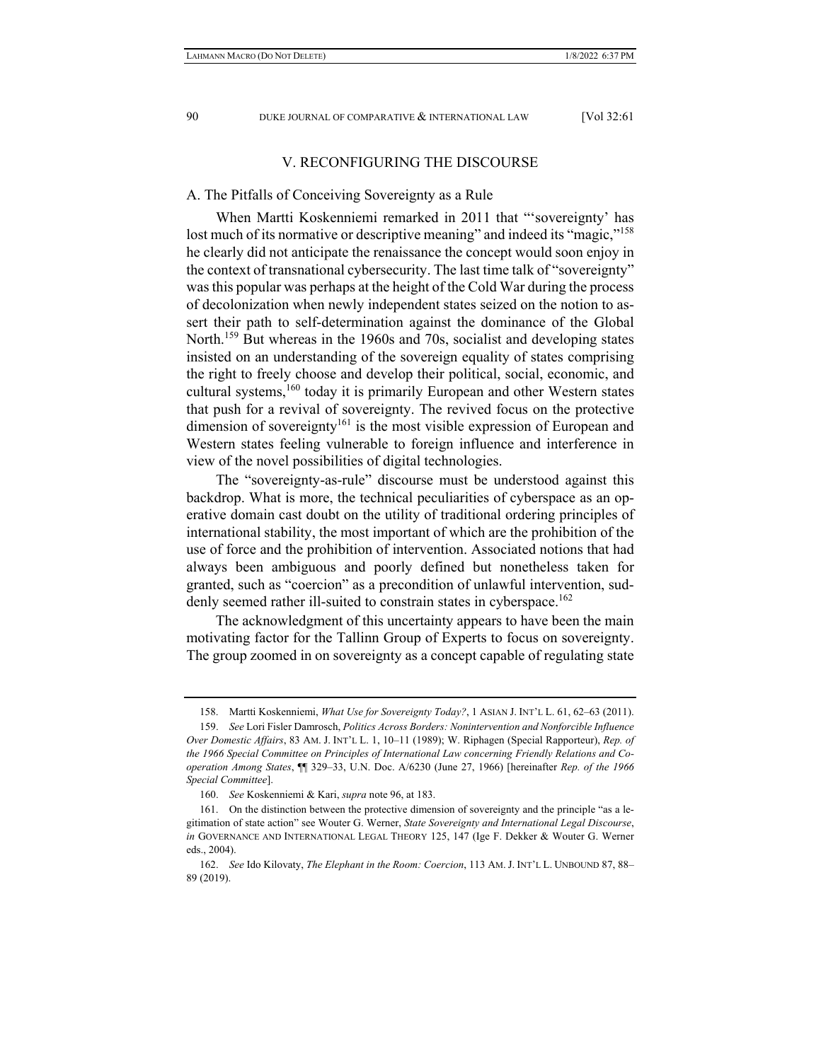## V. RECONFIGURING THE DISCOURSE

### A. The Pitfalls of Conceiving Sovereignty as a Rule

When Martti Koskenniemi remarked in 2011 that "'sovereignty' has lost much of its normative or descriptive meaning" and indeed its "magic,"[158] he clearly did not anticipate the renaissance the concept would soon enjoy in the context of transnational cybersecurity. The last time talk of "sovereignty" was this popular was perhaps at the height of the Cold War during the process of decolonization when newly independent states seized on the notion to assert their path to self-determination against the dominance of the Global North.[159] But whereas in the 1960s and 70s, socialist and developing states insisted on an understanding of the sovereign equality of states comprising the right to freely choose and develop their political, social, economic, and cultural systems,[160] today it is primarily European and other Western states that push for a revival of sovereignty. The revived focus on the protective dimension of sovereignty[161] is the most visible expression of European and Western states feeling vulnerable to foreign influence and interference in view of the novel possibilities of digital technologies.

The "sovereignty-as-rule" discourse must be understood against this backdrop. What is more, the technical peculiarities of cyberspace as an operative domain cast doubt on the utility of traditional ordering principles of international stability, the most important of which are the prohibition of the use of force and the prohibition of intervention. Associated notions that had always been ambiguous and poorly defined but nonetheless taken for granted, such as "coercion" as a precondition of unlawful intervention, suddenly seemed rather ill-suited to constrain states in cyberspace.[162]

The acknowledgment of this uncertainty appears to have been the main motivating factor for the Tallinn Group of Experts to focus on sovereignty. The group zoomed in on sovereignty as a concept capable of regulating state

---

158. Martti Koskenniemi, *What Use for Sovereignty Today?*, 1 ASIAN J. INT'L L. 61, 62–63 (2011).

159. *See* Lori Fisler Damrosch, *Politics Across Borders: Nonintervention and Nonforcible Influence Over Domestic Affairs*, 83 AM. J. INT'L L. 1, 10–11 (1989); W. Riphagen (Special Rapporteur), *Rep. of the 1966 Special Committee on Principles of International Law concerning Friendly Relations and Cooperation Among States*, ¶¶ 329–33, U.N. Doc. A/6230 (June 27, 1966) [hereinafter *Rep. of the 1966 Special Committee*].

160. *See* Koskenniemi & Kari, *supra* note 96, at 183.

161. On the distinction between the protective dimension of sovereignty and the principle "as a legitimation of state action" see Wouter G. Werner, *State Sovereignty and International Legal Discourse*, *in* GOVERNANCE AND INTERNATIONAL LEGAL THEORY 125, 147 (Ige F. Dekker & Wouter G. Werner eds., 2004).

162. *See* Ido Kilovaty, *The Elephant in the Room: Coercion*, 113 AM. J. INT'L L. UNBOUND 87, 88–89 (2019).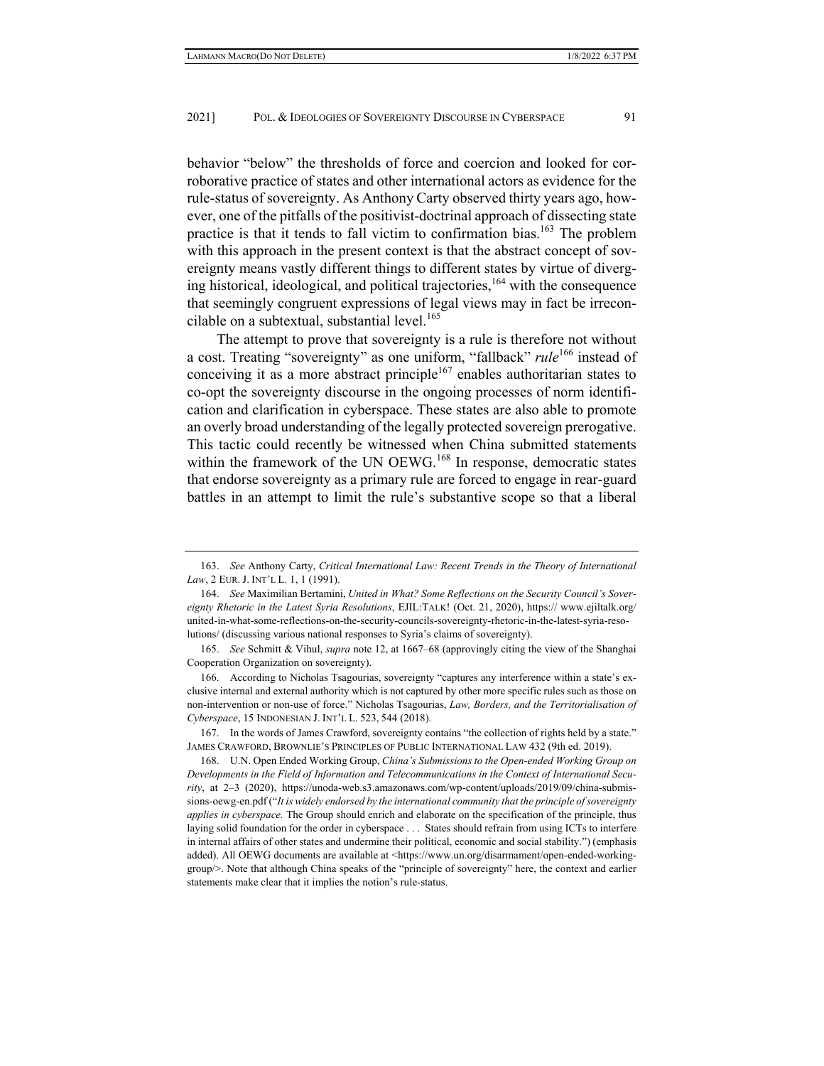behavior "below" the thresholds of force and coercion and looked for corroborative practice of states and other international actors as evidence for the rule-status of sovereignty. As Anthony Carty observed thirty years ago, however, one of the pitfalls of the positivist-doctrinal approach of dissecting state practice is that it tends to fall victim to confirmation bias.[163] The problem with this approach in the present context is that the abstract concept of sovereignty means vastly different things to different states by virtue of diverging historical, ideological, and political trajectories,[164] with the consequence that seemingly congruent expressions of legal views may in fact be irreconcilable on a subtextual, substantial level.[165]

The attempt to prove that sovereignty is a rule is therefore not without a cost. Treating "sovereignty" as one uniform, "fallback" *rule*[166] instead of conceiving it as a more abstract principle[167] enables authoritarian states to co-opt the sovereignty discourse in the ongoing processes of norm identification and clarification in cyberspace. These states are also able to promote an overly broad understanding of the legally protected sovereign prerogative. This tactic could recently be witnessed when China submitted statements within the framework of the UN OEWG.[168] In response, democratic states that endorse sovereignty as a primary rule are forced to engage in rear-guard battles in an attempt to limit the rule's substantive scope so that a liberal

---

163. *See* Anthony Carty, *Critical International Law: Recent Trends in the Theory of International Law*, 2 EUR. J. INT'L L. 1, 1 (1991).

164. *See* Maximilian Bertamini, *United in What? Some Reflections on the Security Council's Sovereignty Rhetoric in the Latest Syria Resolutions*, EJIL:TALK! (Oct. 21, 2020), https:// www.ejiltalk.org/ united-in-what-some-reflections-on-the-security-councils-sovereignty-rhetoric-in-the-latest-syria-resolutions/ (discussing various national responses to Syria's claims of sovereignty).

165. *See* Schmitt & Vihul, *supra* note 12, at 1667–68 (approvingly citing the view of the Shanghai Cooperation Organization on sovereignty).

166. According to Nicholas Tsagourias, sovereignty "captures any interference within a state's exclusive internal and external authority which is not captured by other more specific rules such as those on non-intervention or non-use of force." Nicholas Tsagourias, *Law, Borders, and the Territorialisation of Cyberspace*, 15 INDONESIAN J. INT'L L. 523, 544 (2018).

167. In the words of James Crawford, sovereignty contains "the collection of rights held by a state." JAMES CRAWFORD, BROWNLIE'S PRINCIPLES OF PUBLIC INTERNATIONAL LAW 432 (9th ed. 2019).

168. U.N. Open Ended Working Group, *China's Submissions to the Open-ended Working Group on Developments in the Field of Information and Telecommunications in the Context of International Security*, at 2–3 (2020), https://unoda-web.s3.amazonaws.com/wp-content/uploads/2019/09/china-submissions-oewg-en.pdf ("*It is widely endorsed by the international community that the principle of sovereignty applies in cyberspace.* The Group should enrich and elaborate on the specification of the principle, thus laying solid foundation for the order in cyberspace . . . States should refrain from using ICTs to interfere in internal affairs of other states and undermine their political, economic and social stability.") (emphasis added). All OEWG documents are available at <https://www.un.org/disarmament/open-ended-working-group/>. Note that although China speaks of the "principle of sovereignty" here, the context and earlier statements make clear that it implies the notion's rule-status.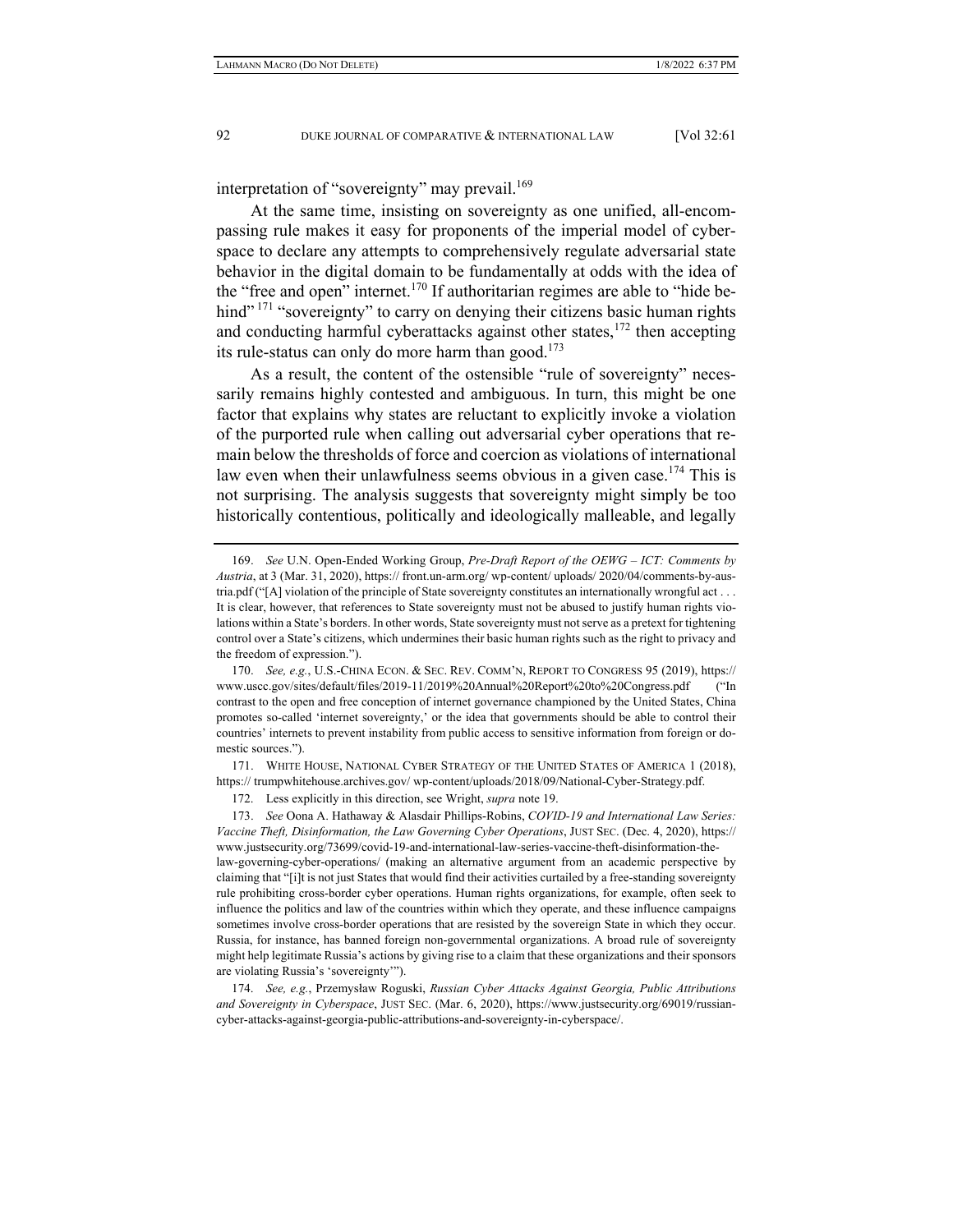interpretation of "sovereignty" may prevail.[169]

At the same time, insisting on sovereignty as one unified, all-encompassing rule makes it easy for proponents of the imperial model of cyberspace to declare any attempts to comprehensively regulate adversarial state behavior in the digital domain to be fundamentally at odds with the idea of the "free and open" internet.[170] If authoritarian regimes are able to "hide behind"[171] "sovereignty" to carry on denying their citizens basic human rights and conducting harmful cyberattacks against other states,[172] then accepting its rule-status can only do more harm than good.[173]

As a result, the content of the ostensible "rule of sovereignty" necessarily remains highly contested and ambiguous. In turn, this might be one factor that explains why states are reluctant to explicitly invoke a violation of the purported rule when calling out adversarial cyber operations that remain below the thresholds of force and coercion as violations of international law even when their unlawfulness seems obvious in a given case.[174] This is not surprising. The analysis suggests that sovereignty might simply be too historically contentious, politically and ideologically malleable, and legally

---

169. *See* U.N. Open-Ended Working Group, *Pre-Draft Report of the OEWG – ICT: Comments by Austria*, at 3 (Mar. 31, 2020), https:// front.un-arm.org/ wp-content/ uploads/ 2020/04/comments-by-austria.pdf ("[A] violation of the principle of State sovereignty constitutes an internationally wrongful act . . . It is clear, however, that references to State sovereignty must not be abused to justify human rights violations within a State's borders. In other words, State sovereignty must not serve as a pretext for tightening control over a State's citizens, which undermines their basic human rights such as the right to privacy and the freedom of expression.").

170. *See, e.g.*, U.S.-CHINA ECON. & SEC. REV. COMM'N, REPORT TO CONGRESS 95 (2019), https:// www.uscc.gov/sites/default/files/2019-11/2019%20Annual%20Report%20to%20Congress.pdf ("In contrast to the open and free conception of internet governance championed by the United States, China promotes so-called 'internet sovereignty,' or the idea that governments should be able to control their countries' internets to prevent instability from public access to sensitive information from foreign or domestic sources.").

171. WHITE HOUSE, NATIONAL CYBER STRATEGY OF THE UNITED STATES OF AMERICA 1 (2018), https:// trumpwhitehouse.archives.gov/ wp-content/uploads/2018/09/National-Cyber-Strategy.pdf.

172. Less explicitly in this direction, see Wright, *supra* note 19.

173. *See* Oona A. Hathaway & Alasdair Phillips-Robins, *COVID-19 and International Law Series: Vaccine Theft, Disinformation, the Law Governing Cyber Operations*, JUST SEC. (Dec. 4, 2020), https:// www.justsecurity.org/73699/covid-19-and-international-law-series-vaccine-theft-disinformation-the-law-governing-cyber-operations/ (making an alternative argument from an academic perspective by claiming that "[i]t is not just States that would find their activities curtailed by a free-standing sovereignty rule prohibiting cross-border cyber operations. Human rights organizations, for example, often seek to influence the politics and law of the countries within which they operate, and these influence campaigns sometimes involve cross-border operations that are resisted by the sovereign State in which they occur. Russia, for instance, has banned foreign non-governmental organizations. A broad rule of sovereignty might help legitimate Russia's actions by giving rise to a claim that these organizations and their sponsors are violating Russia's 'sovereignty'").

174. *See, e.g.*, Przemysław Roguski, *Russian Cyber Attacks Against Georgia, Public Attributions and Sovereignty in Cyberspace*, JUST SEC. (Mar. 6, 2020), https://www.justsecurity.org/69019/russian-cyber-attacks-against-georgia-public-attributions-and-sovereignty-in-cyberspace/.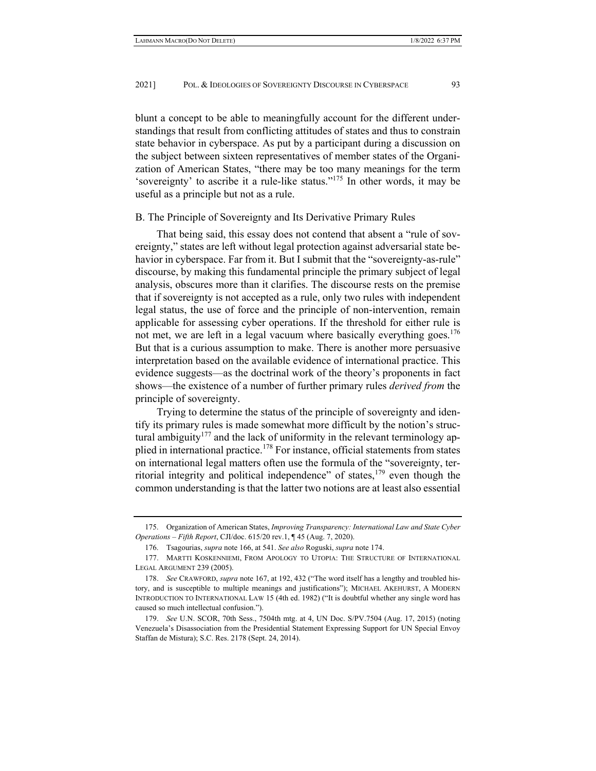blunt a concept to be able to meaningfully account for the different understandings that result from conflicting attitudes of states and thus to constrain state behavior in cyberspace. As put by a participant during a discussion on the subject between sixteen representatives of member states of the Organization of American States, "there may be too many meanings for the term 'sovereignty' to ascribe it a rule-like status."[175] In other words, it may be useful as a principle but not as a rule.

## B. The Principle of Sovereignty and Its Derivative Primary Rules

That being said, this essay does not contend that absent a "rule of sovereignty," states are left without legal protection against adversarial state behavior in cyberspace. Far from it. But I submit that the "sovereignty-as-rule" discourse, by making this fundamental principle the primary subject of legal analysis, obscures more than it clarifies. The discourse rests on the premise that if sovereignty is not accepted as a rule, only two rules with independent legal status, the use of force and the principle of non-intervention, remain applicable for assessing cyber operations. If the threshold for either rule is not met, we are left in a legal vacuum where basically everything goes.[176] But that is a curious assumption to make. There is another more persuasive interpretation based on the available evidence of international practice. This evidence suggests—as the doctrinal work of the theory's proponents in fact shows—the existence of a number of further primary rules *derived from* the principle of sovereignty.

Trying to determine the status of the principle of sovereignty and identify its primary rules is made somewhat more difficult by the notion's structural ambiguity[177] and the lack of uniformity in the relevant terminology applied in international practice.[178] For instance, official statements from states on international legal matters often use the formula of the "sovereignty, territorial integrity and political independence" of states,[179] even though the common understanding is that the latter two notions are at least also essential

---

175. Organization of American States, *Improving Transparency: International Law and State Cyber Operations – Fifth Report*, CJI/doc. 615/20 rev.1, ¶ 45 (Aug. 7, 2020).

176. Tsagourias, *supra* note 166, at 541. *See also* Roguski, *supra* note 174.

177. MARTTI KOSKENNIEMI, FROM APOLOGY TO UTOPIA: THE STRUCTURE OF INTERNATIONAL LEGAL ARGUMENT 239 (2005).

178. *See* CRAWFORD, *supra* note 167, at 192, 432 ("The word itself has a lengthy and troubled history, and is susceptible to multiple meanings and justifications"); MICHAEL AKEHURST, A MODERN INTRODUCTION TO INTERNATIONAL LAW 15 (4th ed. 1982) ("It is doubtful whether any single word has caused so much intellectual confusion.").

179. *See* U.N. SCOR, 70th Sess., 7504th mtg. at 4, UN Doc. S/PV.7504 (Aug. 17, 2015) (noting Venezuela's Disassociation from the Presidential Statement Expressing Support for UN Special Envoy Staffan de Mistura); S.C. Res. 2178 (Sept. 24, 2014).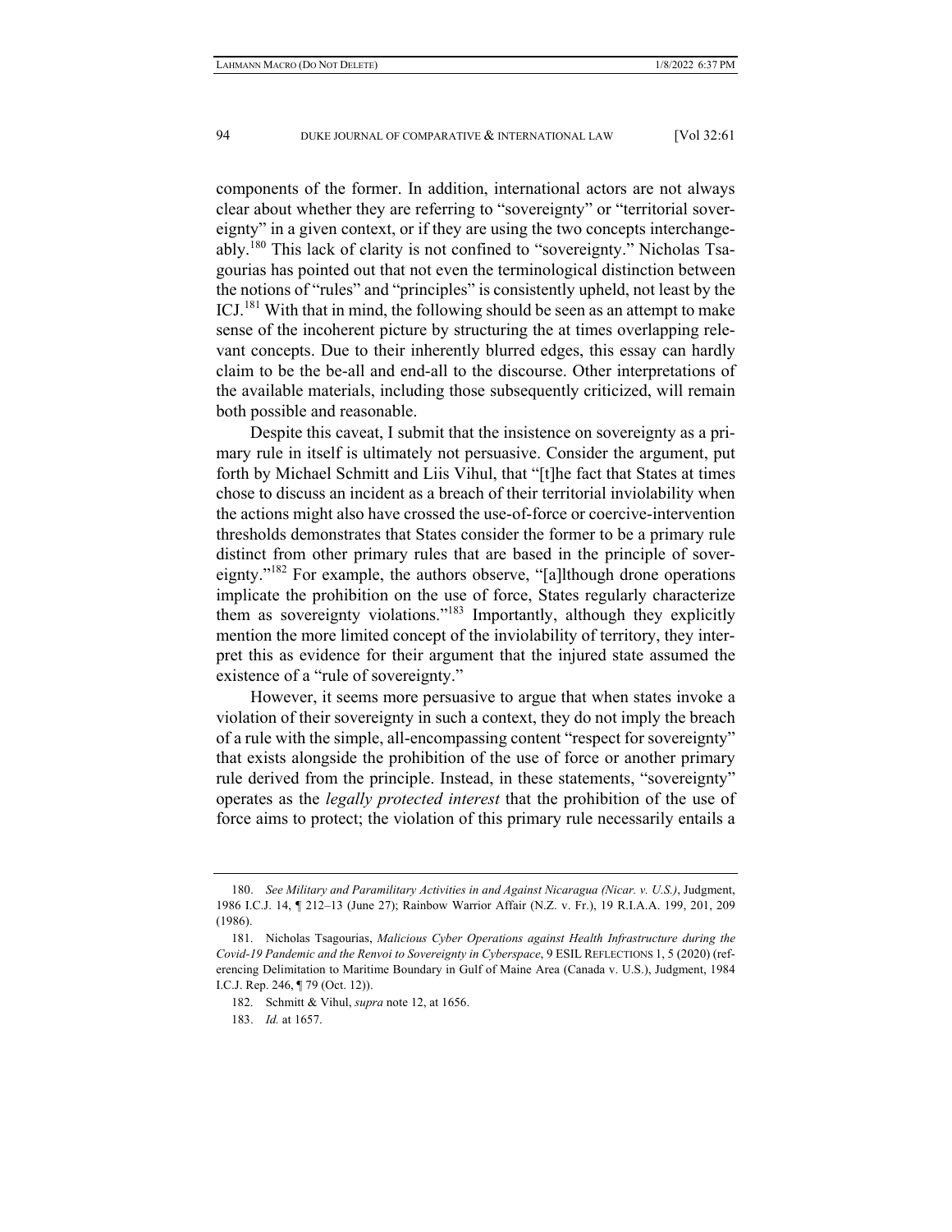components of the former. In addition, international actors are not always clear about whether they are referring to "sovereignty" or "territorial sovereignty" in a given context, or if they are using the two concepts interchangeably.[180] This lack of clarity is not confined to "sovereignty." Nicholas Tsagourias has pointed out that not even the terminological distinction between the notions of "rules" and "principles" is consistently upheld, not least by the ICJ.[181] With that in mind, the following should be seen as an attempt to make sense of the incoherent picture by structuring the at times overlapping relevant concepts. Due to their inherently blurred edges, this essay can hardly claim to be the be-all and end-all to the discourse. Other interpretations of the available materials, including those subsequently criticized, will remain both possible and reasonable.

Despite this caveat, I submit that the insistence on sovereignty as a primary rule in itself is ultimately not persuasive. Consider the argument, put forth by Michael Schmitt and Liis Vihul, that "[t]he fact that States at times chose to discuss an incident as a breach of their territorial inviolability when the actions might also have crossed the use-of-force or coercive-intervention thresholds demonstrates that States consider the former to be a primary rule distinct from other primary rules that are based in the principle of sovereignty."[182] For example, the authors observe, "[a]lthough drone operations implicate the prohibition on the use of force, States regularly characterize them as sovereignty violations."[183] Importantly, although they explicitly mention the more limited concept of the inviolability of territory, they interpret this as evidence for their argument that the injured state assumed the existence of a "rule of sovereignty."

However, it seems more persuasive to argue that when states invoke a violation of their sovereignty in such a context, they do not imply the breach of a rule with the simple, all-encompassing content "respect for sovereignty" that exists alongside the prohibition of the use of force or another primary rule derived from the principle. Instead, in these statements, "sovereignty" operates as the *legally protected interest* that the prohibition of the use of force aims to protect; the violation of this primary rule necessarily entails a

---

180. *See Military and Paramilitary Activities in and Against Nicaragua (Nicar. v. U.S.)*, Judgment, 1986 I.C.J. 14, ¶ 212–13 (June 27); Rainbow Warrior Affair (N.Z. v. Fr.), 19 R.I.A.A. 199, 201, 209 (1986).

181. Nicholas Tsagourias, *Malicious Cyber Operations against Health Infrastructure during the Covid-19 Pandemic and the Renvoi to Sovereignty in Cyberspace*, 9 ESIL REFLECTIONS 1, 5 (2020) (referencing Delimitation to Maritime Boundary in Gulf of Maine Area (Canada v. U.S.), Judgment, 1984 I.C.J. Rep. 246, ¶ 79 (Oct. 12)).

182. Schmitt & Vihul, *supra* note 12, at 1656.

183. *Id.* at 1657.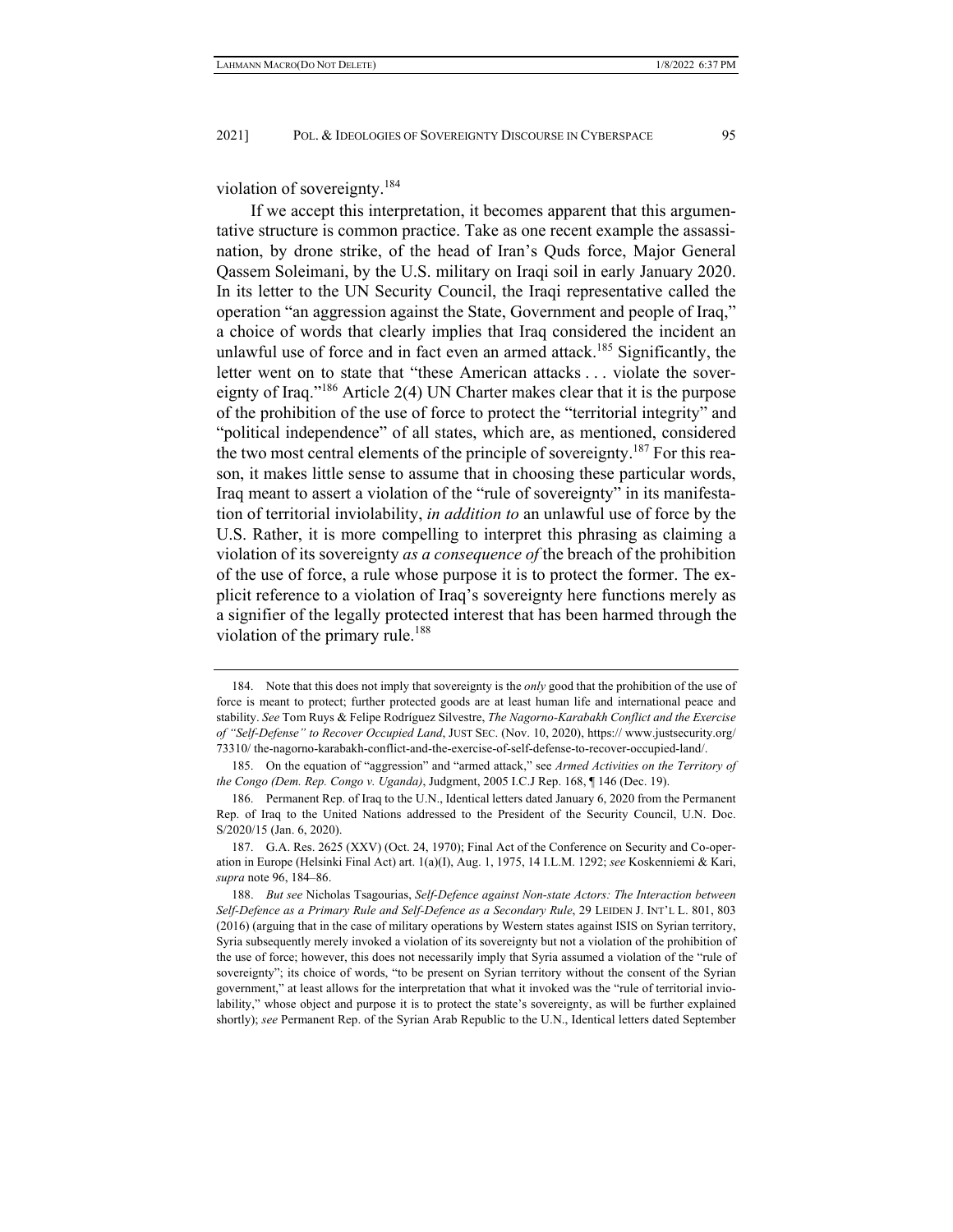violation of sovereignty.[184]

If we accept this interpretation, it becomes apparent that this argumentative structure is common practice. Take as one recent example the assassination, by drone strike, of the head of Iran's Quds force, Major General Qassem Soleimani, by the U.S. military on Iraqi soil in early January 2020. In its letter to the UN Security Council, the Iraqi representative called the operation "an aggression against the State, Government and people of Iraq," a choice of words that clearly implies that Iraq considered the incident an unlawful use of force and in fact even an armed attack.[185] Significantly, the letter went on to state that "these American attacks . . . violate the sovereignty of Iraq."[186] Article 2(4) UN Charter makes clear that it is the purpose of the prohibition of the use of force to protect the "territorial integrity" and "political independence" of all states, which are, as mentioned, considered the two most central elements of the principle of sovereignty.[187] For this reason, it makes little sense to assume that in choosing these particular words, Iraq meant to assert a violation of the "rule of sovereignty" in its manifestation of territorial inviolability, *in addition to* an unlawful use of force by the U.S. Rather, it is more compelling to interpret this phrasing as claiming a violation of its sovereignty *as a consequence of* the breach of the prohibition of the use of force, a rule whose purpose it is to protect the former. The explicit reference to a violation of Iraq's sovereignty here functions merely as a signifier of the legally protected interest that has been harmed through the violation of the primary rule.[188]

---

184. Note that this does not imply that sovereignty is the *only* good that the prohibition of the use of force is meant to protect; further protected goods are at least human life and international peace and stability. *See* Tom Ruys & Felipe Rodríguez Silvestre, *The Nagorno-Karabakh Conflict and the Exercise of "Self-Defense" to Recover Occupied Land*, JUST SEC. (Nov. 10, 2020), https:// www.justsecurity.org/ 73310/ the-nagorno-karabakh-conflict-and-the-exercise-of-self-defense-to-recover-occupied-land/.

185. On the equation of "aggression" and "armed attack," see *Armed Activities on the Territory of the Congo (Dem. Rep. Congo v. Uganda)*, Judgment, 2005 I.C.J Rep. 168, ¶ 146 (Dec. 19).

186. Permanent Rep. of Iraq to the U.N., Identical letters dated January 6, 2020 from the Permanent Rep. of Iraq to the United Nations addressed to the President of the Security Council, U.N. Doc. S/2020/15 (Jan. 6, 2020).

187. G.A. Res. 2625 (XXV) (Oct. 24, 1970); Final Act of the Conference on Security and Co-operation in Europe (Helsinki Final Act) art. 1(a)(I), Aug. 1, 1975, 14 I.L.M. 1292; *see* Koskenniemi & Kari, *supra* note 96, 184–86.

188. *But see* Nicholas Tsagourias, *Self-Defence against Non-state Actors: The Interaction between Self-Defence as a Primary Rule and Self-Defence as a Secondary Rule*, 29 LEIDEN J. INT'L L. 801, 803 (2016) (arguing that in the case of military operations by Western states against ISIS on Syrian territory, Syria subsequently merely invoked a violation of its sovereignty but not a violation of the prohibition of the use of force; however, this does not necessarily imply that Syria assumed a violation of the "rule of sovereignty"; its choice of words, "to be present on Syrian territory without the consent of the Syrian government," at least allows for the interpretation that what it invoked was the "rule of territorial inviolability," whose object and purpose it is to protect the state's sovereignty, as will be further explained shortly); *see* Permanent Rep. of the Syrian Arab Republic to the U.N., Identical letters dated September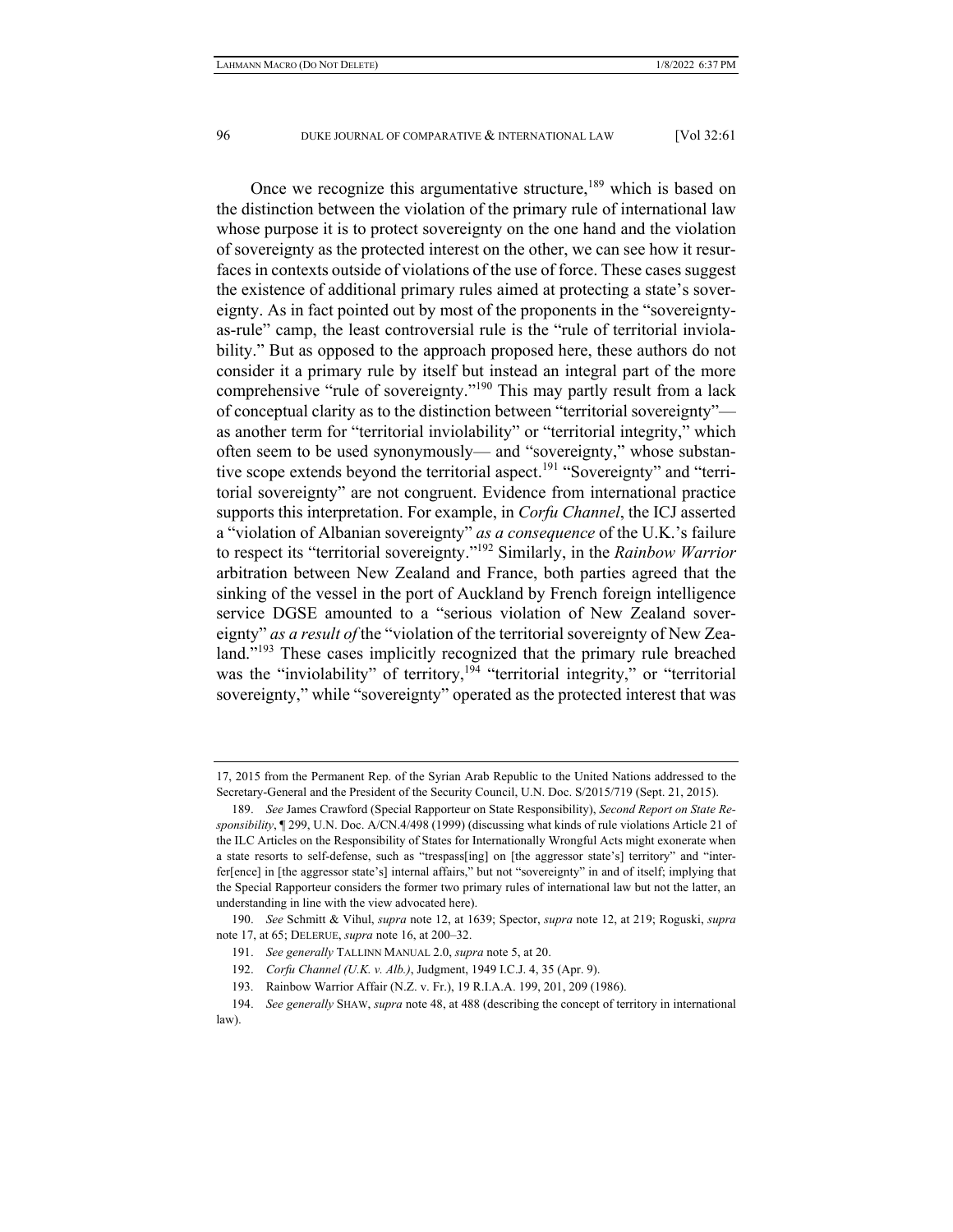Once we recognize this argumentative structure,[189] which is based on the distinction between the violation of the primary rule of international law whose purpose it is to protect sovereignty on the one hand and the violation of sovereignty as the protected interest on the other, we can see how it resurfaces in contexts outside of violations of the use of force. These cases suggest the existence of additional primary rules aimed at protecting a state's sovereignty. As in fact pointed out by most of the proponents in the "sovereignty-as-rule" camp, the least controversial rule is the "rule of territorial inviolability." But as opposed to the approach proposed here, these authors do not consider it a primary rule by itself but instead an integral part of the more comprehensive "rule of sovereignty."[190] This may partly result from a lack of conceptual clarity as to the distinction between "territorial sovereignty"—as another term for "territorial inviolability" or "territorial integrity," which often seem to be used synonymously— and "sovereignty," whose substantive scope extends beyond the territorial aspect.[191] "Sovereignty" and "territorial sovereignty" are not congruent. Evidence from international practice supports this interpretation. For example, in *Corfu Channel*, the ICJ asserted a "violation of Albanian sovereignty" *as a consequence* of the U.K.'s failure to respect its "territorial sovereignty."[192] Similarly, in the *Rainbow Warrior* arbitration between New Zealand and France, both parties agreed that the sinking of the vessel in the port of Auckland by French foreign intelligence service DGSE amounted to a "serious violation of New Zealand sovereignty" *as a result of* the "violation of the territorial sovereignty of New Zealand."[193] These cases implicitly recognized that the primary rule breached was the "inviolability" of territory,[194] "territorial integrity," or "territorial sovereignty," while "sovereignty" operated as the protected interest that was

---

17, 2015 from the Permanent Rep. of the Syrian Arab Republic to the United Nations addressed to the Secretary-General and the President of the Security Council, U.N. Doc. S/2015/719 (Sept. 21, 2015).

189. *See* James Crawford (Special Rapporteur on State Responsibility), *Second Report on State Responsibility*, ¶ 299, U.N. Doc. A/CN.4/498 (1999) (discussing what kinds of rule violations Article 21 of the ILC Articles on the Responsibility of States for Internationally Wrongful Acts might exonerate when a state resorts to self-defense, such as "trespass[ing] on [the aggressor state's] territory" and "interfer[ence] in [the aggressor state's] internal affairs," but not "sovereignty" in and of itself; implying that the Special Rapporteur considers the former two primary rules of international law but not the latter, an understanding in line with the view advocated here).

190. *See* Schmitt & Vihul, *supra* note 12, at 1639; Spector, *supra* note 12, at 219; Roguski, *supra* note 17, at 65; DELERUE, *supra* note 16, at 200–32.

191. *See generally* TALLINN MANUAL 2.0, *supra* note 5, at 20.

192. *Corfu Channel (U.K. v. Alb.)*, Judgment, 1949 I.C.J. 4, 35 (Apr. 9).

193. Rainbow Warrior Affair (N.Z. v. Fr.), 19 R.I.A.A. 199, 201, 209 (1986).

194. *See generally* SHAW, *supra* note 48, at 488 (describing the concept of territory in international law).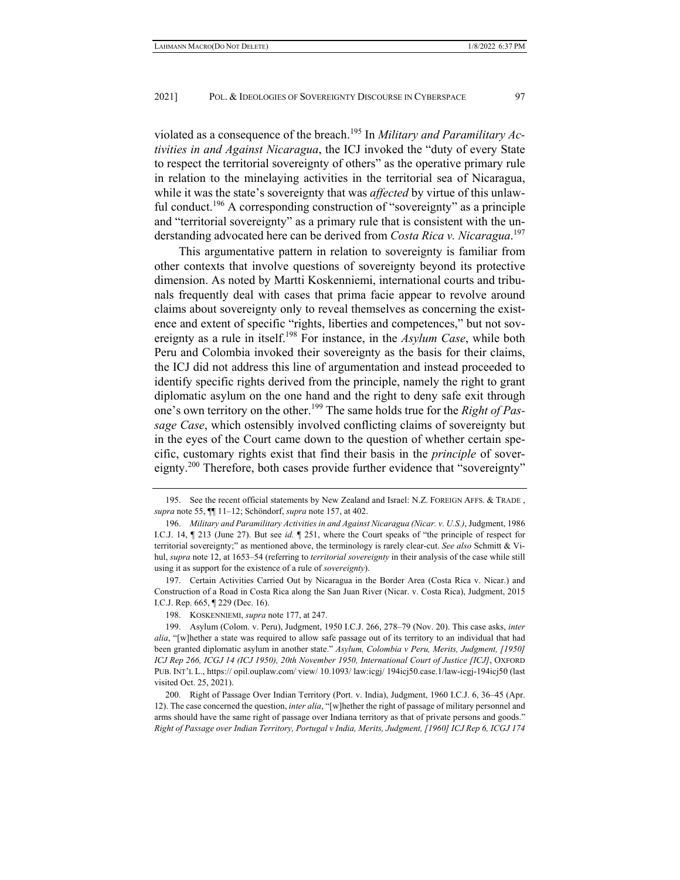violated as a consequence of the breach.[195] In *Military and Paramilitary Activities in and Against Nicaragua*, the ICJ invoked the "duty of every State to respect the territorial sovereignty of others" as the operative primary rule in relation to the minelaying activities in the territorial sea of Nicaragua, while it was the state's sovereignty that was *affected* by virtue of this unlawful conduct.[196] A corresponding construction of "sovereignty" as a principle and "territorial sovereignty" as a primary rule that is consistent with the understanding advocated here can be derived from *Costa Rica v. Nicaragua*.[197]

This argumentative pattern in relation to sovereignty is familiar from other contexts that involve questions of sovereignty beyond its protective dimension. As noted by Martti Koskenniemi, international courts and tribunals frequently deal with cases that prima facie appear to revolve around claims about sovereignty only to reveal themselves as concerning the existence and extent of specific "rights, liberties and competences," but not sovereignty as a rule in itself.[198] For instance, in the *Asylum Case*, while both Peru and Colombia invoked their sovereignty as the basis for their claims, the ICJ did not address this line of argumentation and instead proceeded to identify specific rights derived from the principle, namely the right to grant diplomatic asylum on the one hand and the right to deny safe exit through one's own territory on the other.[199] The same holds true for the *Right of Passage Case*, which ostensibly involved conflicting claims of sovereignty but in the eyes of the Court came down to the question of whether certain specific, customary rights exist that find their basis in the *principle* of sovereignty.[200] Therefore, both cases provide further evidence that "sovereignty"

---

195. See the recent official statements by New Zealand and Israel: N.Z. FOREIGN AFFS. & TRADE , *supra* note 55, ¶¶ 11–12; Schöndorf, *supra* note 157, at 402.

196. *Military and Paramilitary Activities in and Against Nicaragua (Nicar. v. U.S.)*, Judgment, 1986 I.C.J. 14, ¶ 213 (June 27). But see *id.* ¶ 251, where the Court speaks of "the principle of respect for territorial sovereignty;" as mentioned above, the terminology is rarely clear-cut. *See also* Schmitt & Vihul, *supra* note 12, at 1653–54 (referring to *territorial sovereignty* in their analysis of the case while still using it as support for the existence of a rule of *sovereignty*).

197. Certain Activities Carried Out by Nicaragua in the Border Area (Costa Rica v. Nicar.) and Construction of a Road in Costa Rica along the San Juan River (Nicar. v. Costa Rica), Judgment, 2015 I.C.J. Rep. 665, ¶ 229 (Dec. 16).

198. KOSKENNIEMI, *supra* note 177, at 247.

199. Asylum (Colom. v. Peru), Judgment, 1950 I.C.J. 266, 278–79 (Nov. 20). This case asks, *inter alia*, "[w]hether a state was required to allow safe passage out of its territory to an individual that had been granted diplomatic asylum in another state." *Asylum, Colombia v Peru, Merits, Judgment, [1950] ICJ Rep 266, ICGJ 14 (ICJ 1950), 20th November 1950, International Court of Justice [ICJ]*, OXFORD PUB. INT'L L., https:// opil.ouplaw.com/ view/ 10.1093/ law:icgj/ 194icj50.case.1/law-icgj-194icj50 (last visited Oct. 25, 2021).

200. Right of Passage Over Indian Territory (Port. v. India), Judgment, 1960 I.C.J. 6, 36–45 (Apr. 12). The case concerned the question, *inter alia*, "[w]hether the right of passage of military personnel and arms should have the same right of passage over Indiana territory as that of private persons and goods." *Right of Passage over Indian Territory, Portugal v India, Merits, Judgment, [1960] ICJ Rep 6, ICGJ 174*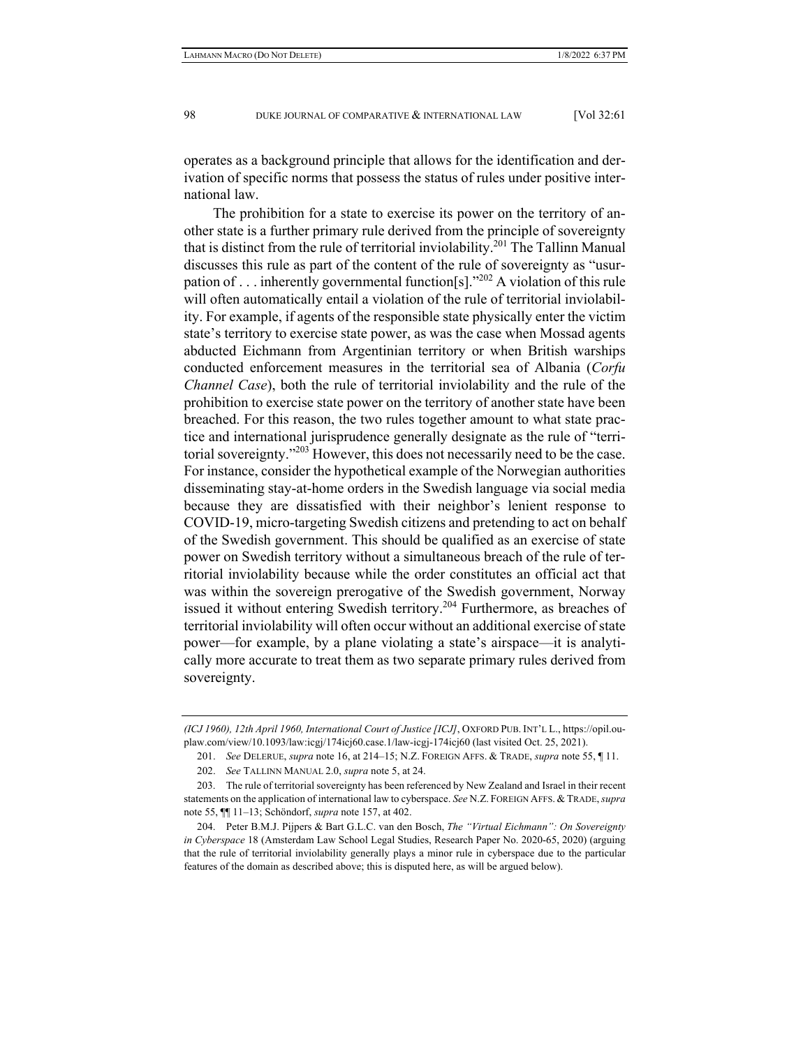operates as a background principle that allows for the identification and derivation of specific norms that possess the status of rules under positive international law.

The prohibition for a state to exercise its power on the territory of another state is a further primary rule derived from the principle of sovereignty that is distinct from the rule of territorial inviolability.[201] The Tallinn Manual discusses this rule as part of the content of the rule of sovereignty as "usurpation of . . . inherently governmental function[s]."[202] A violation of this rule will often automatically entail a violation of the rule of territorial inviolability. For example, if agents of the responsible state physically enter the victim state's territory to exercise state power, as was the case when Mossad agents abducted Eichmann from Argentinian territory or when British warships conducted enforcement measures in the territorial sea of Albania (*Corfu Channel Case*), both the rule of territorial inviolability and the rule of the prohibition to exercise state power on the territory of another state have been breached. For this reason, the two rules together amount to what state practice and international jurisprudence generally designate as the rule of "territorial sovereignty."[203] However, this does not necessarily need to be the case. For instance, consider the hypothetical example of the Norwegian authorities disseminating stay-at-home orders in the Swedish language via social media because they are dissatisfied with their neighbor's lenient response to COVID-19, micro-targeting Swedish citizens and pretending to act on behalf of the Swedish government. This should be qualified as an exercise of state power on Swedish territory without a simultaneous breach of the rule of territorial inviolability because while the order constitutes an official act that was within the sovereign prerogative of the Swedish government, Norway issued it without entering Swedish territory.[204] Furthermore, as breaches of territorial inviolability will often occur without an additional exercise of state power—for example, by a plane violating a state's airspace—it is analytically more accurate to treat them as two separate primary rules derived from sovereignty.

---

*(ICJ 1960), 12th April 1960, International Court of Justice [ICJ]*, OXFORD PUB. INT'L L., https://opil.ouplaw.com/view/10.1093/law:icgj/174icj60.case.1/law-icgj-174icj60 (last visited Oct. 25, 2021).

201. *See* DELERUE, *supra* note 16, at 214–15; N.Z. FOREIGN AFFS. & TRADE, *supra* note 55, ¶ 11.

202. *See* TALLINN MANUAL 2.0, *supra* note 5, at 24.

203. The rule of territorial sovereignty has been referenced by New Zealand and Israel in their recent statements on the application of international law to cyberspace. *See* N.Z. FOREIGN AFFS. & TRADE, *supra* note 55, ¶¶ 11–13; Schöndorf, *supra* note 157, at 402.

204. Peter B.M.J. Pijpers & Bart G.L.C. van den Bosch, *The "Virtual Eichmann": On Sovereignty in Cyberspace* 18 (Amsterdam Law School Legal Studies, Research Paper No. 2020-65, 2020) (arguing that the rule of territorial inviolability generally plays a minor rule in cyberspace due to the particular features of the domain as described above; this is disputed here, as will be argued below).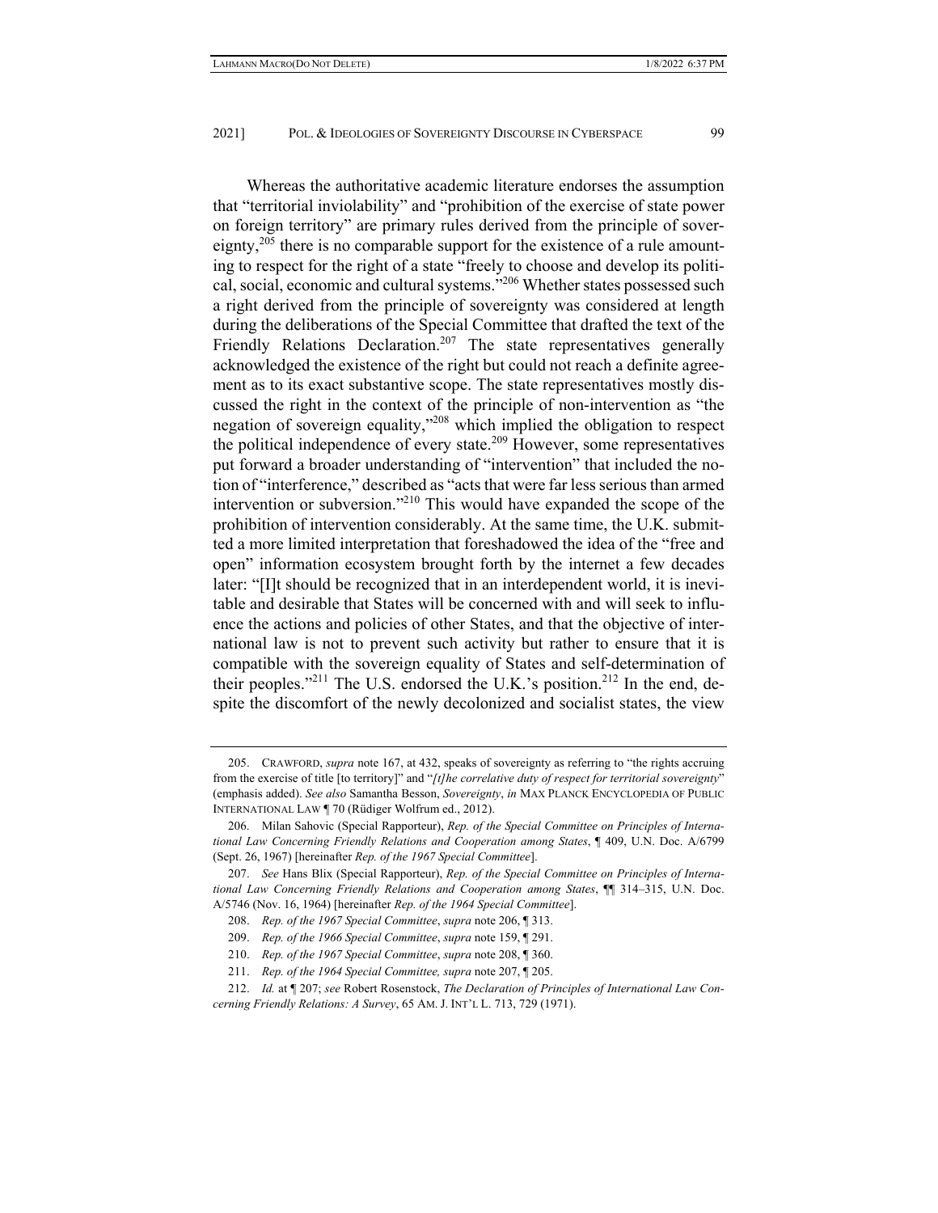Whereas the authoritative academic literature endorses the assumption that "territorial inviolability" and "prohibition of the exercise of state power on foreign territory" are primary rules derived from the principle of sovereignty,[205] there is no comparable support for the existence of a rule amounting to respect for the right of a state "freely to choose and develop its political, social, economic and cultural systems."[206] Whether states possessed such a right derived from the principle of sovereignty was considered at length during the deliberations of the Special Committee that drafted the text of the Friendly Relations Declaration.[207] The state representatives generally acknowledged the existence of the right but could not reach a definite agreement as to its exact substantive scope. The state representatives mostly discussed the right in the context of the principle of non-intervention as "the negation of sovereign equality,"[208] which implied the obligation to respect the political independence of every state.[209] However, some representatives put forward a broader understanding of "intervention" that included the notion of "interference," described as "acts that were far less serious than armed intervention or subversion."[210] This would have expanded the scope of the prohibition of intervention considerably. At the same time, the U.K. submitted a more limited interpretation that foreshadowed the idea of the "free and open" information ecosystem brought forth by the internet a few decades later: "[I]t should be recognized that in an interdependent world, it is inevitable and desirable that States will be concerned with and will seek to influence the actions and policies of other States, and that the objective of international law is not to prevent such activity but rather to ensure that it is compatible with the sovereign equality of States and self-determination of their peoples."[211] The U.S. endorsed the U.K.'s position.[212] In the end, despite the discomfort of the newly decolonized and socialist states, the view

---

205. CRAWFORD, *supra* note 167, at 432, speaks of sovereignty as referring to "the rights accruing from the exercise of title [to territory]" and "*[t]he correlative duty of respect for territorial sovereignty*" (emphasis added). *See also* Samantha Besson, *Sovereignty*, *in* MAX PLANCK ENCYCLOPEDIA OF PUBLIC INTERNATIONAL LAW ¶ 70 (Rüdiger Wolfrum ed., 2012).

206. Milan Sahovic (Special Rapporteur), *Rep. of the Special Committee on Principles of International Law Concerning Friendly Relations and Cooperation among States*, ¶ 409, U.N. Doc. A/6799 (Sept. 26, 1967) [hereinafter *Rep. of the 1967 Special Committee*].

207. *See* Hans Blix (Special Rapporteur), *Rep. of the Special Committee on Principles of International Law Concerning Friendly Relations and Cooperation among States*, ¶¶ 314–315, U.N. Doc. A/5746 (Nov. 16, 1964) [hereinafter *Rep. of the 1964 Special Committee*].

208. *Rep. of the 1967 Special Committee*, *supra* note 206, ¶ 313.

209. *Rep. of the 1966 Special Committee*, *supra* note 159, ¶ 291.

210. *Rep. of the 1967 Special Committee*, *supra* note 208, ¶ 360.

211. *Rep. of the 1964 Special Committee, supra* note 207, ¶ 205.

212. *Id.* at ¶ 207; *see* Robert Rosenstock, *The Declaration of Principles of International Law Concerning Friendly Relations: A Survey*, 65 AM. J. INT'L L. 713, 729 (1971).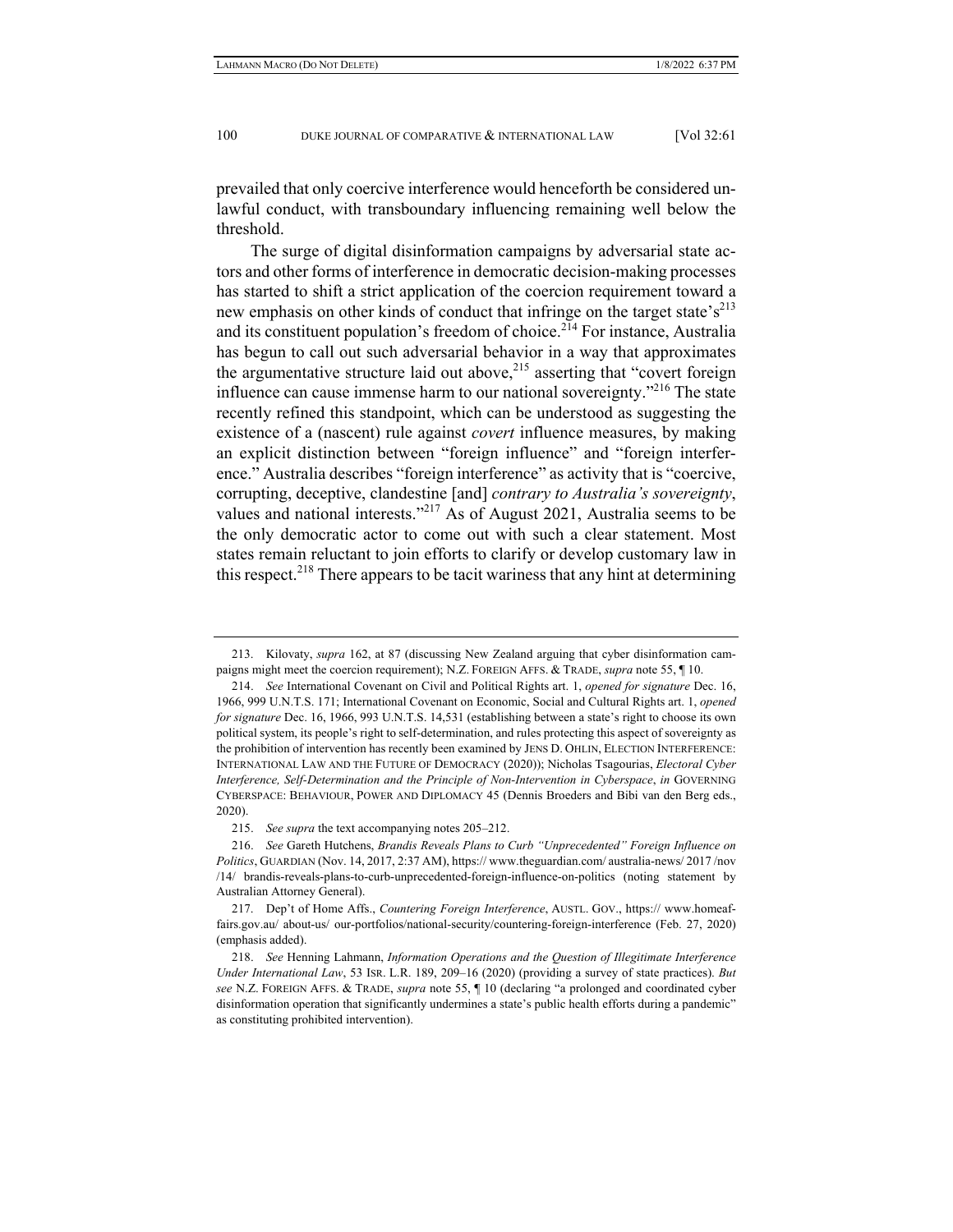prevailed that only coercive interference would henceforth be considered unlawful conduct, with transboundary influencing remaining well below the threshold.

The surge of digital disinformation campaigns by adversarial state actors and other forms of interference in democratic decision-making processes has started to shift a strict application of the coercion requirement toward a new emphasis on other kinds of conduct that infringe on the target state's[213] and its constituent population's freedom of choice.[214] For instance, Australia has begun to call out such adversarial behavior in a way that approximates the argumentative structure laid out above,[215] asserting that "covert foreign influence can cause immense harm to our national sovereignty."[216] The state recently refined this standpoint, which can be understood as suggesting the existence of a (nascent) rule against *covert* influence measures, by making an explicit distinction between "foreign influence" and "foreign interference." Australia describes "foreign interference" as activity that is "coercive, corrupting, deceptive, clandestine [and] *contrary to Australia's sovereignty*, values and national interests."[217] As of August 2021, Australia seems to be the only democratic actor to come out with such a clear statement. Most states remain reluctant to join efforts to clarify or develop customary law in this respect.[218] There appears to be tacit wariness that any hint at determining

---

213. Kilovaty, *supra* 162, at 87 (discussing New Zealand arguing that cyber disinformation campaigns might meet the coercion requirement); N.Z. FOREIGN AFFS. & TRADE, *supra* note 55, ¶ 10.

214. *See* International Covenant on Civil and Political Rights art. 1, *opened for signature* Dec. 16, 1966, 999 U.N.T.S. 171; International Covenant on Economic, Social and Cultural Rights art. 1, *opened for signature* Dec. 16, 1966, 993 U.N.T.S. 14,531 (establishing between a state's right to choose its own political system, its people's right to self-determination, and rules protecting this aspect of sovereignty as the prohibition of intervention has recently been examined by JENS D. OHLIN, ELECTION INTERFERENCE: INTERNATIONAL LAW AND THE FUTURE OF DEMOCRACY (2020)); Nicholas Tsagourias, *Electoral Cyber Interference, Self-Determination and the Principle of Non-Intervention in Cyberspace*, *in* GOVERNING CYBERSPACE: BEHAVIOUR, POWER AND DIPLOMACY 45 (Dennis Broeders and Bibi van den Berg eds., 2020).

215. *See supra* the text accompanying notes 205–212.

216. *See* Gareth Hutchens, *Brandis Reveals Plans to Curb "Unprecedented" Foreign Influence on Politics*, GUARDIAN (Nov. 14, 2017, 2:37 AM), https:// www.theguardian.com/ australia-news/ 2017 /nov /14/ brandis-reveals-plans-to-curb-unprecedented-foreign-influence-on-politics (noting statement by Australian Attorney General).

217. Dep't of Home Affs., *Countering Foreign Interference*, AUSTL. GOV., https:// www.homeaffairs.gov.au/ about-us/ our-portfolios/national-security/countering-foreign-interference (Feb. 27, 2020) (emphasis added).

218. *See* Henning Lahmann, *Information Operations and the Question of Illegitimate Interference Under International Law*, 53 ISR. L.R. 189, 209–16 (2020) (providing a survey of state practices). *But see* N.Z. FOREIGN AFFS. & TRADE, *supra* note 55, ¶ 10 (declaring "a prolonged and coordinated cyber disinformation operation that significantly undermines a state's public health efforts during a pandemic" as constituting prohibited intervention).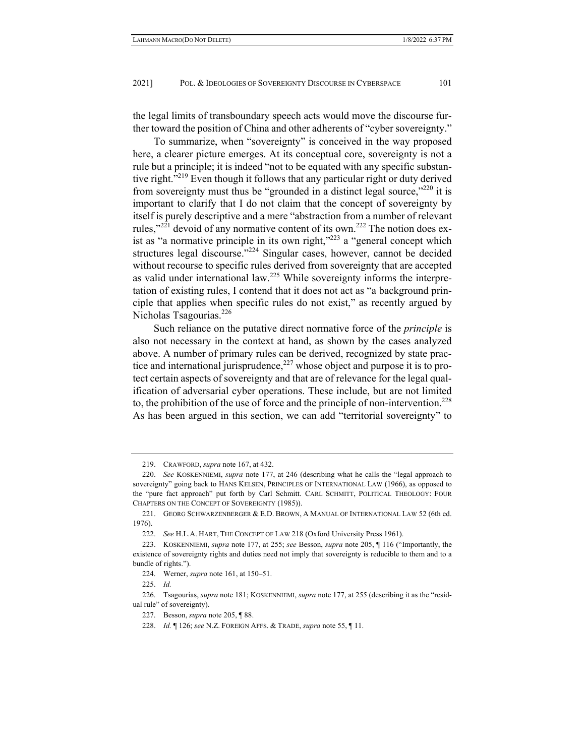the legal limits of transboundary speech acts would move the discourse further toward the position of China and other adherents of "cyber sovereignty."

To summarize, when "sovereignty" is conceived in the way proposed here, a clearer picture emerges. At its conceptual core, sovereignty is not a rule but a principle; it is indeed "not to be equated with any specific substantive right."[219] Even though it follows that any particular right or duty derived from sovereignty must thus be "grounded in a distinct legal source,"[220] it is important to clarify that I do not claim that the concept of sovereignty by itself is purely descriptive and a mere "abstraction from a number of relevant rules,"[221] devoid of any normative content of its own.[222] The notion does exist as "a normative principle in its own right,"[223] a "general concept which structures legal discourse."[224] Singular cases, however, cannot be decided without recourse to specific rules derived from sovereignty that are accepted as valid under international law.[225] While sovereignty informs the interpretation of existing rules, I contend that it does not act as "a background principle that applies when specific rules do not exist," as recently argued by Nicholas Tsagourias.[226]

Such reliance on the putative direct normative force of the *principle* is also not necessary in the context at hand, as shown by the cases analyzed above. A number of primary rules can be derived, recognized by state practice and international jurisprudence,[227] whose object and purpose it is to protect certain aspects of sovereignty and that are of relevance for the legal qualification of adversarial cyber operations. These include, but are not limited to, the prohibition of the use of force and the principle of non-intervention.[228] As has been argued in this section, we can add "territorial sovereignty" to

---

219. CRAWFORD, *supra* note 167, at 432.

220. *See* KOSKENNIEMI, *supra* note 177, at 246 (describing what he calls the "legal approach to sovereignty" going back to HANS KELSEN, PRINCIPLES OF INTERNATIONAL LAW (1966), as opposed to the "pure fact approach" put forth by Carl Schmitt. CARL SCHMITT, POLITICAL THEOLOGY: FOUR CHAPTERS ON THE CONCEPT OF SOVEREIGNTY (1985)).

221. GEORG SCHWARZENBERGER & E.D. BROWN, A MANUAL OF INTERNATIONAL LAW 52 (6th ed. 1976).

222. *See* H.L.A. HART, THE CONCEPT OF LAW 218 (Oxford University Press 1961).

223. KOSKENNIEMI, *supra* note 177, at 255; *see* Besson, *supra* note 205, ¶ 116 ("Importantly, the existence of sovereignty rights and duties need not imply that sovereignty is reducible to them and to a bundle of rights.").

224. Werner, *supra* note 161, at 150–51.

225. *Id.*

226. Tsagourias, *supra* note 181; KOSKENNIEMI, *supra* note 177, at 255 (describing it as the "residual rule" of sovereignty).

227. Besson, *supra* note 205, ¶ 88.

228. *Id.* ¶ 126; *see* N.Z. FOREIGN AFFS. & TRADE, *supra* note 55, ¶ 11.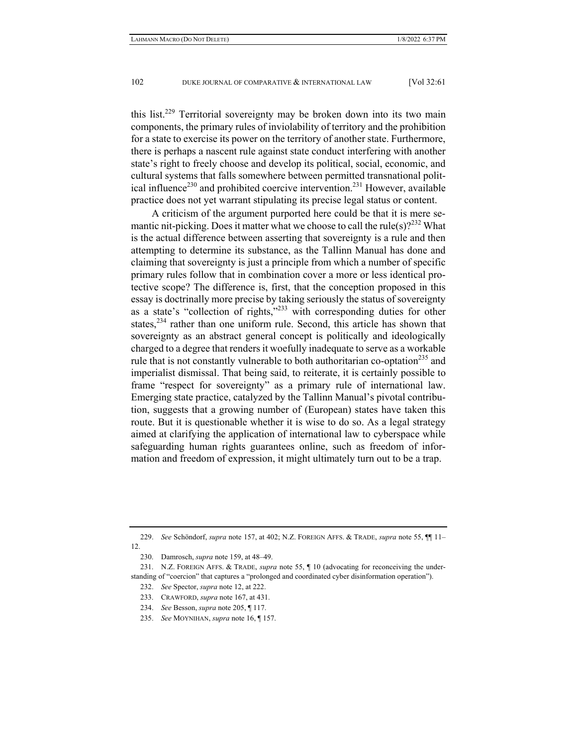this list.[229] Territorial sovereignty may be broken down into its two main components, the primary rules of inviolability of territory and the prohibition for a state to exercise its power on the territory of another state. Furthermore, there is perhaps a nascent rule against state conduct interfering with another state's right to freely choose and develop its political, social, economic, and cultural systems that falls somewhere between permitted transnational political influence[230] and prohibited coercive intervention.[231] However, available practice does not yet warrant stipulating its precise legal status or content.

A criticism of the argument purported here could be that it is mere semantic nit-picking. Does it matter what we choose to call the rule(s)?[232] What is the actual difference between asserting that sovereignty is a rule and then attempting to determine its substance, as the Tallinn Manual has done and claiming that sovereignty is just a principle from which a number of specific primary rules follow that in combination cover a more or less identical protective scope? The difference is, first, that the conception proposed in this essay is doctrinally more precise by taking seriously the status of sovereignty as a state's "collection of rights,"[233] with corresponding duties for other states,[234] rather than one uniform rule. Second, this article has shown that sovereignty as an abstract general concept is politically and ideologically charged to a degree that renders it woefully inadequate to serve as a workable rule that is not constantly vulnerable to both authoritarian co-optation[235] and imperialist dismissal. That being said, to reiterate, it is certainly possible to frame "respect for sovereignty" as a primary rule of international law. Emerging state practice, catalyzed by the Tallinn Manual's pivotal contribution, suggests that a growing number of (European) states have taken this route. But it is questionable whether it is wise to do so. As a legal strategy aimed at clarifying the application of international law to cyberspace while safeguarding human rights guarantees online, such as freedom of information and freedom of expression, it might ultimately turn out to be a trap.

---

229. *See* Schöndorf, *supra* note 157, at 402; N.Z. FOREIGN AFFS. & TRADE, *supra* note 55, ¶¶ 11–12.

230. Damrosch, *supra* note 159, at 48–49.

231. N.Z. FOREIGN AFFS. & TRADE, *supra* note 55, ¶ 10 (advocating for reconceiving the understanding of "coercion" that captures a "prolonged and coordinated cyber disinformation operation").

232. *See* Spector, *supra* note 12, at 222.

233. CRAWFORD, *supra* note 167, at 431.

234. *See* Besson, *supra* note 205, ¶ 117.

235. *See* MOYNIHAN, *supra* note 16, ¶ 157.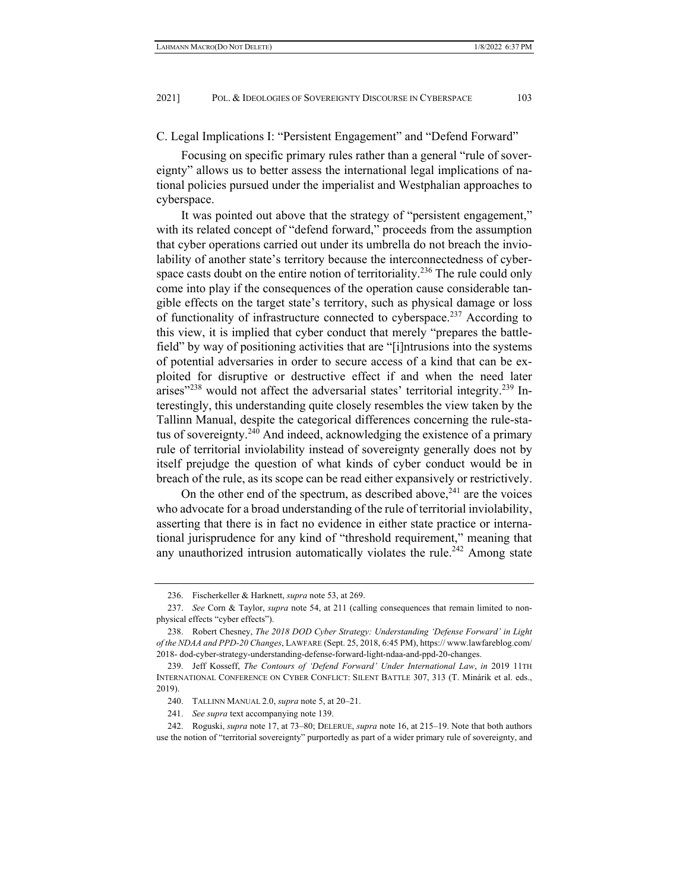### C. Legal Implications I: "Persistent Engagement" and "Defend Forward"

Focusing on specific primary rules rather than a general "rule of sovereignty" allows us to better assess the international legal implications of national policies pursued under the imperialist and Westphalian approaches to cyberspace.

It was pointed out above that the strategy of "persistent engagement," with its related concept of "defend forward," proceeds from the assumption that cyber operations carried out under its umbrella do not breach the inviolability of another state's territory because the interconnectedness of cyberspace casts doubt on the entire notion of territoriality.[236] The rule could only come into play if the consequences of the operation cause considerable tangible effects on the target state's territory, such as physical damage or loss of functionality of infrastructure connected to cyberspace.[237] According to this view, it is implied that cyber conduct that merely "prepares the battlefield" by way of positioning activities that are "[i]ntrusions into the systems of potential adversaries in order to secure access of a kind that can be exploited for disruptive or destructive effect if and when the need later arises"[238] would not affect the adversarial states' territorial integrity.[239] Interestingly, this understanding quite closely resembles the view taken by the Tallinn Manual, despite the categorical differences concerning the rule-status of sovereignty.[240] And indeed, acknowledging the existence of a primary rule of territorial inviolability instead of sovereignty generally does not by itself prejudge the question of what kinds of cyber conduct would be in breach of the rule, as its scope can be read either expansively or restrictively.

On the other end of the spectrum, as described above,[241] are the voices who advocate for a broad understanding of the rule of territorial inviolability, asserting that there is in fact no evidence in either state practice or international jurisprudence for any kind of "threshold requirement," meaning that any unauthorized intrusion automatically violates the rule.[242] Among state

---

236. Fischerkeller & Harknett, *supra* note 53, at 269.

237. *See* Corn & Taylor, *supra* note 54, at 211 (calling consequences that remain limited to non-physical effects "cyber effects").

238. Robert Chesney, *The 2018 DOD Cyber Strategy: Understanding 'Defense Forward' in Light of the NDAA and PPD-20 Changes*, LAWFARE (Sept. 25, 2018, 6:45 PM), https:// www.lawfareblog.com/ 2018- dod-cyber-strategy-understanding-defense-forward-light-ndaa-and-ppd-20-changes.

239. Jeff Kosseff, *The Contours of 'Defend Forward' Under International Law*, *in* 2019 11TH INTERNATIONAL CONFERENCE ON CYBER CONFLICT: SILENT BATTLE 307, 313 (T. Minárik et al. eds., 2019).

240. TALLINN MANUAL 2.0, *supra* note 5, at 20–21.

241. *See supra* text accompanying note 139.

242. Roguski, *supra* note 17, at 73–80; DELERUE, *supra* note 16, at 215–19. Note that both authors use the notion of "territorial sovereignty" purportedly as part of a wider primary rule of sovereignty, and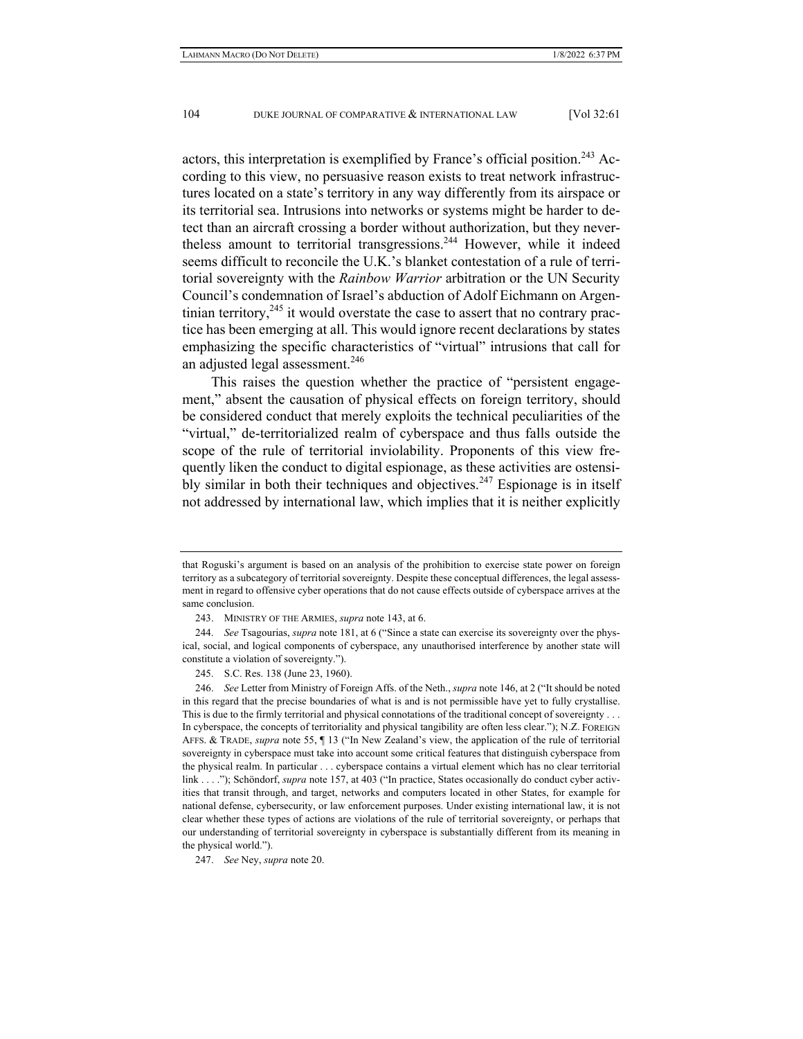actors, this interpretation is exemplified by France's official position.[243] According to this view, no persuasive reason exists to treat network infrastructures located on a state's territory in any way differently from its airspace or its territorial sea. Intrusions into networks or systems might be harder to detect than an aircraft crossing a border without authorization, but they nevertheless amount to territorial transgressions.[244] However, while it indeed seems difficult to reconcile the U.K.'s blanket contestation of a rule of territorial sovereignty with the *Rainbow Warrior* arbitration or the UN Security Council's condemnation of Israel's abduction of Adolf Eichmann on Argentinian territory,[245] it would overstate the case to assert that no contrary practice has been emerging at all. This would ignore recent declarations by states emphasizing the specific characteristics of "virtual" intrusions that call for an adjusted legal assessment.[246]

This raises the question whether the practice of "persistent engagement," absent the causation of physical effects on foreign territory, should be considered conduct that merely exploits the technical peculiarities of the "virtual," de-territorialized realm of cyberspace and thus falls outside the scope of the rule of territorial inviolability. Proponents of this view frequently liken the conduct to digital espionage, as these activities are ostensibly similar in both their techniques and objectives.[247] Espionage is in itself not addressed by international law, which implies that it is neither explicitly

---

that Roguski's argument is based on an analysis of the prohibition to exercise state power on foreign territory as a subcategory of territorial sovereignty. Despite these conceptual differences, the legal assessment in regard to offensive cyber operations that do not cause effects outside of cyberspace arrives at the same conclusion.

243. MINISTRY OF THE ARMIES, *supra* note 143, at 6.

244. *See* Tsagourias, *supra* note 181, at 6 ("Since a state can exercise its sovereignty over the physical, social, and logical components of cyberspace, any unauthorised interference by another state will constitute a violation of sovereignty.").

245. S.C. Res. 138 (June 23, 1960).

246. *See* Letter from Ministry of Foreign Affs. of the Neth., *supra* note 146, at 2 ("It should be noted in this regard that the precise boundaries of what is and is not permissible have yet to fully crystallise. This is due to the firmly territorial and physical connotations of the traditional concept of sovereignty . . . In cyberspace, the concepts of territoriality and physical tangibility are often less clear."); N.Z. FOREIGN AFFS. & TRADE, *supra* note 55, ¶ 13 ("In New Zealand's view, the application of the rule of territorial sovereignty in cyberspace must take into account some critical features that distinguish cyberspace from the physical realm. In particular . . . cyberspace contains a virtual element which has no clear territorial link . . . ."); Schöndorf, *supra* note 157, at 403 ("In practice, States occasionally do conduct cyber activities that transit through, and target, networks and computers located in other States, for example for national defense, cybersecurity, or law enforcement purposes. Under existing international law, it is not clear whether these types of actions are violations of the rule of territorial sovereignty, or perhaps that our understanding of territorial sovereignty in cyberspace is substantially different from its meaning in the physical world.").

247. *See* Ney, *supra* note 20.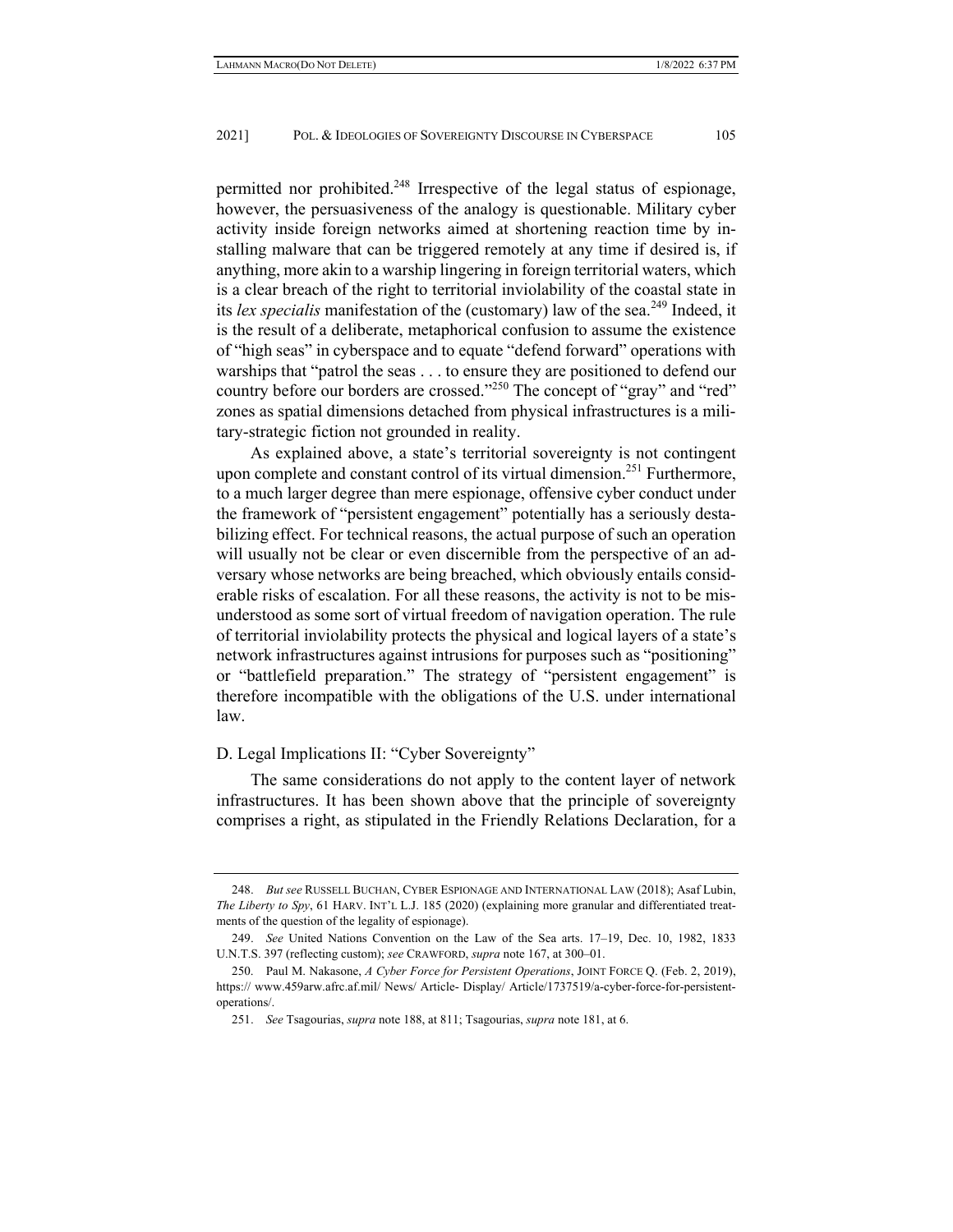permitted nor prohibited.[248] Irrespective of the legal status of espionage, however, the persuasiveness of the analogy is questionable. Military cyber activity inside foreign networks aimed at shortening reaction time by installing malware that can be triggered remotely at any time if desired is, if anything, more akin to a warship lingering in foreign territorial waters, which is a clear breach of the right to territorial inviolability of the coastal state in its *lex specialis* manifestation of the (customary) law of the sea.[249] Indeed, it is the result of a deliberate, metaphorical confusion to assume the existence of "high seas" in cyberspace and to equate "defend forward" operations with warships that "patrol the seas . . . to ensure they are positioned to defend our country before our borders are crossed."[250] The concept of "gray" and "red" zones as spatial dimensions detached from physical infrastructures is a military-strategic fiction not grounded in reality.

As explained above, a state's territorial sovereignty is not contingent upon complete and constant control of its virtual dimension.[251] Furthermore, to a much larger degree than mere espionage, offensive cyber conduct under the framework of "persistent engagement" potentially has a seriously destabilizing effect. For technical reasons, the actual purpose of such an operation will usually not be clear or even discernible from the perspective of an adversary whose networks are being breached, which obviously entails considerable risks of escalation. For all these reasons, the activity is not to be misunderstood as some sort of virtual freedom of navigation operation. The rule of territorial inviolability protects the physical and logical layers of a state's network infrastructures against intrusions for purposes such as "positioning" or "battlefield preparation." The strategy of "persistent engagement" is therefore incompatible with the obligations of the U.S. under international law.

### D. Legal Implications II: "Cyber Sovereignty"

The same considerations do not apply to the content layer of network infrastructures. It has been shown above that the principle of sovereignty comprises a right, as stipulated in the Friendly Relations Declaration, for a

---

248. *But see* RUSSELL BUCHAN, CYBER ESPIONAGE AND INTERNATIONAL LAW (2018); Asaf Lubin, *The Liberty to Spy*, 61 HARV. INT'L L.J. 185 (2020) (explaining more granular and differentiated treatments of the question of the legality of espionage).

249. *See* United Nations Convention on the Law of the Sea arts. 17–19, Dec. 10, 1982, 1833 U.N.T.S. 397 (reflecting custom); *see* CRAWFORD, *supra* note 167, at 300–01.

250. Paul M. Nakasone, *A Cyber Force for Persistent Operations*, JOINT FORCE Q. (Feb. 2, 2019), https:// www.459arw.afrc.af.mil/ News/ Article- Display/ Article/1737519/a-cyber-force-for-persistent-operations/.

251. *See* Tsagourias, *supra* note 188, at 811; Tsagourias, *supra* note 181, at 6.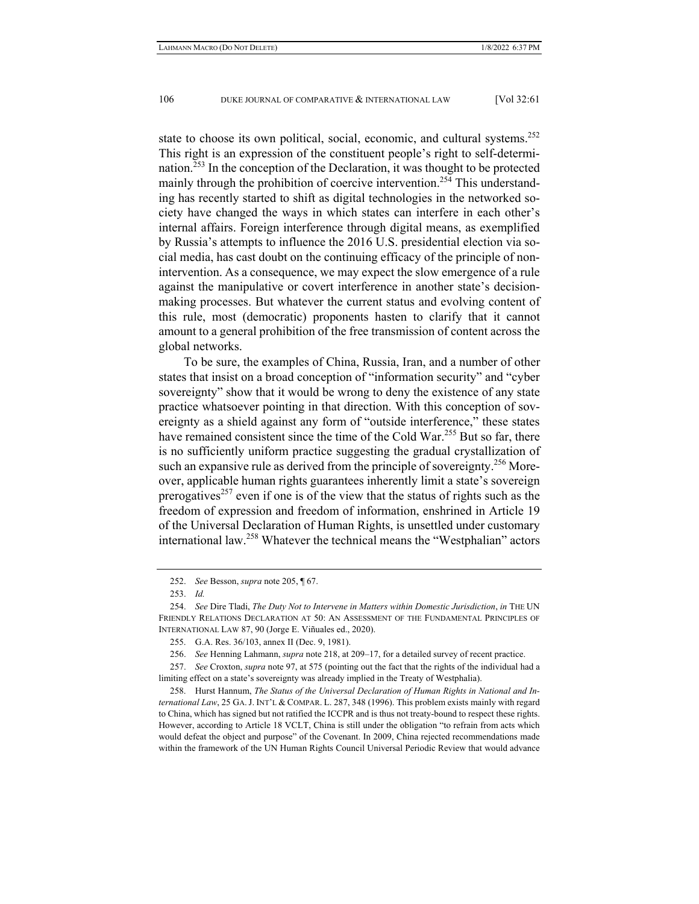state to choose its own political, social, economic, and cultural systems.[252] This right is an expression of the constituent people's right to self-determination.[253] In the conception of the Declaration, it was thought to be protected mainly through the prohibition of coercive intervention.[254] This understanding has recently started to shift as digital technologies in the networked society have changed the ways in which states can interfere in each other's internal affairs. Foreign interference through digital means, as exemplified by Russia's attempts to influence the 2016 U.S. presidential election via social media, has cast doubt on the continuing efficacy of the principle of non-intervention. As a consequence, we may expect the slow emergence of a rule against the manipulative or covert interference in another state's decision-making processes. But whatever the current status and evolving content of this rule, most (democratic) proponents hasten to clarify that it cannot amount to a general prohibition of the free transmission of content across the global networks.

To be sure, the examples of China, Russia, Iran, and a number of other states that insist on a broad conception of "information security" and "cyber sovereignty" show that it would be wrong to deny the existence of any state practice whatsoever pointing in that direction. With this conception of sovereignty as a shield against any form of "outside interference," these states have remained consistent since the time of the Cold War.[255] But so far, there is no sufficiently uniform practice suggesting the gradual crystallization of such an expansive rule as derived from the principle of sovereignty.[256] Moreover, applicable human rights guarantees inherently limit a state's sovereign prerogatives[257] even if one is of the view that the status of rights such as the freedom of expression and freedom of information, enshrined in Article 19 of the Universal Declaration of Human Rights, is unsettled under customary international law.[258] Whatever the technical means the "Westphalian" actors

---

252. *See* Besson, *supra* note 205, ¶ 67.

253. *Id.*

254. *See* Dire Tladi, *The Duty Not to Intervene in Matters within Domestic Jurisdiction*, *in* THE UN FRIENDLY RELATIONS DECLARATION AT 50: AN ASSESSMENT OF THE FUNDAMENTAL PRINCIPLES OF INTERNATIONAL LAW 87, 90 (Jorge E. Viñuales ed., 2020).

255. G.A. Res. 36/103, annex II (Dec. 9, 1981).

256. *See* Henning Lahmann, *supra* note 218, at 209–17, for a detailed survey of recent practice.

257. *See* Croxton, *supra* note 97, at 575 (pointing out the fact that the rights of the individual had a limiting effect on a state's sovereignty was already implied in the Treaty of Westphalia).

258. Hurst Hannum, *The Status of the Universal Declaration of Human Rights in National and International Law*, 25 GA. J. INT'L & COMPAR. L. 287, 348 (1996). This problem exists mainly with regard to China, which has signed but not ratified the ICCPR and is thus not treaty-bound to respect these rights. However, according to Article 18 VCLT, China is still under the obligation "to refrain from acts which would defeat the object and purpose" of the Covenant. In 2009, China rejected recommendations made within the framework of the UN Human Rights Council Universal Periodic Review that would advance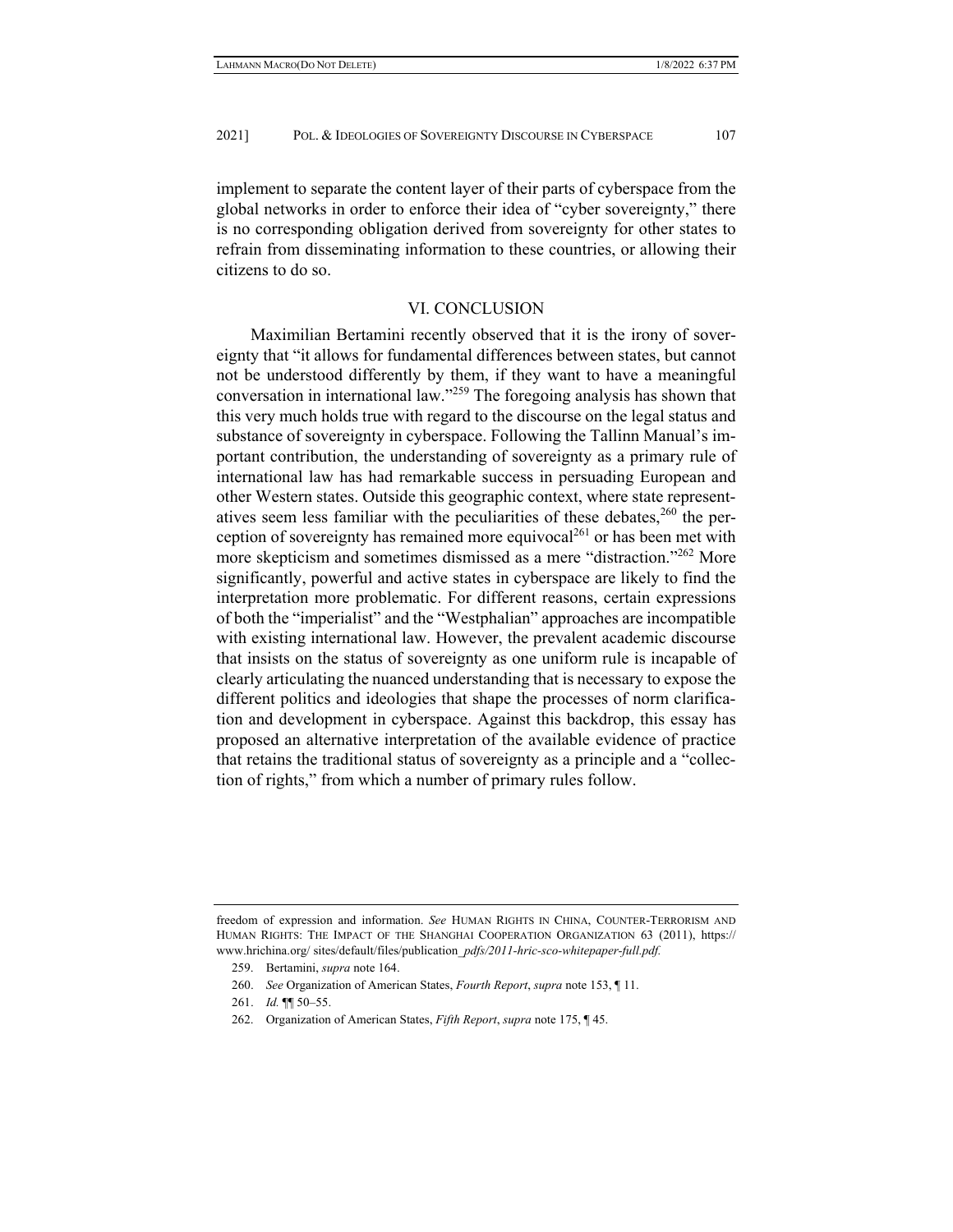implement to separate the content layer of their parts of cyberspace from the global networks in order to enforce their idea of "cyber sovereignty," there is no corresponding obligation derived from sovereignty for other states to refrain from disseminating information to these countries, or allowing their citizens to do so.

## VI. CONCLUSION

Maximilian Bertamini recently observed that it is the irony of sovereignty that "it allows for fundamental differences between states, but cannot not be understood differently by them, if they want to have a meaningful conversation in international law."[259] The foregoing analysis has shown that this very much holds true with regard to the discourse on the legal status and substance of sovereignty in cyberspace. Following the Tallinn Manual's important contribution, the understanding of sovereignty as a primary rule of international law has had remarkable success in persuading European and other Western states. Outside this geographic context, where state representatives seem less familiar with the peculiarities of these debates,[260] the perception of sovereignty has remained more equivocal[261] or has been met with more skepticism and sometimes dismissed as a mere "distraction."[262] More significantly, powerful and active states in cyberspace are likely to find the interpretation more problematic. For different reasons, certain expressions of both the "imperialist" and the "Westphalian" approaches are incompatible with existing international law. However, the prevalent academic discourse that insists on the status of sovereignty as one uniform rule is incapable of clearly articulating the nuanced understanding that is necessary to expose the different politics and ideologies that shape the processes of norm clarification and development in cyberspace. Against this backdrop, this essay has proposed an alternative interpretation of the available evidence of practice that retains the traditional status of sovereignty as a principle and a "collection of rights," from which a number of primary rules follow.

---

freedom of expression and information. *See* HUMAN RIGHTS IN CHINA, COUNTER-TERRORISM AND HUMAN RIGHTS: THE IMPACT OF THE SHANGHAI COOPERATION ORGANIZATION 63 (2011), https://www.hrichina.org/ sites/default/files/publication_*pdfs/2011-hric-sco-whitepaper-full.pdf.*

259. Bertamini, *supra* note 164.

260. *See* Organization of American States, *Fourth Report*, *supra* note 153, ¶ 11.

261. *Id.* ¶¶ 50–55.

262. Organization of American States, *Fifth Report*, *supra* note 175, ¶ 45.